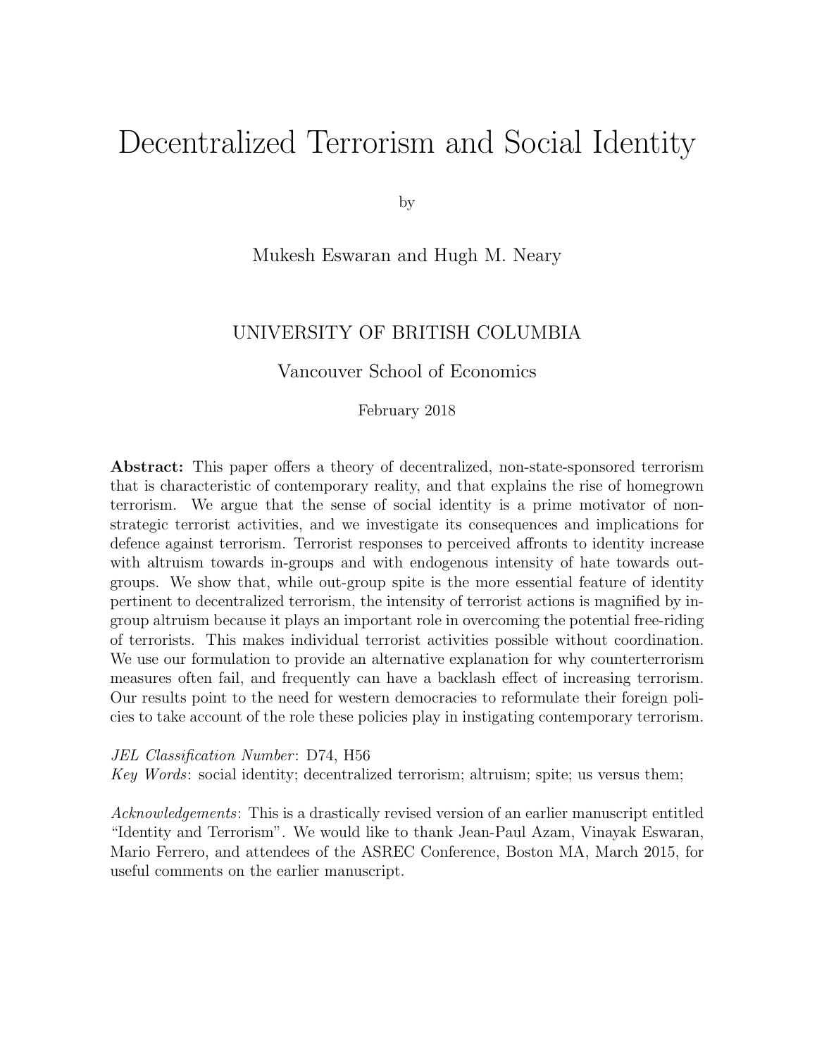# Decentralized Terrorism and Social Identity

by

Mukesh Eswaran and Hugh M. Neary

UNIVERSITY OF BRITISH COLUMBIA

Vancouver School of Economics

February 2018

**Abstract:** This paper offers a theory of decentralized, non-state-sponsored terrorism that is characteristic of contemporary reality, and that explains the rise of homegrown terrorism. We argue that the sense of social identity is a prime motivator of non-strategic terrorist activities, and we investigate its consequences and implications for defence against terrorism. Terrorist responses to perceived affronts to identity increase with altruism towards in-groups and with endogenous intensity of hate towards out-groups. We show that, while out-group spite is the more essential feature of identity pertinent to decentralized terrorism, the intensity of terrorist actions is magnified by in-group altruism because it plays an important role in overcoming the potential free-riding of terrorists. This makes individual terrorist activities possible without coordination. We use our formulation to provide an alternative explanation for why counterterrorism measures often fail, and frequently can have a backlash effect of increasing terrorism. Our results point to the need for western democracies to reformulate their foreign policies to take account of the role these policies play in instigating contemporary terrorism.

*JEL Classification Number*: D74, H56
*Key Words*: social identity; decentralized terrorism; altruism; spite; us versus them;

*Acknowledgements*: This is a drastically revised version of an earlier manuscript entitled "Identity and Terrorism". We would like to thank Jean-Paul Azam, Vinayak Eswaran, Mario Ferrero, and attendees of the ASREC Conference, Boston MA, March 2015, for useful comments on the earlier manuscript.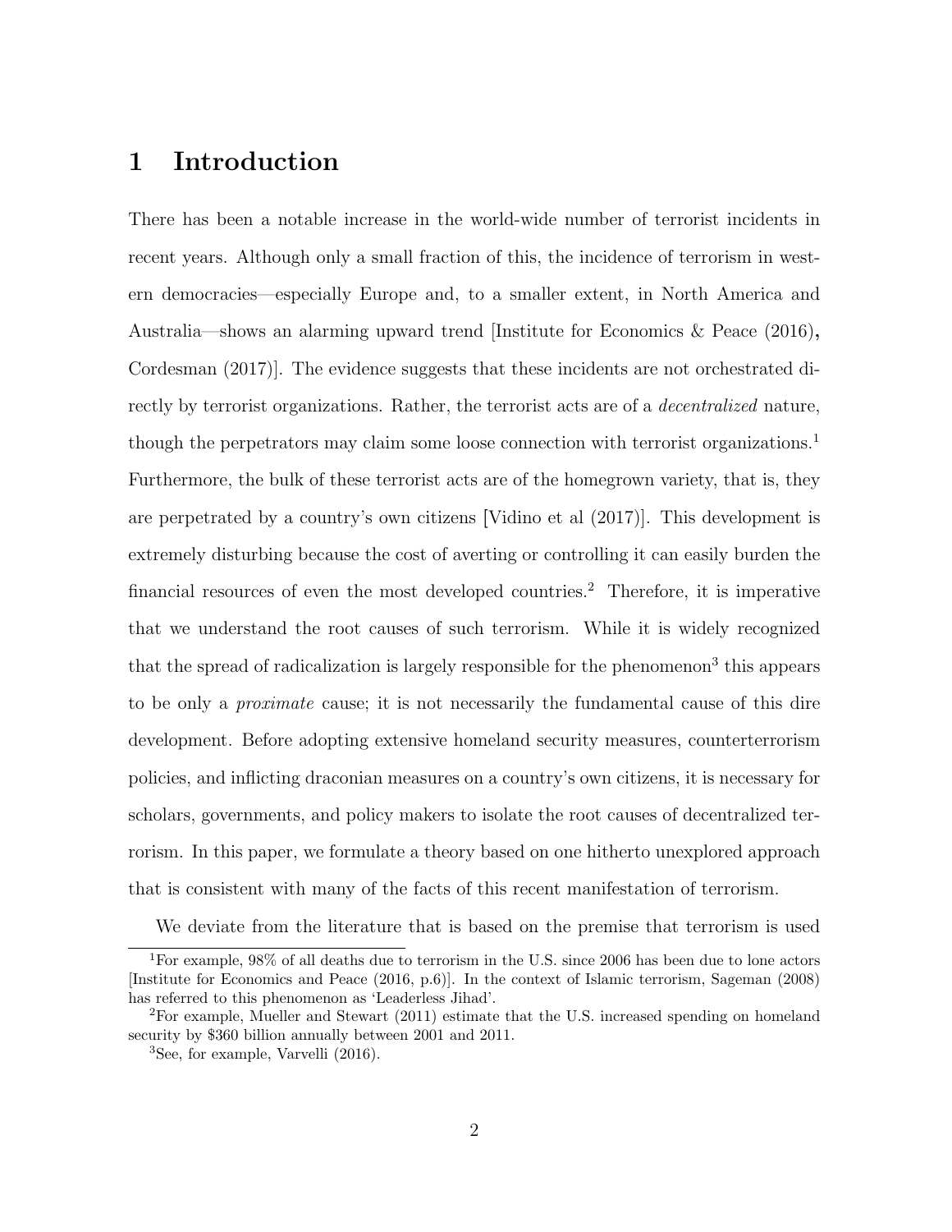# 1 Introduction

There has been a notable increase in the world-wide number of terrorist incidents in recent years. Although only a small fraction of this, the incidence of terrorism in western democracies—especially Europe and, to a smaller extent, in North America and Australia—shows an alarming upward trend [Institute for Economics & Peace (2016), Cordesman (2017)]. The evidence suggests that these incidents are not orchestrated directly by terrorist organizations. Rather, the terrorist acts are of a *decentralized* nature, though the perpetrators may claim some loose connection with terrorist organizations.[1] Furthermore, the bulk of these terrorist acts are of the homegrown variety, that is, they are perpetrated by a country's own citizens [Vidino et al (2017)]. This development is extremely disturbing because the cost of averting or controlling it can easily burden the financial resources of even the most developed countries.[2] Therefore, it is imperative that we understand the root causes of such terrorism. While it is widely recognized that the spread of radicalization is largely responsible for the phenomenon[3] this appears to be only a *proximate* cause; it is not necessarily the fundamental cause of this dire development. Before adopting extensive homeland security measures, counterterrorism policies, and inflicting draconian measures on a country's own citizens, it is necessary for scholars, governments, and policy makers to isolate the root causes of decentralized terrorism. In this paper, we formulate a theory based on one hitherto unexplored approach that is consistent with many of the facts of this recent manifestation of terrorism.

We deviate from the literature that is based on the premise that terrorism is used

---

[1] For example, 98% of all deaths due to terrorism in the U.S. since 2006 has been due to lone actors [Institute for Economics and Peace (2016, p.6)]. In the context of Islamic terrorism, Sageman (2008) has referred to this phenomenon as 'Leaderless Jihad'.

[2] For example, Mueller and Stewart (2011) estimate that the U.S. increased spending on homeland security by $360 billion annually between 2001 and 2011.

[3] See, for example, Varvelli (2016).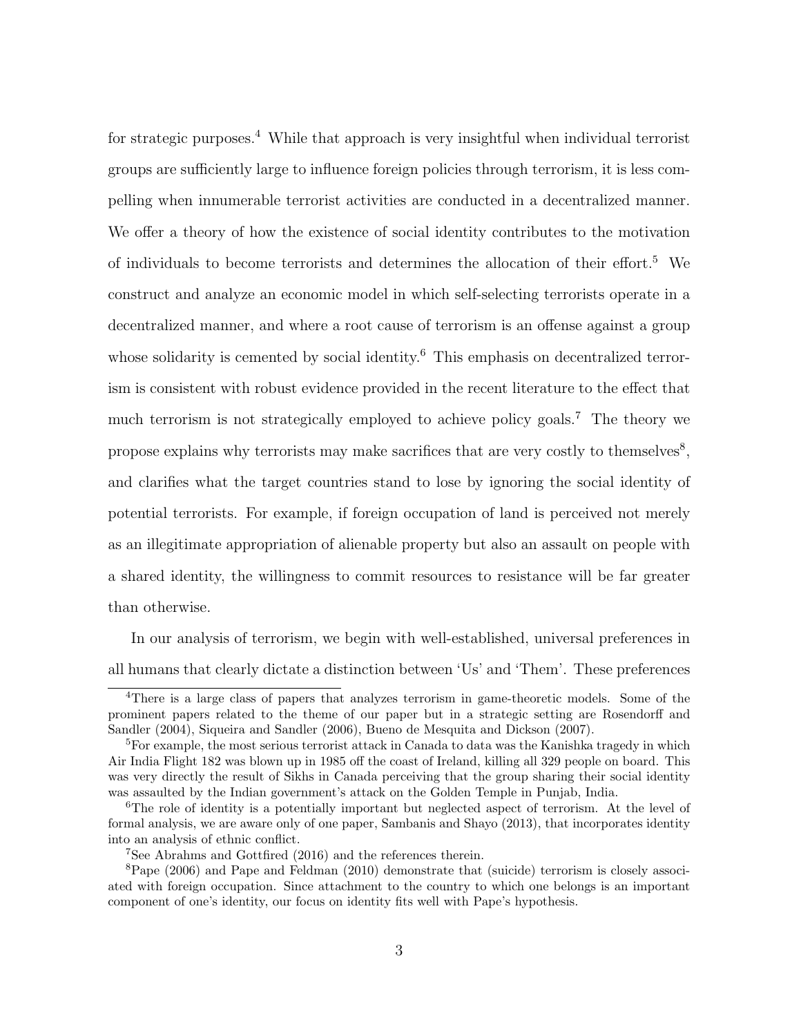for strategic purposes.[4] While that approach is very insightful when individual terrorist groups are sufficiently large to influence foreign policies through terrorism, it is less compelling when innumerable terrorist activities are conducted in a decentralized manner. We offer a theory of how the existence of social identity contributes to the motivation of individuals to become terrorists and determines the allocation of their effort.[5] We construct and analyze an economic model in which self-selecting terrorists operate in a decentralized manner, and where a root cause of terrorism is an offense against a group whose solidarity is cemented by social identity.[6] This emphasis on decentralized terrorism is consistent with robust evidence provided in the recent literature to the effect that much terrorism is not strategically employed to achieve policy goals.[7] The theory we propose explains why terrorists may make sacrifices that are very costly to themselves[8], and clarifies what the target countries stand to lose by ignoring the social identity of potential terrorists. For example, if foreign occupation of land is perceived not merely as an illegitimate appropriation of alienable property but also an assault on people with a shared identity, the willingness to commit resources to resistance will be far greater than otherwise.

In our analysis of terrorism, we begin with well-established, universal preferences in all humans that clearly dictate a distinction between 'Us' and 'Them'. These preferences

---

[4] There is a large class of papers that analyzes terrorism in game-theoretic models. Some of the prominent papers related to the theme of our paper but in a strategic setting are Rosendorff and Sandler (2004), Siqueira and Sandler (2006), Bueno de Mesquita and Dickson (2007).

[5] For example, the most serious terrorist attack in Canada to data was the Kanishka tragedy in which Air India Flight 182 was blown up in 1985 off the coast of Ireland, killing all 329 people on board. This was very directly the result of Sikhs in Canada perceiving that the group sharing their social identity was assaulted by the Indian government's attack on the Golden Temple in Punjab, India.

[6] The role of identity is a potentially important but neglected aspect of terrorism. At the level of formal analysis, we are aware only of one paper, Sambanis and Shayo (2013), that incorporates identity into an analysis of ethnic conflict.

[7] See Abrahms and Gottfired (2016) and the references therein.

[8] Pape (2006) and Pape and Feldman (2010) demonstrate that (suicide) terrorism is closely associated with foreign occupation. Since attachment to the country to which one belongs is an important component of one's identity, our focus on identity fits well with Pape's hypothesis.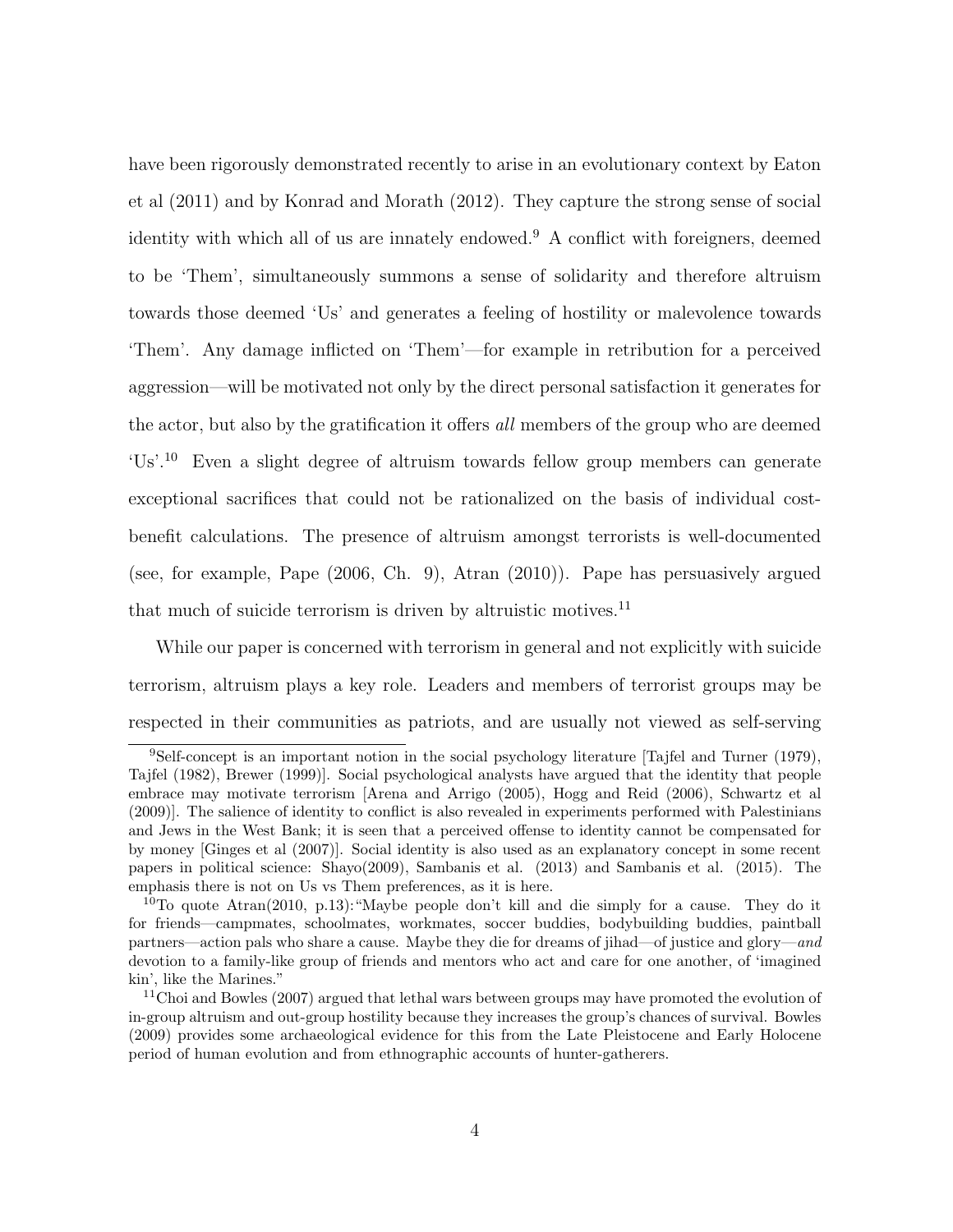have been rigorously demonstrated recently to arise in an evolutionary context by Eaton et al (2011) and by Konrad and Morath (2012). They capture the strong sense of social identity with which all of us are innately endowed.[9] A conflict with foreigners, deemed to be 'Them', simultaneously summons a sense of solidarity and therefore altruism towards those deemed 'Us' and generates a feeling of hostility or malevolence towards 'Them'. Any damage inflicted on 'Them'—for example in retribution for a perceived aggression—will be motivated not only by the direct personal satisfaction it generates for the actor, but also by the gratification it offers *all* members of the group who are deemed 'Us'.[10] Even a slight degree of altruism towards fellow group members can generate exceptional sacrifices that could not be rationalized on the basis of individual cost-benefit calculations. The presence of altruism amongst terrorists is well-documented (see, for example, Pape (2006, Ch. 9), Atran (2010)). Pape has persuasively argued that much of suicide terrorism is driven by altruistic motives.[11]

While our paper is concerned with terrorism in general and not explicitly with suicide terrorism, altruism plays a key role. Leaders and members of terrorist groups may be respected in their communities as patriots, and are usually not viewed as self-serving

---

[9]Self-concept is an important notion in the social psychology literature [Tajfel and Turner (1979), Tajfel (1982), Brewer (1999)]. Social psychological analysts have argued that the identity that people embrace may motivate terrorism [Arena and Arrigo (2005), Hogg and Reid (2006), Schwartz et al (2009)]. The salience of identity to conflict is also revealed in experiments performed with Palestinians and Jews in the West Bank; it is seen that a perceived offense to identity cannot be compensated for by money [Ginges et al (2007)]. Social identity is also used as an explanatory concept in some recent papers in political science: Shayo(2009), Sambanis et al. (2013) and Sambanis et al. (2015). The emphasis there is not on Us vs Them preferences, as it is here.

[10]To quote Atran(2010, p.13):"Maybe people don't kill and die simply for a cause. They do it for friends—campmates, schoolmates, workmates, soccer buddies, bodybuilding buddies, paintball partners—action pals who share a cause. Maybe they die for dreams of jihad—of justice and glory—*and* devotion to a family-like group of friends and mentors who act and care for one another, of 'imagined kin', like the Marines."

[11]Choi and Bowles (2007) argued that lethal wars between groups may have promoted the evolution of in-group altruism and out-group hostility because they increases the group's chances of survival. Bowles (2009) provides some archaeological evidence for this from the Late Pleistocene and Early Holocene period of human evolution and from ethnographic accounts of hunter-gatherers.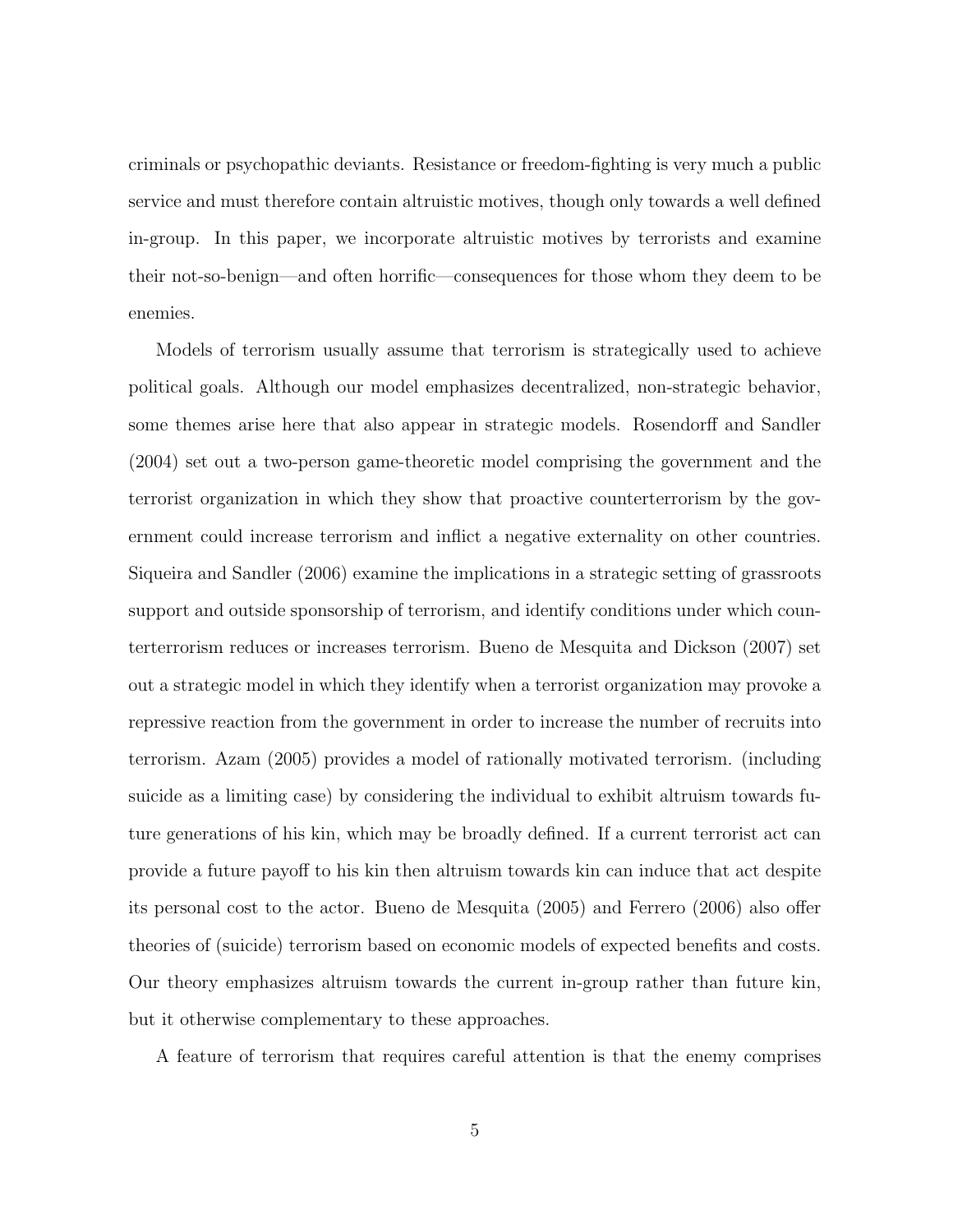criminals or psychopathic deviants. Resistance or freedom-fighting is very much a public service and must therefore contain altruistic motives, though only towards a well defined in-group. In this paper, we incorporate altruistic motives by terrorists and examine their not-so-benign—and often horrific—consequences for those whom they deem to be enemies.

Models of terrorism usually assume that terrorism is strategically used to achieve political goals. Although our model emphasizes decentralized, non-strategic behavior, some themes arise here that also appear in strategic models. Rosendorff and Sandler (2004) set out a two-person game-theoretic model comprising the government and the terrorist organization in which they show that proactive counterterrorism by the government could increase terrorism and inflict a negative externality on other countries. Siqueira and Sandler (2006) examine the implications in a strategic setting of grassroots support and outside sponsorship of terrorism, and identify conditions under which counterterrorism reduces or increases terrorism. Bueno de Mesquita and Dickson (2007) set out a strategic model in which they identify when a terrorist organization may provoke a repressive reaction from the government in order to increase the number of recruits into terrorism. Azam (2005) provides a model of rationally motivated terrorism. (including suicide as a limiting case) by considering the individual to exhibit altruism towards future generations of his kin, which may be broadly defined. If a current terrorist act can provide a future payoff to his kin then altruism towards kin can induce that act despite its personal cost to the actor. Bueno de Mesquita (2005) and Ferrero (2006) also offer theories of (suicide) terrorism based on economic models of expected benefits and costs. Our theory emphasizes altruism towards the current in-group rather than future kin, but it otherwise complementary to these approaches.

A feature of terrorism that requires careful attention is that the enemy comprises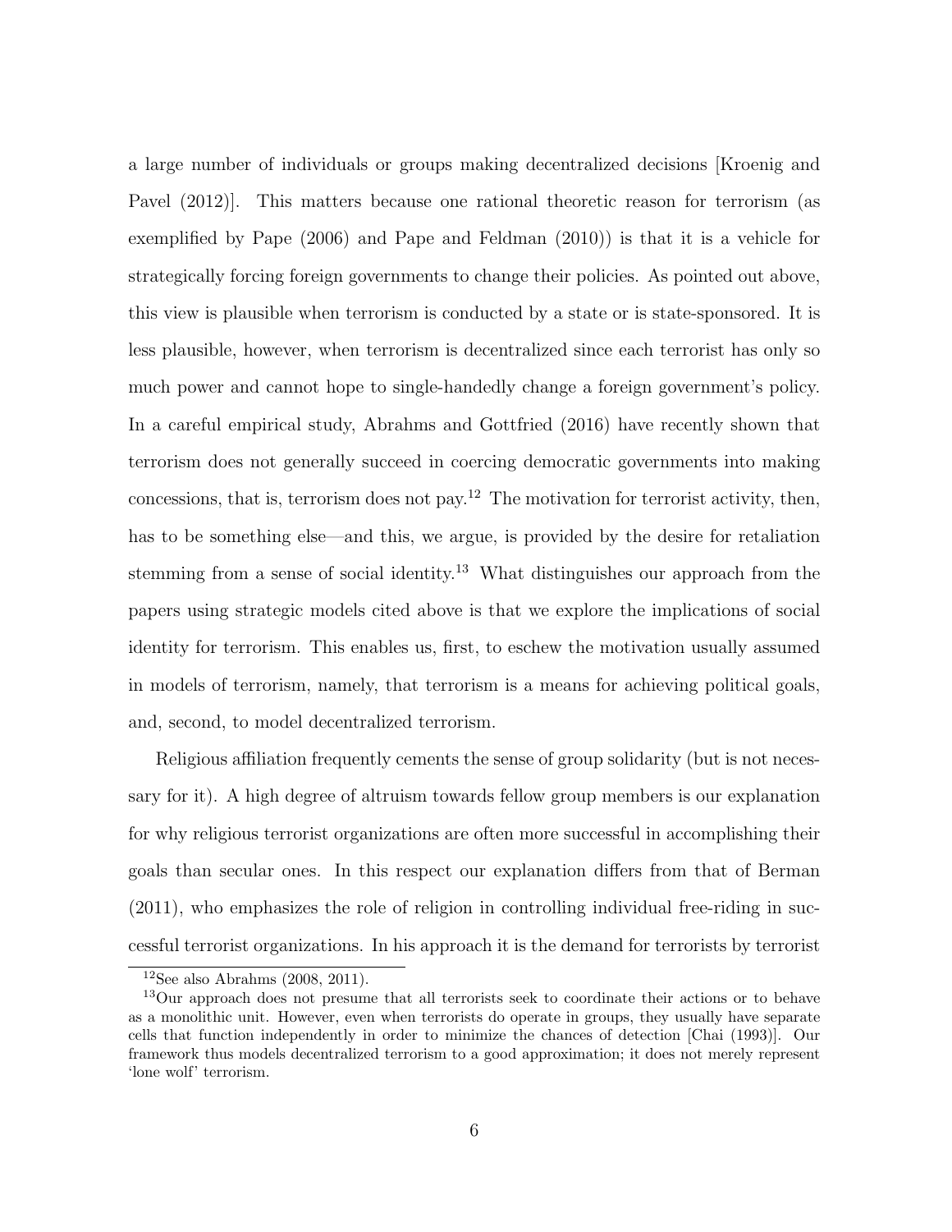a large number of individuals or groups making decentralized decisions [Kroenig and Pavel (2012)]. This matters because one rational theoretic reason for terrorism (as exemplified by Pape (2006) and Pape and Feldman (2010)) is that it is a vehicle for strategically forcing foreign governments to change their policies. As pointed out above, this view is plausible when terrorism is conducted by a state or is state-sponsored. It is less plausible, however, when terrorism is decentralized since each terrorist has only so much power and cannot hope to single-handedly change a foreign government's policy. In a careful empirical study, Abrahms and Gottfried (2016) have recently shown that terrorism does not generally succeed in coercing democratic governments into making concessions, that is, terrorism does not pay.[12] The motivation for terrorist activity, then, has to be something else—and this, we argue, is provided by the desire for retaliation stemming from a sense of social identity.[13] What distinguishes our approach from the papers using strategic models cited above is that we explore the implications of social identity for terrorism. This enables us, first, to eschew the motivation usually assumed in models of terrorism, namely, that terrorism is a means for achieving political goals, and, second, to model decentralized terrorism.

Religious affiliation frequently cements the sense of group solidarity (but is not necessary for it). A high degree of altruism towards fellow group members is our explanation for why religious terrorist organizations are often more successful in accomplishing their goals than secular ones. In this respect our explanation differs from that of Berman (2011), who emphasizes the role of religion in controlling individual free-riding in successful terrorist organizations. In his approach it is the demand for terrorists by terrorist

[12] See also Abrahms (2008, 2011).

[13] Our approach does not presume that all terrorists seek to coordinate their actions or to behave as a monolithic unit. However, even when terrorists do operate in groups, they usually have separate cells that function independently in order to minimize the chances of detection [Chai (1993)]. Our framework thus models decentralized terrorism to a good approximation; it does not merely represent 'lone wolf' terrorism.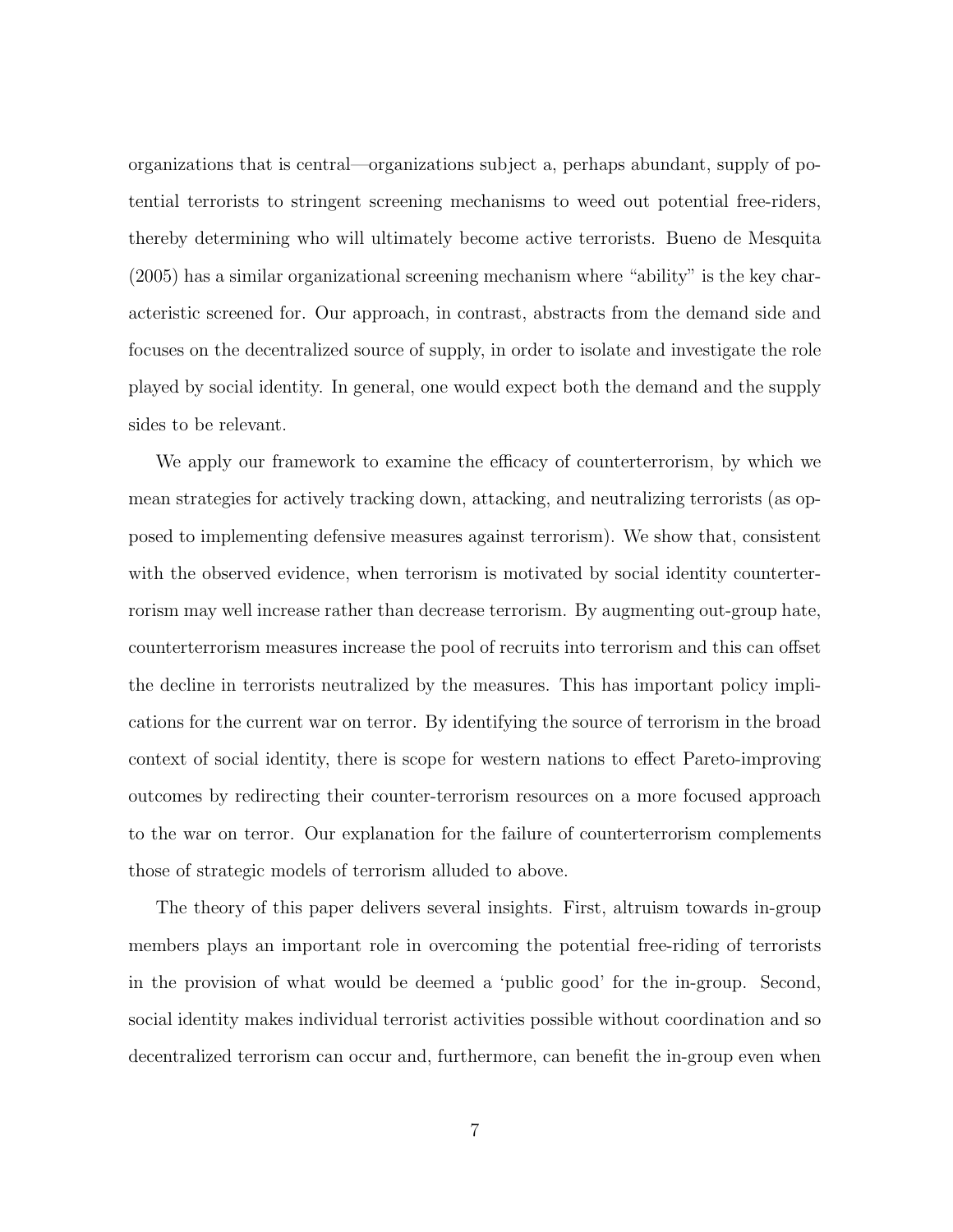organizations that is central—organizations subject a, perhaps abundant, supply of potential terrorists to stringent screening mechanisms to weed out potential free-riders, thereby determining who will ultimately become active terrorists. Bueno de Mesquita (2005) has a similar organizational screening mechanism where "ability" is the key characteristic screened for. Our approach, in contrast, abstracts from the demand side and focuses on the decentralized source of supply, in order to isolate and investigate the role played by social identity. In general, one would expect both the demand and the supply sides to be relevant.

We apply our framework to examine the efficacy of counterterrorism, by which we mean strategies for actively tracking down, attacking, and neutralizing terrorists (as opposed to implementing defensive measures against terrorism). We show that, consistent with the observed evidence, when terrorism is motivated by social identity counterterrorism may well increase rather than decrease terrorism. By augmenting out-group hate, counterterrorism measures increase the pool of recruits into terrorism and this can offset the decline in terrorists neutralized by the measures. This has important policy implications for the current war on terror. By identifying the source of terrorism in the broad context of social identity, there is scope for western nations to effect Pareto-improving outcomes by redirecting their counter-terrorism resources on a more focused approach to the war on terror. Our explanation for the failure of counterterrorism complements those of strategic models of terrorism alluded to above.

The theory of this paper delivers several insights. First, altruism towards in-group members plays an important role in overcoming the potential free-riding of terrorists in the provision of what would be deemed a 'public good' for the in-group. Second, social identity makes individual terrorist activities possible without coordination and so decentralized terrorism can occur and, furthermore, can benefit the in-group even when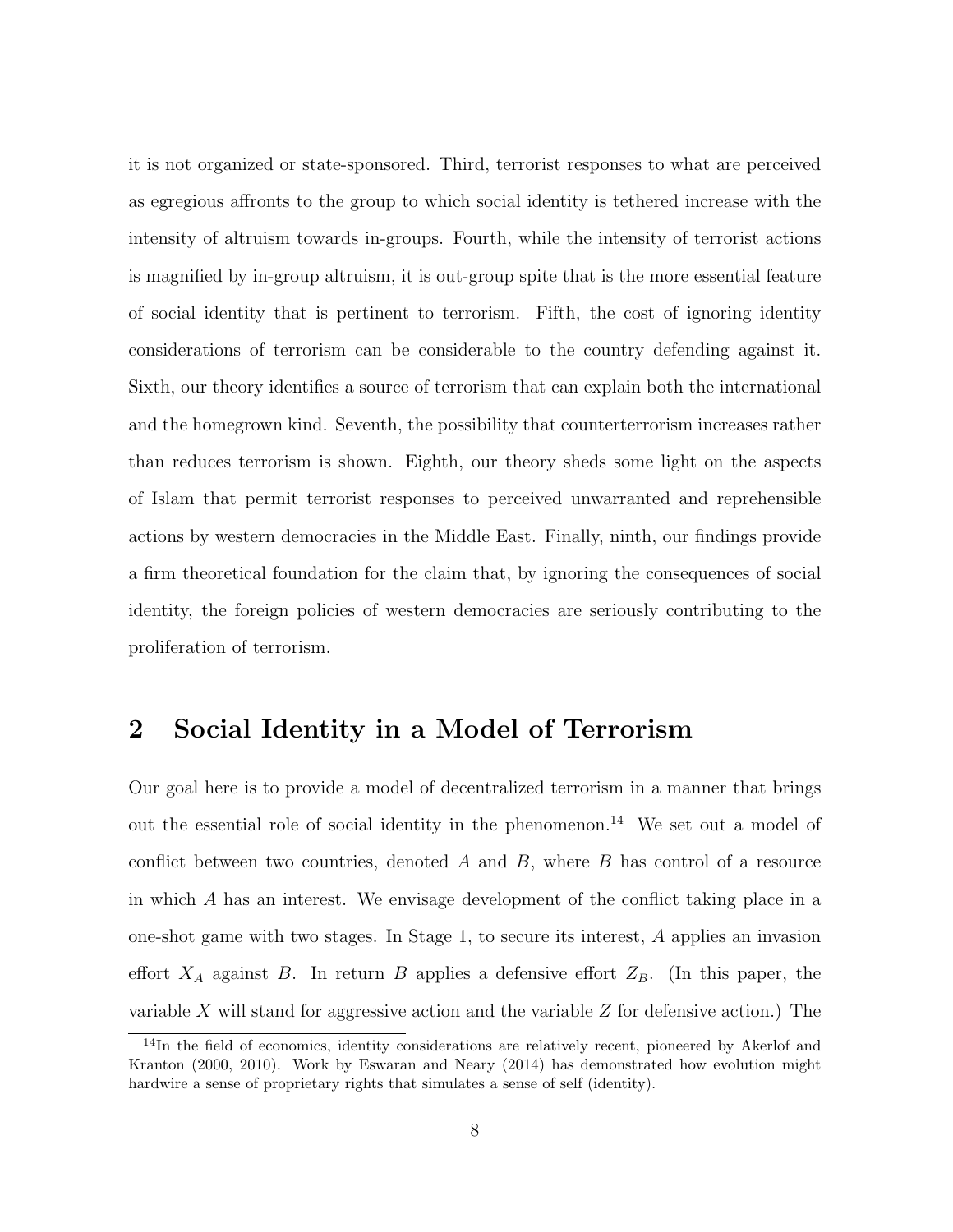it is not organized or state-sponsored. Third, terrorist responses to what are perceived as egregious affronts to the group to which social identity is tethered increase with the intensity of altruism towards in-groups. Fourth, while the intensity of terrorist actions is magnified by in-group altruism, it is out-group spite that is the more essential feature of social identity that is pertinent to terrorism. Fifth, the cost of ignoring identity considerations of terrorism can be considerable to the country defending against it. Sixth, our theory identifies a source of terrorism that can explain both the international and the homegrown kind. Seventh, the possibility that counterterrorism increases rather than reduces terrorism is shown. Eighth, our theory sheds some light on the aspects of Islam that permit terrorist responses to perceived unwarranted and reprehensible actions by western democracies in the Middle East. Finally, ninth, our findings provide a firm theoretical foundation for the claim that, by ignoring the consequences of social identity, the foreign policies of western democracies are seriously contributing to the proliferation of terrorism.

## 2 Social Identity in a Model of Terrorism

Our goal here is to provide a model of decentralized terrorism in a manner that brings out the essential role of social identity in the phenomenon.[14] We set out a model of conflict between two countries, denoted $A$ and $B$, where $B$ has control of a resource in which $A$ has an interest. We envisage development of the conflict taking place in a one-shot game with two stages. In Stage 1, to secure its interest, $A$ applies an invasion effort $X_A$ against $B$. In return $B$ applies a defensive effort $Z_B$. (In this paper, the variable $X$ will stand for aggressive action and the variable $Z$ for defensive action.) The

[14] In the field of economics, identity considerations are relatively recent, pioneered by Akerlof and Kranton (2000, 2010). Work by Eswaran and Neary (2014) has demonstrated how evolution might hardwire a sense of proprietary rights that simulates a sense of self (identity).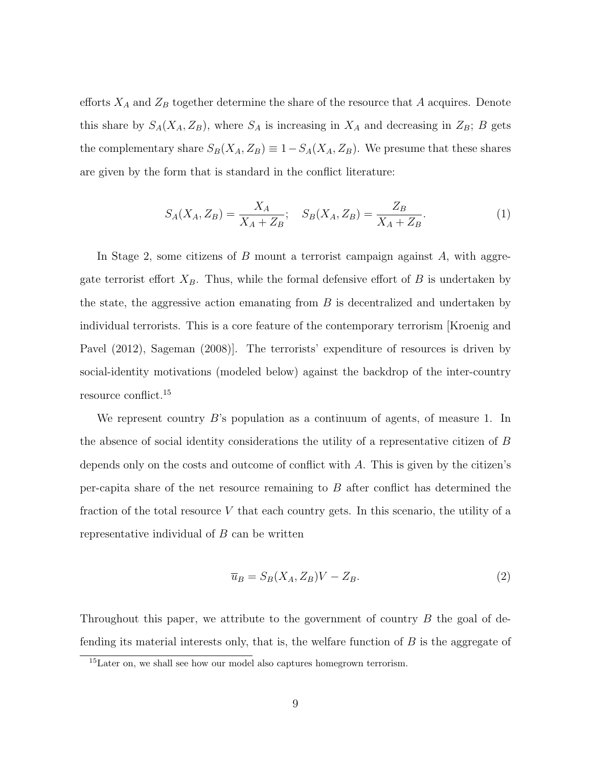efforts $X_A$ and $Z_B$ together determine the share of the resource that $A$ acquires. Denote this share by $S_A(X_A, Z_B)$, where $S_A$ is increasing in $X_A$ and decreasing in $Z_B$; $B$ gets the complementary share $S_B(X_A, Z_B) \equiv 1 - S_A(X_A, Z_B)$. We presume that these shares are given by the form that is standard in the conflict literature:

$$S_A(X_A, Z_B) = \frac{X_A}{X_A + Z_B}; \quad S_B(X_A, Z_B) = \frac{Z_B}{X_A + Z_B}. \tag{1}$$

In Stage 2, some citizens of $B$ mount a terrorist campaign against $A$, with aggregate terrorist effort $X_B$. Thus, while the formal defensive effort of $B$ is undertaken by the state, the aggressive action emanating from $B$ is decentralized and undertaken by individual terrorists. This is a core feature of the contemporary terrorism [Kroenig and Pavel (2012), Sageman (2008)]. The terrorists' expenditure of resources is driven by social-identity motivations (modeled below) against the backdrop of the inter-country resource conflict.[15]

We represent country $B$'s population as a continuum of agents, of measure 1. In the absence of social identity considerations the utility of a representative citizen of $B$ depends only on the costs and outcome of conflict with $A$. This is given by the citizen's per-capita share of the net resource remaining to $B$ after conflict has determined the fraction of the total resource $V$ that each country gets. In this scenario, the utility of a representative individual of $B$ can be written

$$\overline{u}_B = S_B(X_A, Z_B)V - Z_B. \tag{2}$$

Throughout this paper, we attribute to the government of country $B$ the goal of defending its material interests only, that is, the welfare function of $B$ is the aggregate of

[15] Later on, we shall see how our model also captures homegrown terrorism.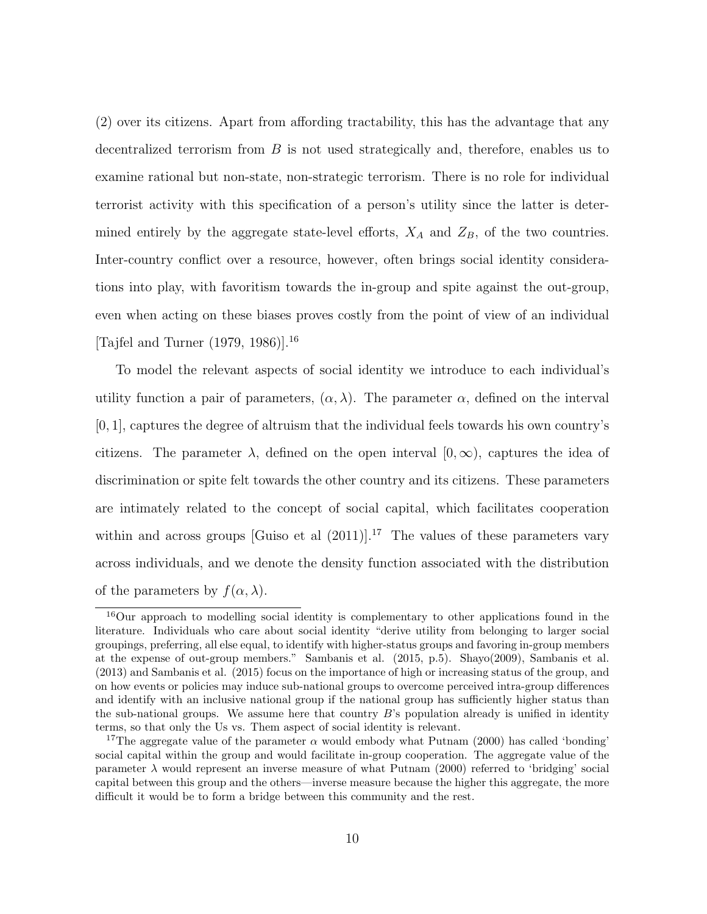(2) over its citizens. Apart from affording tractability, this has the advantage that any decentralized terrorism from $B$ is not used strategically and, therefore, enables us to examine rational but non-state, non-strategic terrorism. There is no role for individual terrorist activity with this specification of a person's utility since the latter is determined entirely by the aggregate state-level efforts, $X_A$ and $Z_B$, of the two countries. Inter-country conflict over a resource, however, often brings social identity considerations into play, with favoritism towards the in-group and spite against the out-group, even when acting on these biases proves costly from the point of view of an individual [Tajfel and Turner (1979, 1986)].[16]

To model the relevant aspects of social identity we introduce to each individual's utility function a pair of parameters, $(\alpha, \lambda)$. The parameter $\alpha$, defined on the interval $[0, 1]$, captures the degree of altruism that the individual feels towards his own country's citizens. The parameter $\lambda$, defined on the open interval $[0, \infty)$, captures the idea of discrimination or spite felt towards the other country and its citizens. These parameters are intimately related to the concept of social capital, which facilitates cooperation within and across groups [Guiso et al (2011)].[17] The values of these parameters vary across individuals, and we denote the density function associated with the distribution of the parameters by $f(\alpha, \lambda)$.

[16] Our approach to modelling social identity is complementary to other applications found in the literature. Individuals who care about social identity "derive utility from belonging to larger social groupings, preferring, all else equal, to identify with higher-status groups and favoring in-group members at the expense of out-group members." Sambanis et al. (2015, p.5). Shayo(2009), Sambanis et al. (2013) and Sambanis et al. (2015) focus on the importance of high or increasing status of the group, and on how events or policies may induce sub-national groups to overcome perceived intra-group differences and identify with an inclusive national group if the national group has sufficiently higher status than the sub-national groups. We assume here that country $B$'s population already is unified in identity terms, so that only the Us vs. Them aspect of social identity is relevant.

[17] The aggregate value of the parameter $\alpha$ would embody what Putnam (2000) has called 'bonding' social capital within the group and would facilitate in-group cooperation. The aggregate value of the parameter $\lambda$ would represent an inverse measure of what Putnam (2000) referred to 'bridging' social capital between this group and the others—inverse measure because the higher this aggregate, the more difficult it would be to form a bridge between this community and the rest.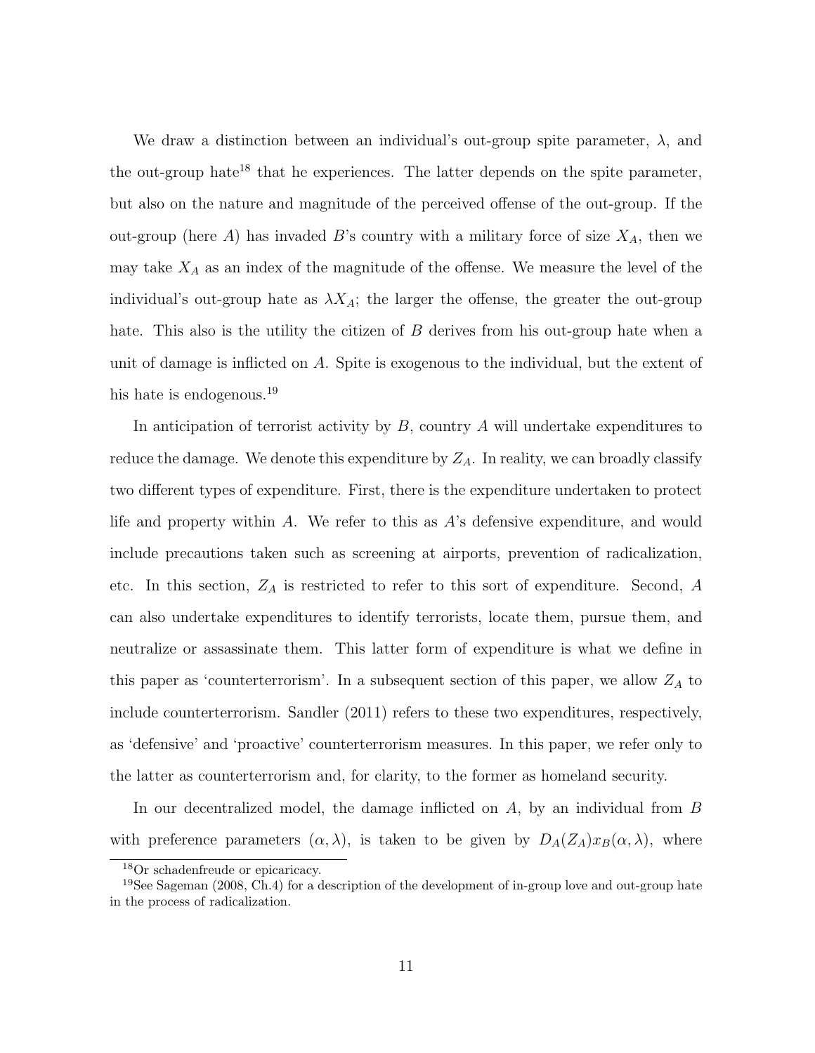We draw a distinction between an individual's out-group spite parameter, $\lambda$, and the out-group hate[18] that he experiences. The latter depends on the spite parameter, but also on the nature and magnitude of the perceived offense of the out-group. If the out-group (here $A$) has invaded $B$'s country with a military force of size $X_A$, then we may take $X_A$ as an index of the magnitude of the offense. We measure the level of the individual's out-group hate as $\lambda X_A$; the larger the offense, the greater the out-group hate. This also is the utility the citizen of $B$ derives from his out-group hate when a unit of damage is inflicted on $A$. Spite is exogenous to the individual, but the extent of his hate is endogenous.[19]

In anticipation of terrorist activity by $B$, country $A$ will undertake expenditures to reduce the damage. We denote this expenditure by $Z_A$. In reality, we can broadly classify two different types of expenditure. First, there is the expenditure undertaken to protect life and property within $A$. We refer to this as $A$'s defensive expenditure, and would include precautions taken such as screening at airports, prevention of radicalization, etc. In this section, $Z_A$ is restricted to refer to this sort of expenditure. Second, $A$ can also undertake expenditures to identify terrorists, locate them, pursue them, and neutralize or assassinate them. This latter form of expenditure is what we define in this paper as 'counterterrorism'. In a subsequent section of this paper, we allow $Z_A$ to include counterterrorism. Sandler (2011) refers to these two expenditures, respectively, as 'defensive' and 'proactive' counterterrorism measures. In this paper, we refer only to the latter as counterterrorism and, for clarity, to the former as homeland security.

In our decentralized model, the damage inflicted on $A$, by an individual from $B$ with preference parameters $(\alpha, \lambda)$, is taken to be given by $D_A(Z_A)x_B(\alpha, \lambda)$, where

[18] Or schadenfreude or epicaricacy.

[19] See Sageman (2008, Ch.4) for a description of the development of in-group love and out-group hate in the process of radicalization.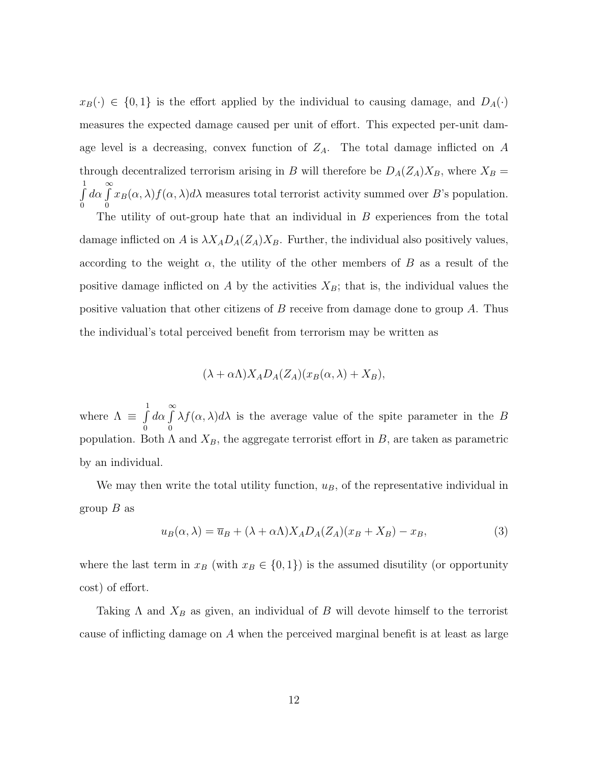$x_B(\cdot) \in \{0, 1\}$ is the effort applied by the individual to causing damage, and $D_A(\cdot)$ measures the expected damage caused per unit of effort. This expected per-unit damage level is a decreasing, convex function of $Z_A$. The total damage inflicted on $A$ through decentralized terrorism arising in $B$ will therefore be $D_A(Z_A)X_B$, where $X_B = \int_0^1 d\alpha \int_0^\infty x_B(\alpha, \lambda) f(\alpha, \lambda) d\lambda$ measures total terrorist activity summed over $B$'s population.

The utility of out-group hate that an individual in $B$ experiences from the total damage inflicted on $A$ is $\lambda X_A D_A(Z_A) X_B$. Further, the individual also positively values, according to the weight $\alpha$, the utility of the other members of $B$ as a result of the positive damage inflicted on $A$ by the activities $X_B$; that is, the individual values the positive valuation that other citizens of $B$ receive from damage done to group $A$. Thus the individual's total perceived benefit from terrorism may be written as

$$(\lambda + \alpha\Lambda) X_A D_A(Z_A)(x_B(\alpha, \lambda) + X_B),$$

where $\Lambda \equiv \int_0^1 d\alpha \int_0^\infty \lambda f(\alpha, \lambda) d\lambda$ is the average value of the spite parameter in the $B$ population. Both $\Lambda$ and $X_B$, the aggregate terrorist effort in $B$, are taken as parametric by an individual.

We may then write the total utility function, $u_B$, of the representative individual in group $B$ as

$$u_B(\alpha, \lambda) = \overline{u}_B + (\lambda + \alpha\Lambda) X_A D_A(Z_A)(x_B + X_B) - x_B, \tag{3}$$

where the last term in $x_B$ (with $x_B \in \{0, 1\}$) is the assumed disutility (or opportunity cost) of effort.

Taking $\Lambda$ and $X_B$ as given, an individual of $B$ will devote himself to the terrorist cause of inflicting damage on $A$ when the perceived marginal benefit is at least as large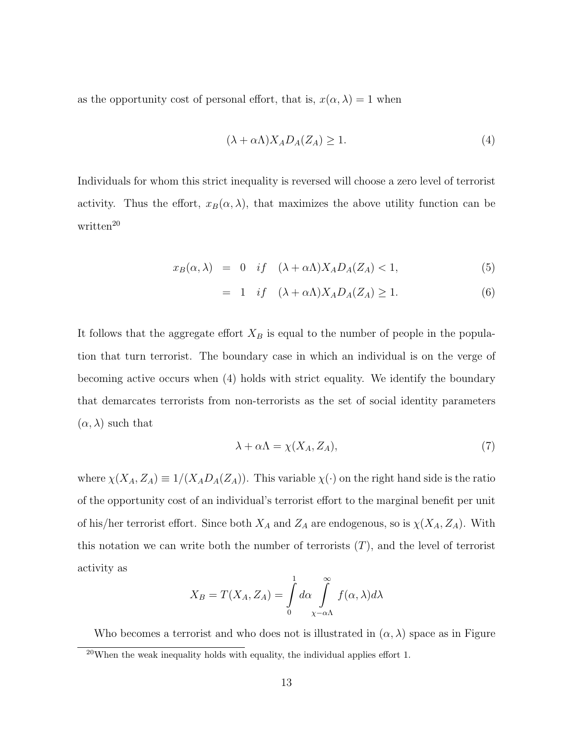as the opportunity cost of personal effort, that is, $x(\alpha, \lambda) = 1$ when

$$(\lambda + \alpha\Lambda)X_A D_A(Z_A) \geq 1. \tag{4}$$

Individuals for whom this strict inequality is reversed will choose a zero level of terrorist activity. Thus the effort, $x_B(\alpha, \lambda)$, that maximizes the above utility function can be written[20]

$$\begin{aligned} x_B(\alpha, \lambda) &= 0 \quad if \quad (\lambda + \alpha\Lambda)X_A D_A(Z_A) < 1, & (5) \\ &= 1 \quad if \quad (\lambda + \alpha\Lambda)X_A D_A(Z_A) \geq 1. & (6) \end{aligned}$$

It follows that the aggregate effort $X_B$ is equal to the number of people in the population that turn terrorist. The boundary case in which an individual is on the verge of becoming active occurs when (4) holds with strict equality. We identify the boundary that demarcates terrorists from non-terrorists as the set of social identity parameters $(\alpha, \lambda)$ such that

$$\lambda + \alpha\Lambda = \chi(X_A, Z_A), \tag{7}$$

where $\chi(X_A, Z_A) \equiv 1/(X_A D_A(Z_A))$. This variable $\chi(\cdot)$ on the right hand side is the ratio of the opportunity cost of an individual's terrorist effort to the marginal benefit per unit of his/her terrorist effort. Since both $X_A$ and $Z_A$ are endogenous, so is $\chi(X_A, Z_A)$. With this notation we can write both the number of terrorists ($T$), and the level of terrorist activity as

$$X_B = T(X_A, Z_A) = \int_0^1 d\alpha \int_{\chi - \alpha\Lambda}^{\infty} f(\alpha, \lambda) d\lambda$$

Who becomes a terrorist and who does not is illustrated in $(\alpha, \lambda)$ space as in Figure

[20] When the weak inequality holds with equality, the individual applies effort 1.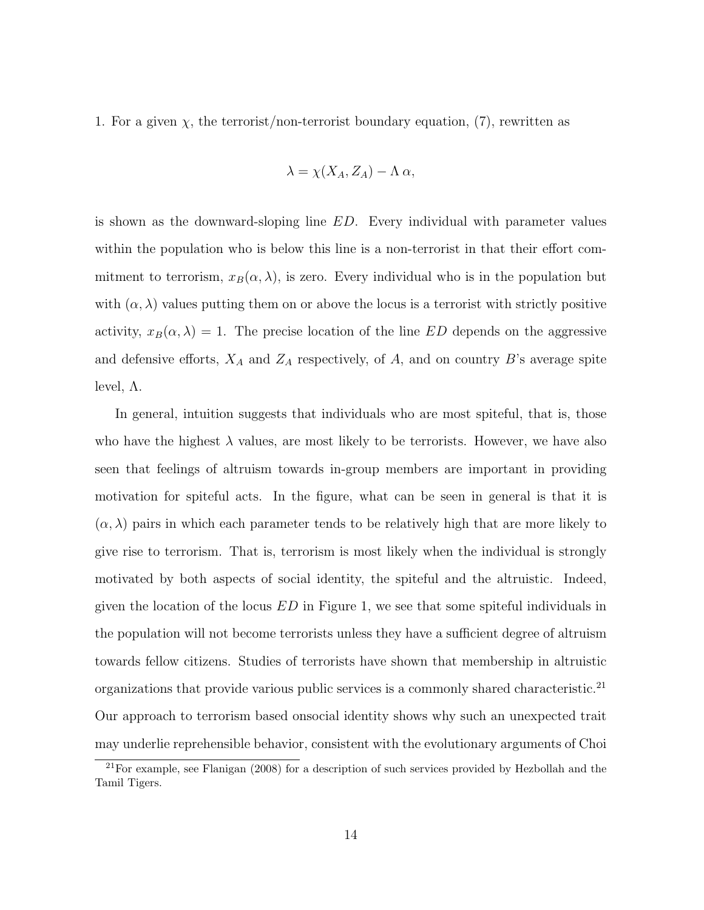1. For a given $\chi$, the terrorist/non-terrorist boundary equation, (7), rewritten as

$$\lambda = \chi(X_A, Z_A) - \Lambda\, \alpha,$$

is shown as the downward-sloping line $ED$. Every individual with parameter values within the population who is below this line is a non-terrorist in that their effort commitment to terrorism, $x_B(\alpha, \lambda)$, is zero. Every individual who is in the population but with $(\alpha, \lambda)$ values putting them on or above the locus is a terrorist with strictly positive activity, $x_B(\alpha, \lambda) = 1$. The precise location of the line $ED$ depends on the aggressive and defensive efforts, $X_A$ and $Z_A$ respectively, of $A$, and on country $B$'s average spite level, $\Lambda$.

In general, intuition suggests that individuals who are most spiteful, that is, those who have the highest $\lambda$ values, are most likely to be terrorists. However, we have also seen that feelings of altruism towards in-group members are important in providing motivation for spiteful acts. In the figure, what can be seen in general is that it is $(\alpha, \lambda)$ pairs in which each parameter tends to be relatively high that are more likely to give rise to terrorism. That is, terrorism is most likely when the individual is strongly motivated by both aspects of social identity, the spiteful and the altruistic. Indeed, given the location of the locus $ED$ in Figure 1, we see that some spiteful individuals in the population will not become terrorists unless they have a sufficient degree of altruism towards fellow citizens. Studies of terrorists have shown that membership in altruistic organizations that provide various public services is a commonly shared characteristic.[21] Our approach to terrorism based onsocial identity shows why such an unexpected trait may underlie reprehensible behavior, consistent with the evolutionary arguments of Choi

[21] For example, see Flanigan (2008) for a description of such services provided by Hezbollah and the Tamil Tigers.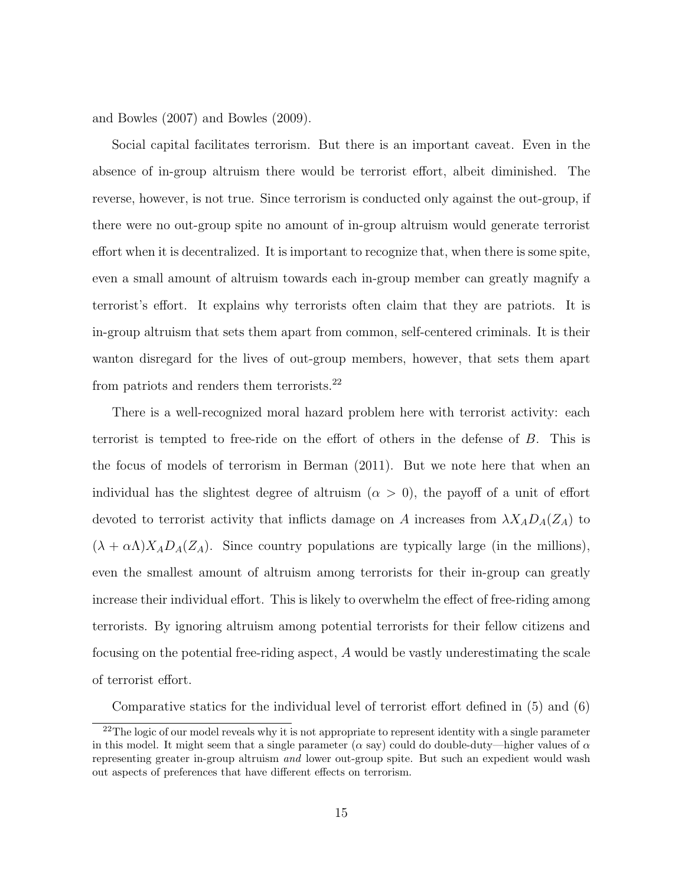and Bowles (2007) and Bowles (2009).

Social capital facilitates terrorism. But there is an important caveat. Even in the absence of in-group altruism there would be terrorist effort, albeit diminished. The reverse, however, is not true. Since terrorism is conducted only against the out-group, if there were no out-group spite no amount of in-group altruism would generate terrorist effort when it is decentralized. It is important to recognize that, when there is some spite, even a small amount of altruism towards each in-group member can greatly magnify a terrorist's effort. It explains why terrorists often claim that they are patriots. It is in-group altruism that sets them apart from common, self-centered criminals. It is their wanton disregard for the lives of out-group members, however, that sets them apart from patriots and renders them terrorists.[22]

There is a well-recognized moral hazard problem here with terrorist activity: each terrorist is tempted to free-ride on the effort of others in the defense of $B$. This is the focus of models of terrorism in Berman (2011). But we note here that when an individual has the slightest degree of altruism ($\alpha > 0$), the payoff of a unit of effort devoted to terrorist activity that inflicts damage on $A$ increases from $\lambda X_A D_A(Z_A)$ to $(\lambda + \alpha\Lambda) X_A D_A(Z_A)$. Since country populations are typically large (in the millions), even the smallest amount of altruism among terrorists for their in-group can greatly increase their individual effort. This is likely to overwhelm the effect of free-riding among terrorists. By ignoring altruism among potential terrorists for their fellow citizens and focusing on the potential free-riding aspect, $A$ would be vastly underestimating the scale of terrorist effort.

Comparative statics for the individual level of terrorist effort defined in (5) and (6)

[22] The logic of our model reveals why it is not appropriate to represent identity with a single parameter in this model. It might seem that a single parameter ($\alpha$ say) could do double-duty—higher values of $\alpha$ representing greater in-group altruism *and* lower out-group spite. But such an expedient would wash out aspects of preferences that have different effects on terrorism.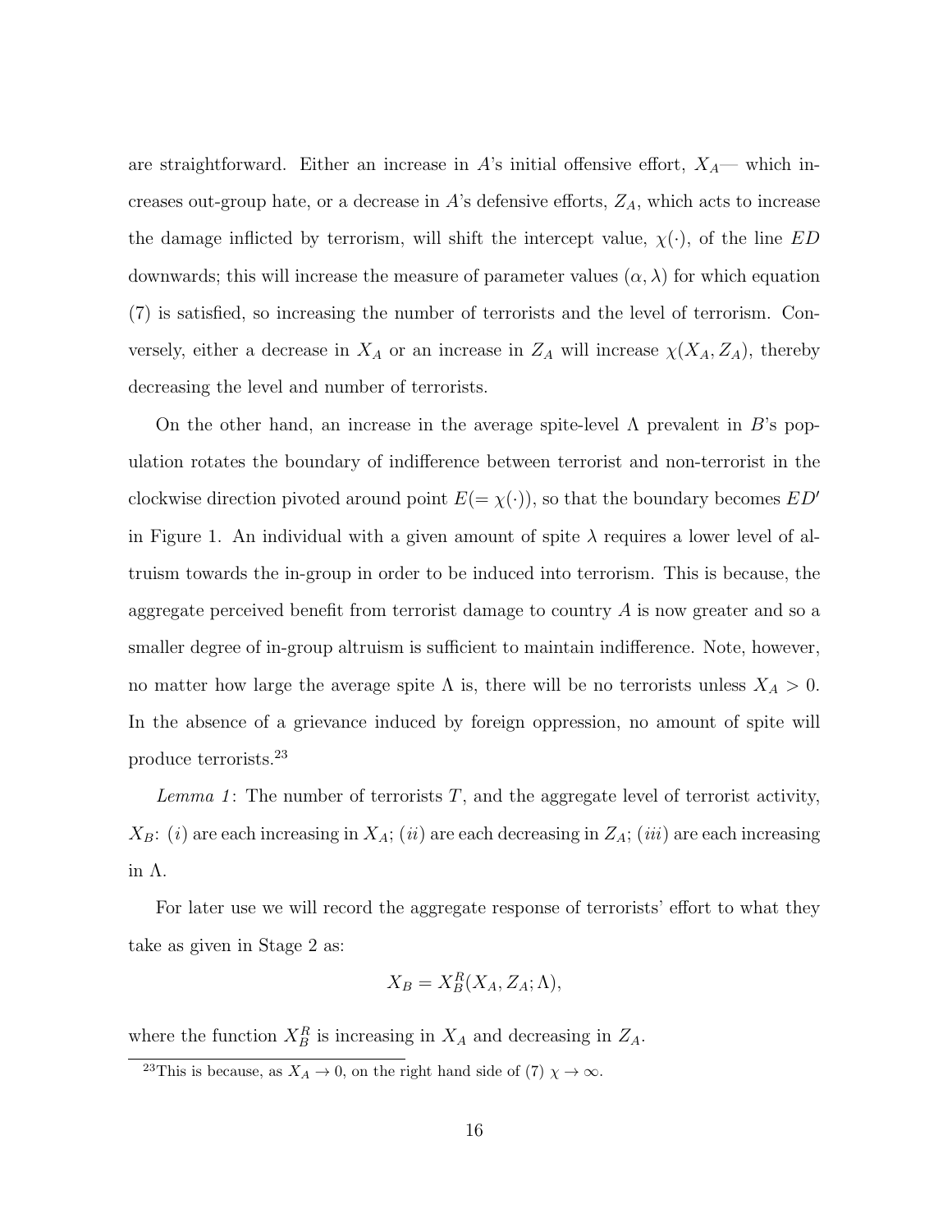are straightforward. Either an increase in $A$'s initial offensive effort, $X_A$— which increases out-group hate, or a decrease in $A$'s defensive efforts, $Z_A$, which acts to increase the damage inflicted by terrorism, will shift the intercept value, $\chi(\cdot)$, of the line $ED$ downwards; this will increase the measure of parameter values $(\alpha, \lambda)$ for which equation (7) is satisfied, so increasing the number of terrorists and the level of terrorism. Conversely, either a decrease in $X_A$ or an increase in $Z_A$ will increase $\chi(X_A, Z_A)$, thereby decreasing the level and number of terrorists.

On the other hand, an increase in the average spite-level $\Lambda$ prevalent in $B$'s population rotates the boundary of indifference between terrorist and non-terrorist in the clockwise direction pivoted around point $E (= \chi(\cdot))$, so that the boundary becomes $ED'$ in Figure 1. An individual with a given amount of spite $\lambda$ requires a lower level of altruism towards the in-group in order to be induced into terrorism. This is because, the aggregate perceived benefit from terrorist damage to country $A$ is now greater and so a smaller degree of in-group altruism is sufficient to maintain indifference. Note, however, no matter how large the average spite $\Lambda$ is, there will be no terrorists unless $X_A > 0$. In the absence of a grievance induced by foreign oppression, no amount of spite will produce terrorists.[23]

*Lemma 1*: The number of terrorists $T$, and the aggregate level of terrorist activity, $X_B$: $(i)$ are each increasing in $X_A$; $(ii)$ are each decreasing in $Z_A$; $(iii)$ are each increasing in $\Lambda$.

For later use we will record the aggregate response of terrorists' effort to what they take as given in Stage 2 as:

$$X_B = X_B^R(X_A, Z_A; \Lambda),$$

where the function $X_B^R$ is increasing in $X_A$ and decreasing in $Z_A$.

[23] This is because, as $X_A \to 0$, on the right hand side of (7) $\chi \to \infty$.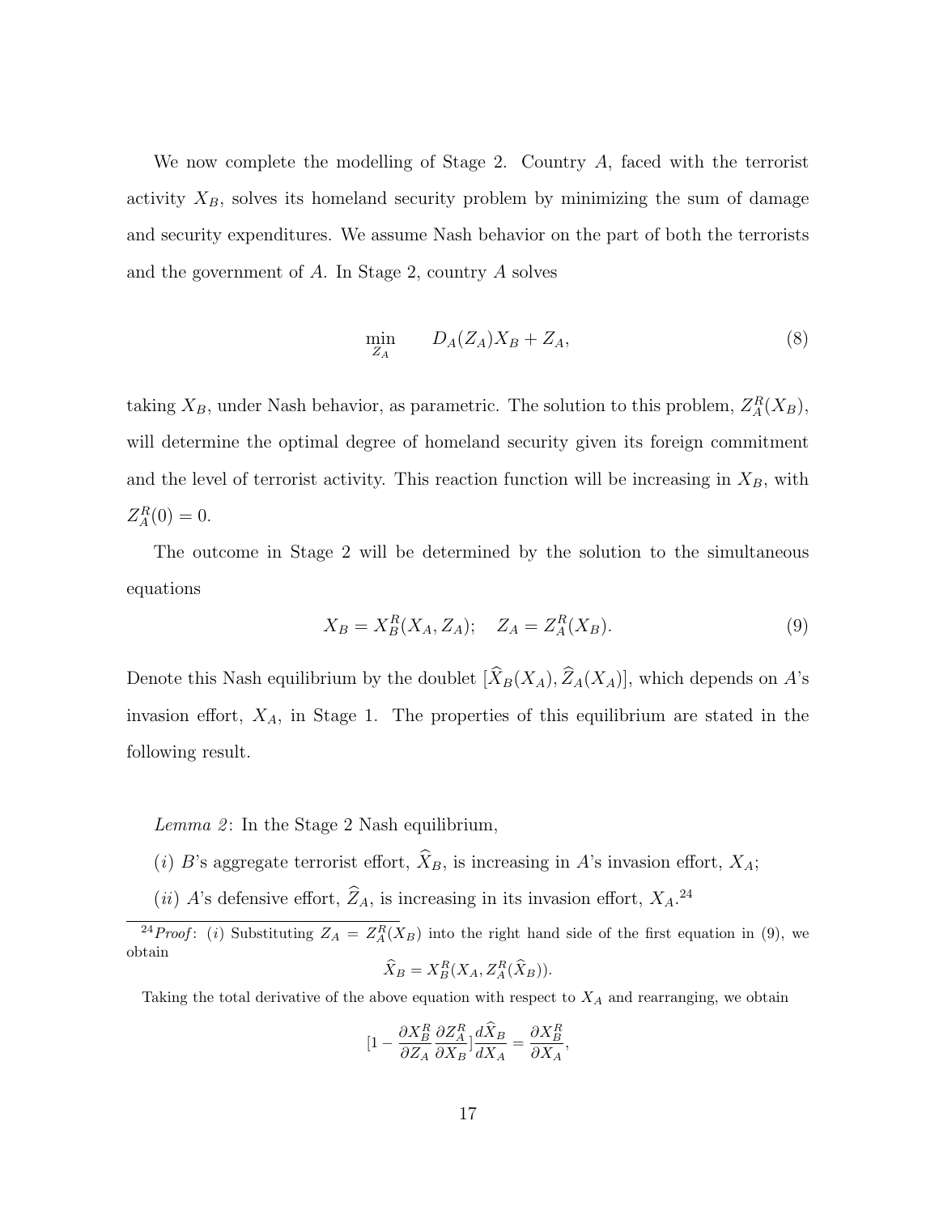We now complete the modelling of Stage 2. Country $A$, faced with the terrorist activity $X_B$, solves its homeland security problem by minimizing the sum of damage and security expenditures. We assume Nash behavior on the part of both the terrorists and the government of $A$. In Stage 2, country $A$ solves

$$\min_{Z_A} \qquad D_A(Z_A)X_B + Z_A, \tag{8}$$

taking $X_B$, under Nash behavior, as parametric. The solution to this problem, $Z_A^R(X_B)$, will determine the optimal degree of homeland security given its foreign commitment and the level of terrorist activity. This reaction function will be increasing in $X_B$, with $Z_A^R(0) = 0$.

The outcome in Stage 2 will be determined by the solution to the simultaneous equations

$$X_B = X_B^R(X_A, Z_A); \quad Z_A = Z_A^R(X_B). \tag{9}$$

Denote this Nash equilibrium by the doublet $[\widehat{X}_B(X_A), \widehat{Z}_A(X_A)]$, which depends on $A$'s invasion effort, $X_A$, in Stage 1. The properties of this equilibrium are stated in the following result.

*Lemma 2*: In the Stage 2 Nash equilibrium,

(*i*) $B$'s aggregate terrorist effort, $\widehat{X}_B$, is increasing in $A$'s invasion effort, $X_A$;

(*ii*) $A$'s defensive effort, $\widehat{Z}_A$, is increasing in its invasion effort, $X_A$.[24]

[24] *Proof*: (*i*) Substituting $Z_A = Z_A^R(X_B)$ into the right hand side of the first equation in (9), we obtain

$$\widehat{X}_B = X_B^R(X_A, Z_A^R(\widehat{X}_B)).$$

Taking the total derivative of the above equation with respect to $X_A$ and rearranging, we obtain

$$[1 - \frac{\partial X_B^R}{\partial Z_A}\frac{\partial Z_A^R}{\partial X_B}]\frac{d\widehat{X}_B}{dX_A} = \frac{\partial X_B^R}{\partial X_A},$$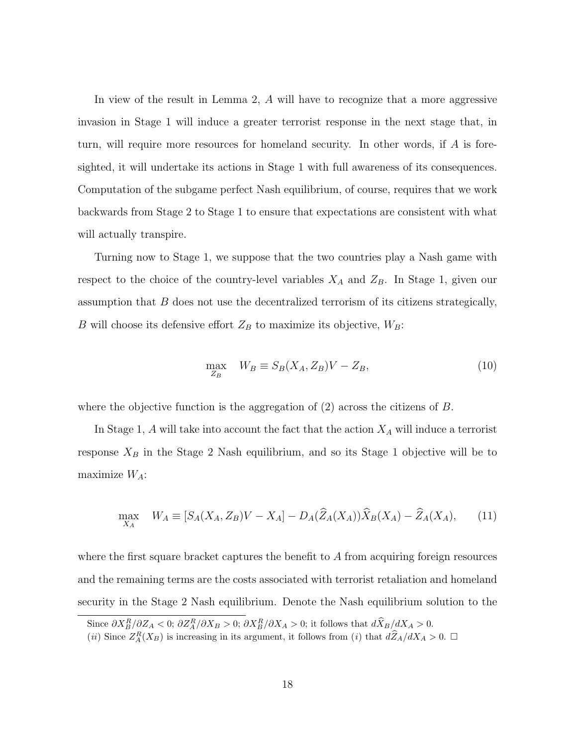In view of the result in Lemma 2, $A$ will have to recognize that a more aggressive invasion in Stage 1 will induce a greater terrorist response in the next stage that, in turn, will require more resources for homeland security. In other words, if $A$ is foresighted, it will undertake its actions in Stage 1 with full awareness of its consequences. Computation of the subgame perfect Nash equilibrium, of course, requires that we work backwards from Stage 2 to Stage 1 to ensure that expectations are consistent with what will actually transpire.

Turning now to Stage 1, we suppose that the two countries play a Nash game with respect to the choice of the country-level variables $X_A$ and $Z_B$. In Stage 1, given our assumption that $B$ does not use the decentralized terrorism of its citizens strategically, $B$ will choose its defensive effort $Z_B$ to maximize its objective, $W_B$:

$$\max_{Z_B} \quad W_B \equiv S_B(X_A, Z_B)V - Z_B, \tag{10}$$

where the objective function is the aggregation of (2) across the citizens of $B$.

In Stage 1, $A$ will take into account the fact that the action $X_A$ will induce a terrorist response $X_B$ in the Stage 2 Nash equilibrium, and so its Stage 1 objective will be to maximize $W_A$:

$$\max_{X_A} \quad W_A \equiv [S_A(X_A, Z_B)V - X_A] - D_A(\widehat{Z}_A(X_A))\widehat{X}_B(X_A) - \widehat{Z}_A(X_A), \tag{11}$$

where the first square bracket captures the benefit to $A$ from acquiring foreign resources and the remaining terms are the costs associated with terrorist retaliation and homeland security in the Stage 2 Nash equilibrium. Denote the Nash equilibrium solution to the

---

Since $\partial X_B^R/\partial Z_A < 0$; $\partial Z_A^R/\partial X_B > 0$; $\partial X_B^R/\partial X_A > 0$; it follows that $d\widehat{X}_B/dX_A > 0$.

$(ii)$ Since $Z_A^R(X_B)$ is increasing in its argument, it follows from $(i)$ that $d\widehat{Z}_A/dX_A > 0$. $\square$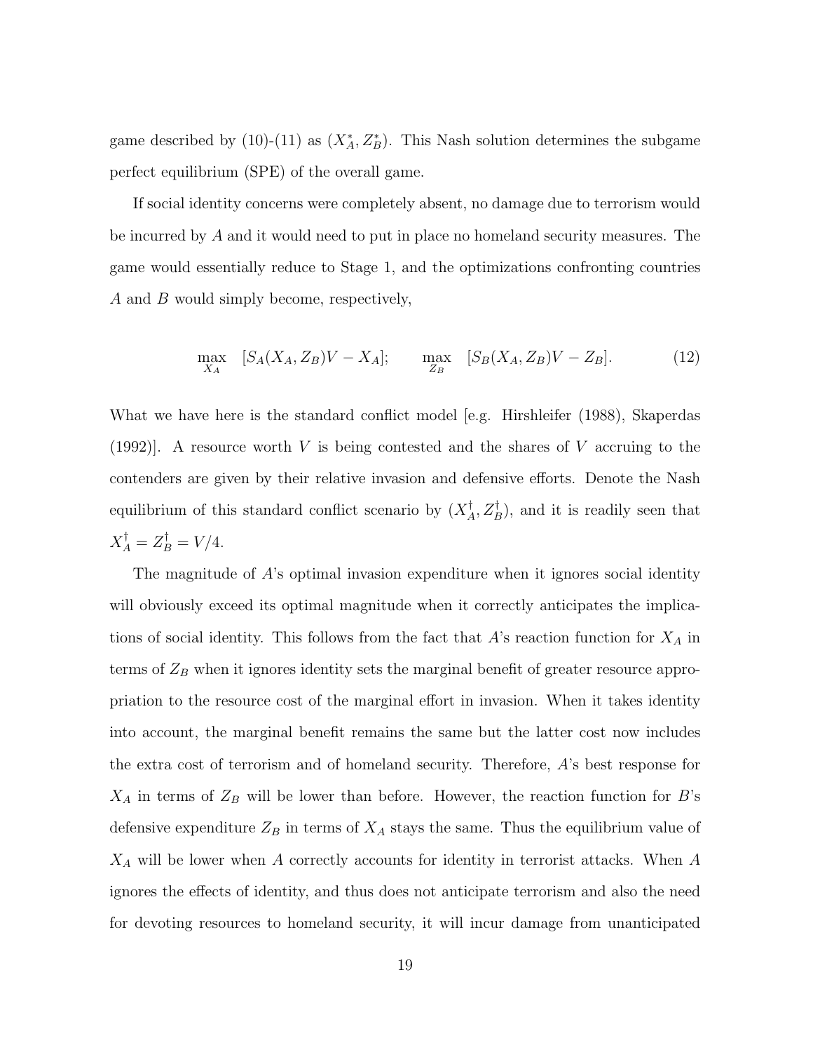game described by (10)-(11) as $(X_A^*, Z_B^*)$. This Nash solution determines the subgame perfect equilibrium (SPE) of the overall game.

If social identity concerns were completely absent, no damage due to terrorism would be incurred by $A$ and it would need to put in place no homeland security measures. The game would essentially reduce to Stage 1, and the optimizations confronting countries $A$ and $B$ would simply become, respectively,

$$\max_{X_A} \quad [S_A(X_A, Z_B)V - X_A]; \qquad \max_{Z_B} \quad [S_B(X_A, Z_B)V - Z_B]. \tag{12}$$

What we have here is the standard conflict model [e.g. Hirshleifer (1988), Skaperdas (1992)]. A resource worth $V$ is being contested and the shares of $V$ accruing to the contenders are given by their relative invasion and defensive efforts. Denote the Nash equilibrium of this standard conflict scenario by $(X_A^\dagger, Z_B^\dagger)$, and it is readily seen that $X_A^\dagger = Z_B^\dagger = V/4$.

The magnitude of $A$'s optimal invasion expenditure when it ignores social identity will obviously exceed its optimal magnitude when it correctly anticipates the implications of social identity. This follows from the fact that $A$'s reaction function for $X_A$ in terms of $Z_B$ when it ignores identity sets the marginal benefit of greater resource appropriation to the resource cost of the marginal effort in invasion. When it takes identity into account, the marginal benefit remains the same but the latter cost now includes the extra cost of terrorism and of homeland security. Therefore, $A$'s best response for $X_A$ in terms of $Z_B$ will be lower than before. However, the reaction function for $B$'s defensive expenditure $Z_B$ in terms of $X_A$ stays the same. Thus the equilibrium value of $X_A$ will be lower when $A$ correctly accounts for identity in terrorist attacks. When $A$ ignores the effects of identity, and thus does not anticipate terrorism and also the need for devoting resources to homeland security, it will incur damage from unanticipated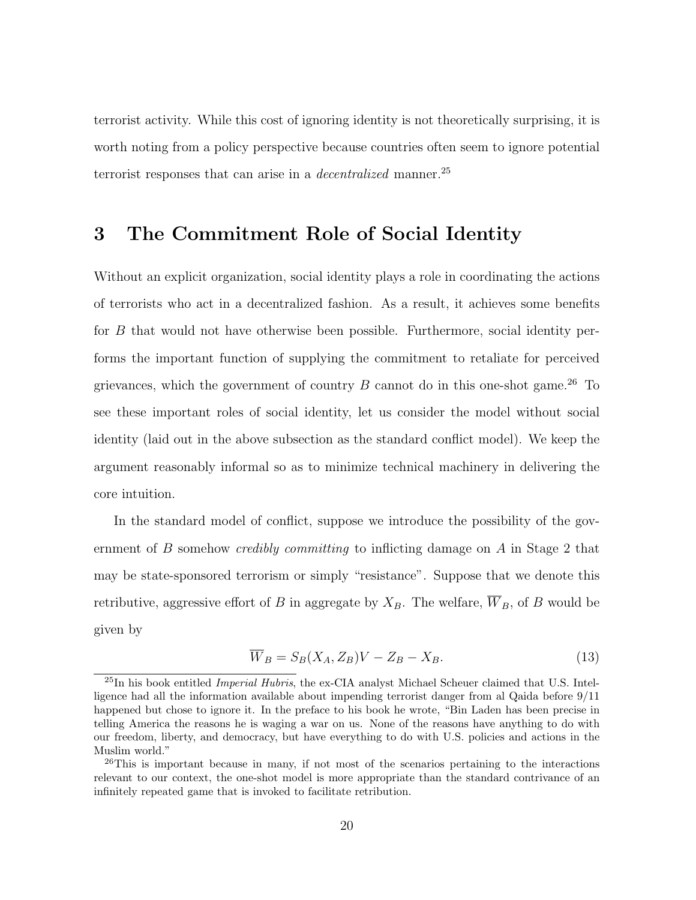terrorist activity. While this cost of ignoring identity is not theoretically surprising, it is worth noting from a policy perspective because countries often seem to ignore potential terrorist responses that can arise in a *decentralized* manner.[25]

# 3 The Commitment Role of Social Identity

Without an explicit organization, social identity plays a role in coordinating the actions of terrorists who act in a decentralized fashion. As a result, it achieves some benefits for $B$ that would not have otherwise been possible. Furthermore, social identity performs the important function of supplying the commitment to retaliate for perceived grievances, which the government of country $B$ cannot do in this one-shot game.[26] To see these important roles of social identity, let us consider the model without social identity (laid out in the above subsection as the standard conflict model). We keep the argument reasonably informal so as to minimize technical machinery in delivering the core intuition.

In the standard model of conflict, suppose we introduce the possibility of the government of $B$ somehow *credibly committing* to inflicting damage on $A$ in Stage 2 that may be state-sponsored terrorism or simply "resistance". Suppose that we denote this retributive, aggressive effort of $B$ in aggregate by $X_B$. The welfare, $\overline{W}_B$, of $B$ would be given by

$$\overline{W}_B = S_B(X_A, Z_B)V - Z_B - X_B. \tag{13}$$

[25] In his book entitled *Imperial Hubris*, the ex-CIA analyst Michael Scheuer claimed that U.S. Intelligence had all the information available about impending terrorist danger from al Qaida before 9/11 happened but chose to ignore it. In the preface to his book he wrote, "Bin Laden has been precise in telling America the reasons he is waging a war on us. None of the reasons have anything to do with our freedom, liberty, and democracy, but have everything to do with U.S. policies and actions in the Muslim world."

[26] This is important because in many, if not most of the scenarios pertaining to the interactions relevant to our context, the one-shot model is more appropriate than the standard contrivance of an infinitely repeated game that is invoked to facilitate retribution.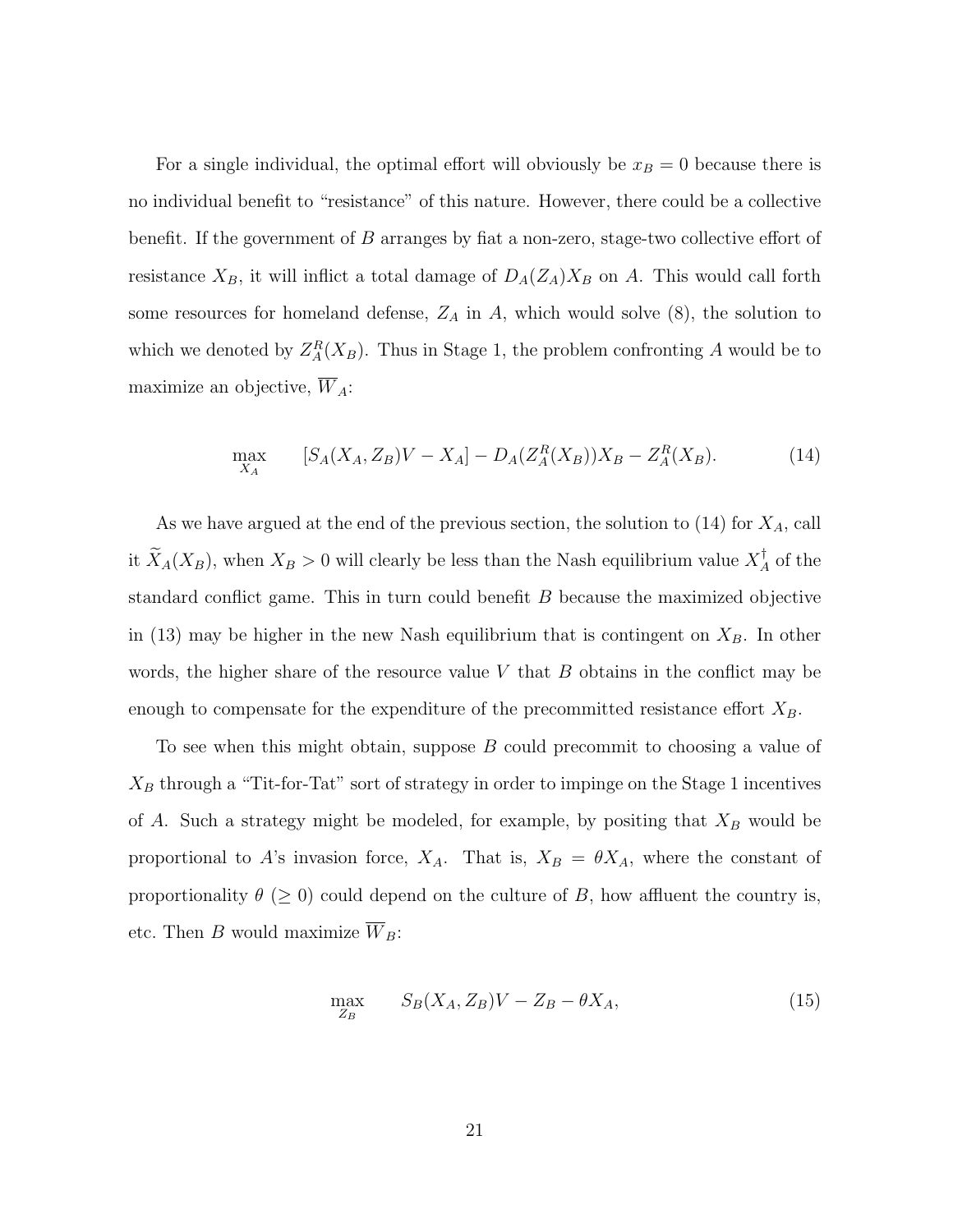For a single individual, the optimal effort will obviously be $x_B = 0$ because there is no individual benefit to "resistance" of this nature. However, there could be a collective benefit. If the government of $B$ arranges by fiat a non-zero, stage-two collective effort of resistance $X_B$, it will inflict a total damage of $D_A(Z_A)X_B$ on $A$. This would call forth some resources for homeland defense, $Z_A$ in $A$, which would solve (8), the solution to which we denoted by $Z_A^R(X_B)$. Thus in Stage 1, the problem confronting $A$ would be to maximize an objective, $\overline{W}_A$:

$$\max_{X_A} \qquad [S_A(X_A, Z_B)V - X_A] - D_A(Z_A^R(X_B))X_B - Z_A^R(X_B). \tag{14}$$

As we have argued at the end of the previous section, the solution to (14) for $X_A$, call it $\widetilde{X}_A(X_B)$, when $X_B > 0$ will clearly be less than the Nash equilibrium value $X_A^\dagger$ of the standard conflict game. This in turn could benefit $B$ because the maximized objective in (13) may be higher in the new Nash equilibrium that is contingent on $X_B$. In other words, the higher share of the resource value $V$ that $B$ obtains in the conflict may be enough to compensate for the expenditure of the precommitted resistance effort $X_B$.

To see when this might obtain, suppose $B$ could precommit to choosing a value of $X_B$ through a "Tit-for-Tat" sort of strategy in order to impinge on the Stage 1 incentives of $A$. Such a strategy might be modeled, for example, by positing that $X_B$ would be proportional to $A$'s invasion force, $X_A$. That is, $X_B = \theta X_A$, where the constant of proportionality $\theta$ ($\geq 0$) could depend on the culture of $B$, how affluent the country is, etc. Then $B$ would maximize $\overline{W}_B$:

$$\max_{Z_B} \qquad S_B(X_A, Z_B)V - Z_B - \theta X_A, \tag{15}$$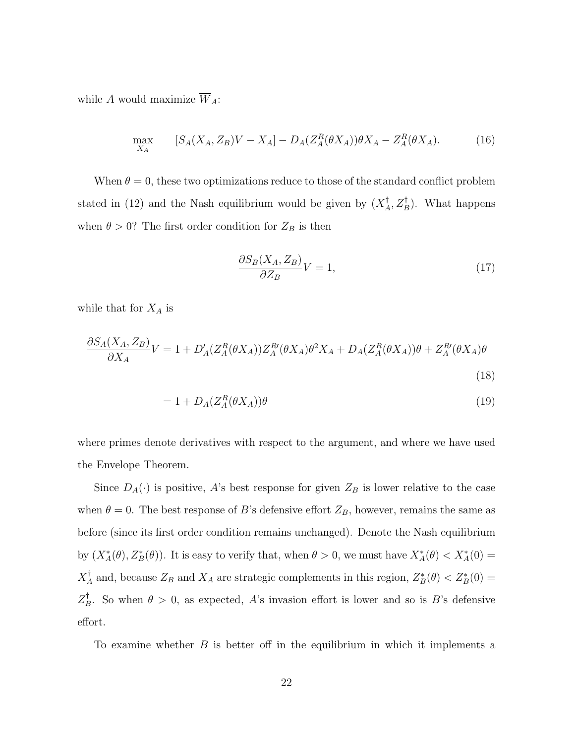while $A$ would maximize $\overline{W}_A$:

$$\max_{X_A} \quad [S_A(X_A, Z_B)V - X_A] - D_A(Z_A^R(\theta X_A))\theta X_A - Z_A^R(\theta X_A). \tag{16}$$

When $\theta = 0$, these two optimizations reduce to those of the standard conflict problem stated in (12) and the Nash equilibrium would be given by $(X_A^\dagger, Z_B^\dagger)$. What happens when $\theta > 0$? The first order condition for $Z_B$ is then

$$\frac{\partial S_B(X_A, Z_B)}{\partial Z_B} V = 1, \tag{17}$$

while that for $X_A$ is

$$\frac{\partial S_A(X_A, Z_B)}{\partial X_A} V = 1 + D_A'(Z_A^R(\theta X_A)) Z_A^{R\prime}(\theta X_A)\theta^2 X_A + D_A(Z_A^R(\theta X_A))\theta + Z_A^{R\prime}(\theta X_A)\theta \tag{18}$$

$$= 1 + D_A(Z_A^R(\theta X_A))\theta \tag{19}$$

where primes denote derivatives with respect to the argument, and where we have used the Envelope Theorem.

Since $D_A(\cdot)$ is positive, $A$'s best response for given $Z_B$ is lower relative to the case when $\theta = 0$. The best response of $B$'s defensive effort $Z_B$, however, remains the same as before (since its first order condition remains unchanged). Denote the Nash equilibrium by $(X_A^*(\theta), Z_B^*(\theta))$. It is easy to verify that, when $\theta > 0$, we must have $X_A^*(\theta) < X_A^*(0) = X_A^\dagger$ and, because $Z_B$ and $X_A$ are strategic complements in this region, $Z_B^*(\theta) < Z_B^*(0) = Z_B^\dagger$. So when $\theta > 0$, as expected, $A$'s invasion effort is lower and so is $B$'s defensive effort.

To examine whether $B$ is better off in the equilibrium in which it implements a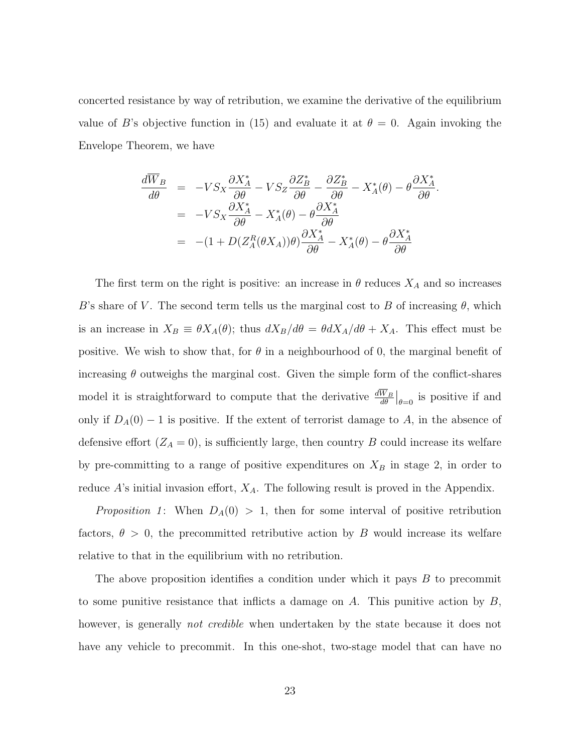concerted resistance by way of retribution, we examine the derivative of the equilibrium value of $B$'s objective function in (15) and evaluate it at $\theta = 0$. Again invoking the Envelope Theorem, we have

$$
\begin{aligned}
\frac{d\overline{W}_B}{d\theta} &= -VS_X \frac{\partial X_A^*}{\partial \theta} - VS_Z \frac{\partial Z_B^*}{\partial \theta} - \frac{\partial Z_B^*}{\partial \theta} - X_A^*(\theta) - \theta \frac{\partial X_A^*}{\partial \theta}. \\
&= -VS_X \frac{\partial X_A^*}{\partial \theta} - X_A^*(\theta) - \theta \frac{\partial X_A^*}{\partial \theta} \\
&= -(1 + D(Z_A^R(\theta X_A))\theta) \frac{\partial X_A^*}{\partial \theta} - X_A^*(\theta) - \theta \frac{\partial X_A^*}{\partial \theta}
\end{aligned}
$$

The first term on the right is positive: an increase in $\theta$ reduces $X_A$ and so increases $B$'s share of $V$. The second term tells us the marginal cost to $B$ of increasing $\theta$, which is an increase in $X_B \equiv \theta X_A(\theta)$; thus $dX_B/d\theta = \theta dX_A/d\theta + X_A$. This effect must be positive. We wish to show that, for $\theta$ in a neighbourhood of 0, the marginal benefit of increasing $\theta$ outweighs the marginal cost. Given the simple form of the conflict-shares model it is straightforward to compute that the derivative $\frac{d\overline{W}_B}{d\theta}\big|_{\theta=0}$ is positive if and only if $D_A(0) - 1$ is positive. If the extent of terrorist damage to $A$, in the absence of defensive effort ($Z_A = 0$), is sufficiently large, then country $B$ could increase its welfare by pre-committing to a range of positive expenditures on $X_B$ in stage 2, in order to reduce $A$'s initial invasion effort, $X_A$. The following result is proved in the Appendix.

*Proposition 1*: When $D_A(0) > 1$, then for some interval of positive retribution factors, $\theta > 0$, the precommitted retributive action by $B$ would increase its welfare relative to that in the equilibrium with no retribution.

The above proposition identifies a condition under which it pays $B$ to precommit to some punitive resistance that inflicts a damage on $A$. This punitive action by $B$, however, is generally *not credible* when undertaken by the state because it does not have any vehicle to precommit. In this one-shot, two-stage model that can have no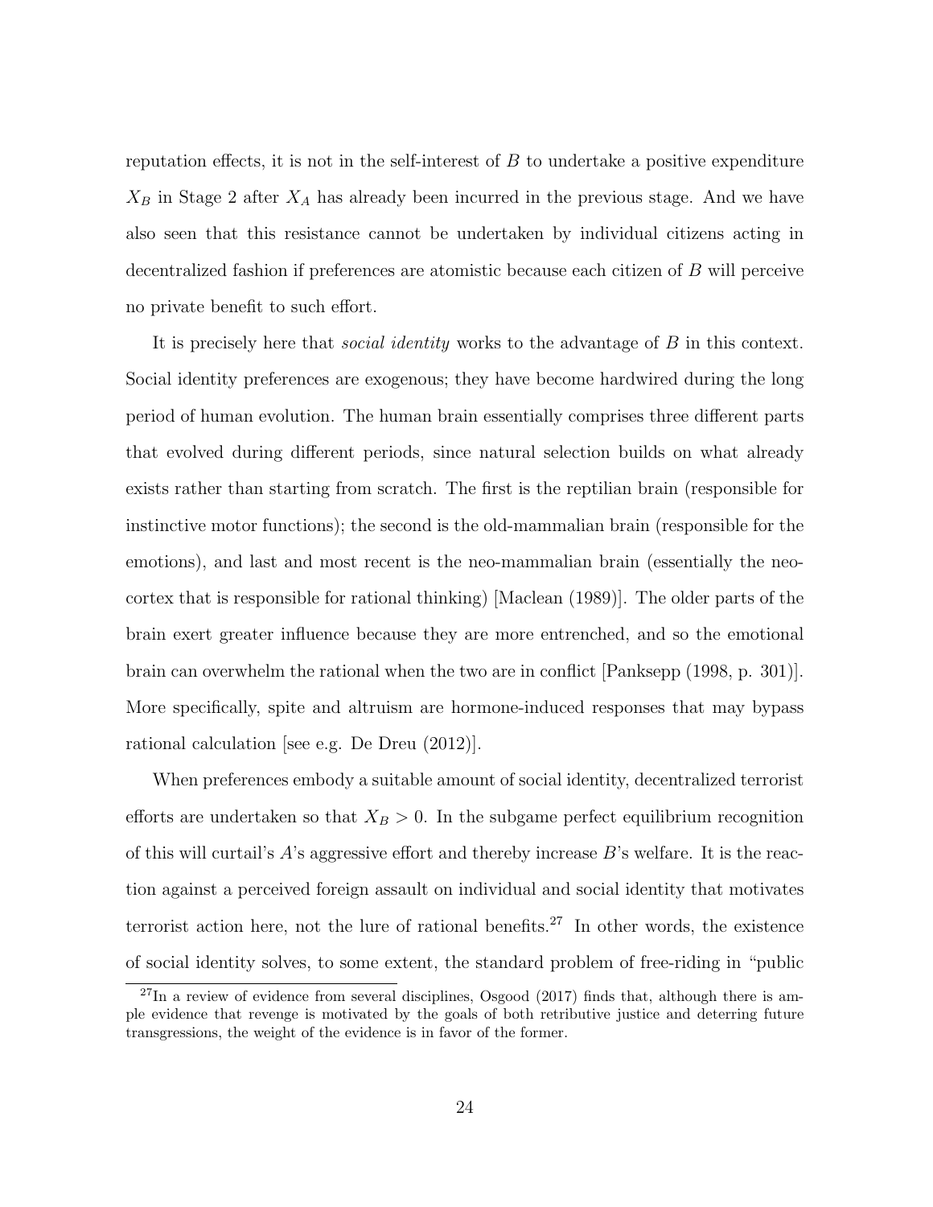reputation effects, it is not in the self-interest of $B$ to undertake a positive expenditure $X_B$ in Stage 2 after $X_A$ has already been incurred in the previous stage. And we have also seen that this resistance cannot be undertaken by individual citizens acting in decentralized fashion if preferences are atomistic because each citizen of $B$ will perceive no private benefit to such effort.

It is precisely here that *social identity* works to the advantage of $B$ in this context. Social identity preferences are exogenous; they have become hardwired during the long period of human evolution. The human brain essentially comprises three different parts that evolved during different periods, since natural selection builds on what already exists rather than starting from scratch. The first is the reptilian brain (responsible for instinctive motor functions); the second is the old-mammalian brain (responsible for the emotions), and last and most recent is the neo-mammalian brain (essentially the neo-cortex that is responsible for rational thinking) [Maclean (1989)]. The older parts of the brain exert greater influence because they are more entrenched, and so the emotional brain can overwhelm the rational when the two are in conflict [Panksepp (1998, p. 301)]. More specifically, spite and altruism are hormone-induced responses that may bypass rational calculation [see e.g. De Dreu (2012)].

When preferences embody a suitable amount of social identity, decentralized terrorist efforts are undertaken so that $X_B > 0$. In the subgame perfect equilibrium recognition of this will curtail's $A$'s aggressive effort and thereby increase $B$'s welfare. It is the reaction against a perceived foreign assault on individual and social identity that motivates terrorist action here, not the lure of rational benefits.[27] In other words, the existence of social identity solves, to some extent, the standard problem of free-riding in "public

[27] In a review of evidence from several disciplines, Osgood (2017) finds that, although there is ample evidence that revenge is motivated by the goals of both retributive justice and deterring future transgressions, the weight of the evidence is in favor of the former.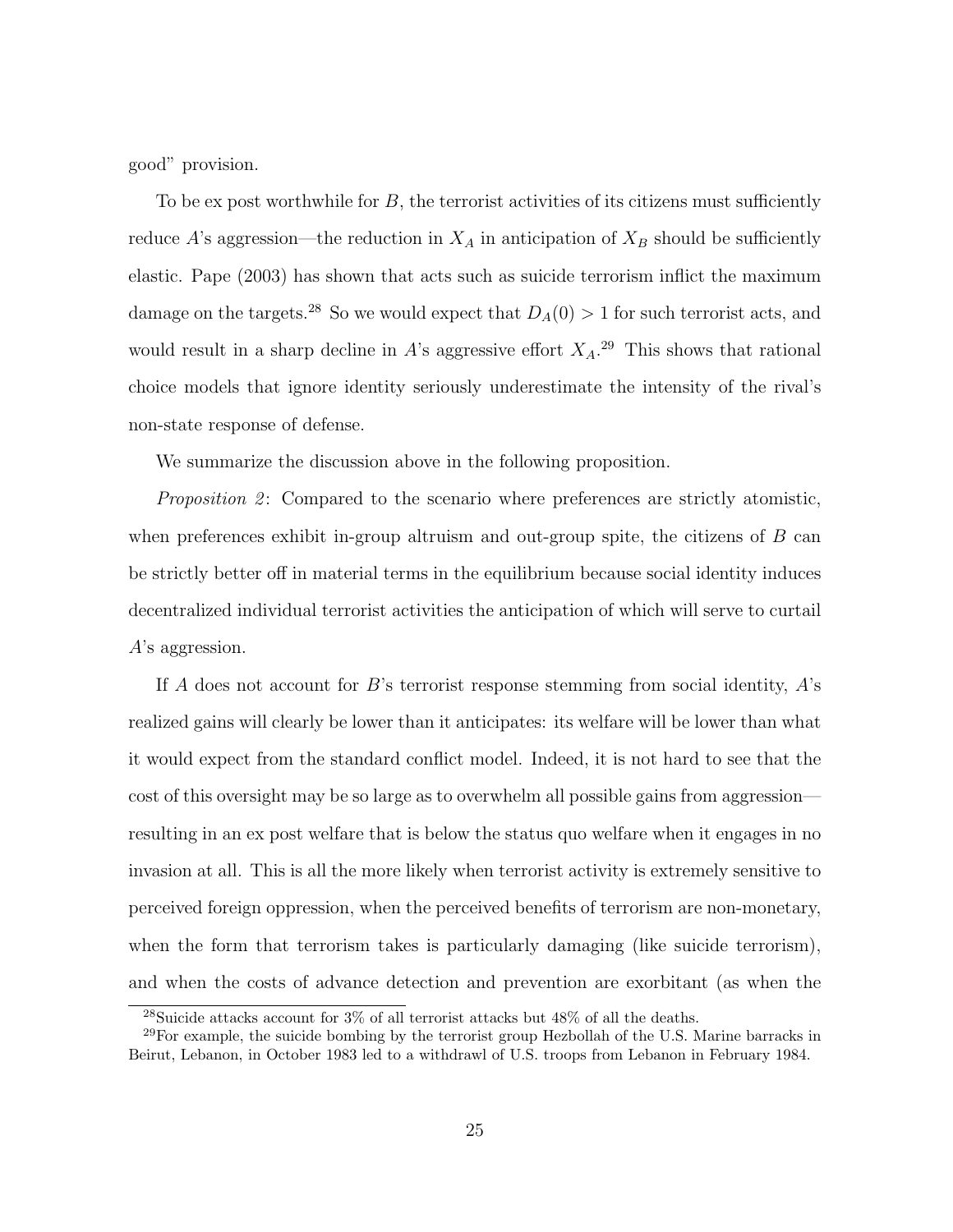good" provision.

To be ex post worthwhile for $B$, the terrorist activities of its citizens must sufficiently reduce $A$'s aggression—the reduction in $X_A$ in anticipation of $X_B$ should be sufficiently elastic. Pape (2003) has shown that acts such as suicide terrorism inflict the maximum damage on the targets.[28] So we would expect that $D_A(0) > 1$ for such terrorist acts, and would result in a sharp decline in $A$'s aggressive effort $X_A$.[29] This shows that rational choice models that ignore identity seriously underestimate the intensity of the rival's non-state response of defense.

We summarize the discussion above in the following proposition.

*Proposition 2*: Compared to the scenario where preferences are strictly atomistic, when preferences exhibit in-group altruism and out-group spite, the citizens of $B$ can be strictly better off in material terms in the equilibrium because social identity induces decentralized individual terrorist activities the anticipation of which will serve to curtail $A$'s aggression.

If $A$ does not account for $B$'s terrorist response stemming from social identity, $A$'s realized gains will clearly be lower than it anticipates: its welfare will be lower than what it would expect from the standard conflict model. Indeed, it is not hard to see that the cost of this oversight may be so large as to overwhelm all possible gains from aggression—resulting in an ex post welfare that is below the status quo welfare when it engages in no invasion at all. This is all the more likely when terrorist activity is extremely sensitive to perceived foreign oppression, when the perceived benefits of terrorism are non-monetary, when the form that terrorism takes is particularly damaging (like suicide terrorism), and when the costs of advance detection and prevention are exorbitant (as when the

[28] Suicide attacks account for 3% of all terrorist attacks but 48% of all the deaths.

[29] For example, the suicide bombing by the terrorist group Hezbollah of the U.S. Marine barracks in Beirut, Lebanon, in October 1983 led to a withdrawl of U.S. troops from Lebanon in February 1984.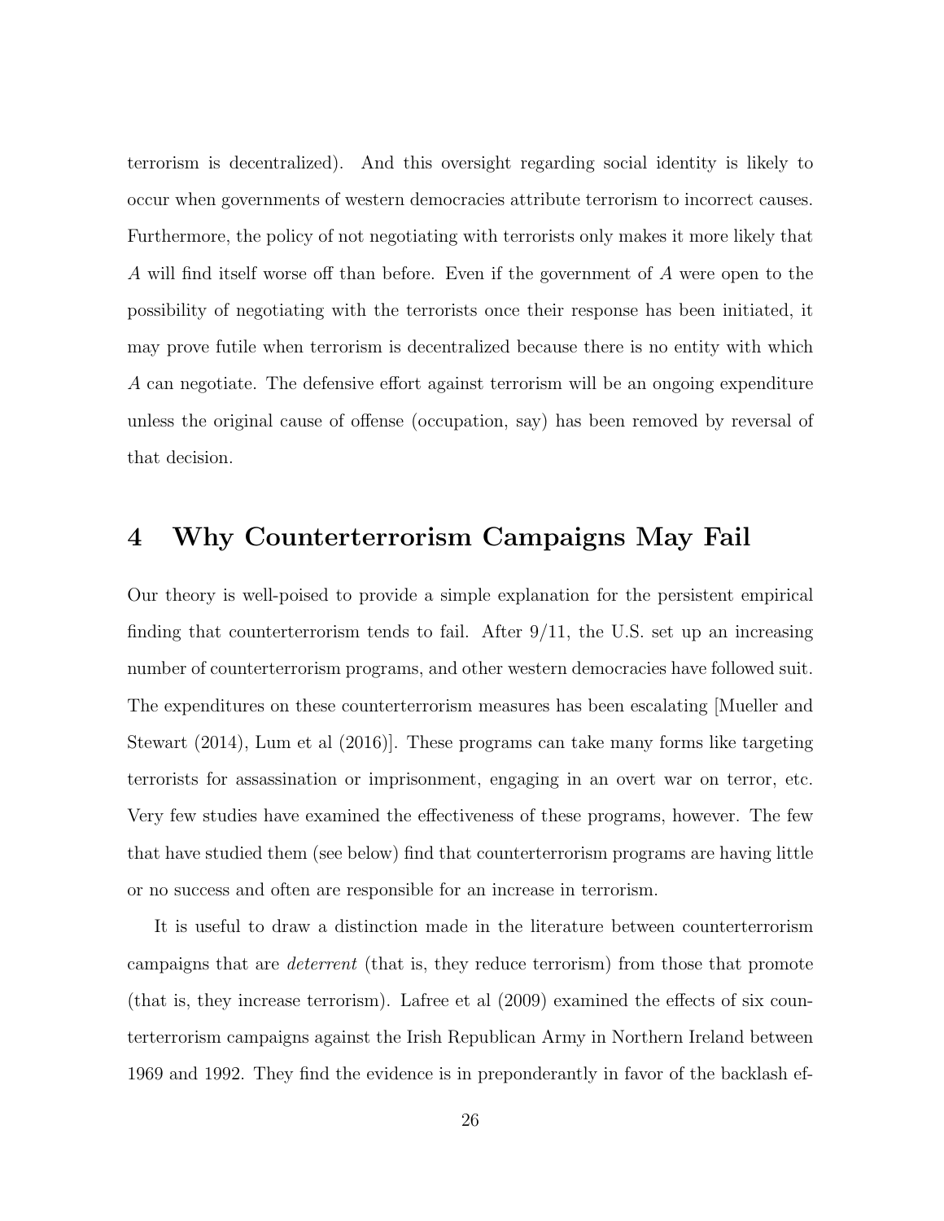terrorism is decentralized). And this oversight regarding social identity is likely to occur when governments of western democracies attribute terrorism to incorrect causes. Furthermore, the policy of not negotiating with terrorists only makes it more likely that $A$ will find itself worse off than before. Even if the government of $A$ were open to the possibility of negotiating with the terrorists once their response has been initiated, it may prove futile when terrorism is decentralized because there is no entity with which $A$ can negotiate. The defensive effort against terrorism will be an ongoing expenditure unless the original cause of offense (occupation, say) has been removed by reversal of that decision.

# 4 Why Counterterrorism Campaigns May Fail

Our theory is well-poised to provide a simple explanation for the persistent empirical finding that counterterrorism tends to fail. After 9/11, the U.S. set up an increasing number of counterterrorism programs, and other western democracies have followed suit. The expenditures on these counterterrorism measures has been escalating [Mueller and Stewart (2014), Lum et al (2016)]. These programs can take many forms like targeting terrorists for assassination or imprisonment, engaging in an overt war on terror, etc. Very few studies have examined the effectiveness of these programs, however. The few that have studied them (see below) find that counterterrorism programs are having little or no success and often are responsible for an increase in terrorism.

It is useful to draw a distinction made in the literature between counterterrorism campaigns that are *deterrent* (that is, they reduce terrorism) from those that promote (that is, they increase terrorism). Lafree et al (2009) examined the effects of six counterterrorism campaigns against the Irish Republican Army in Northern Ireland between 1969 and 1992. They find the evidence is in preponderantly in favor of the backlash ef-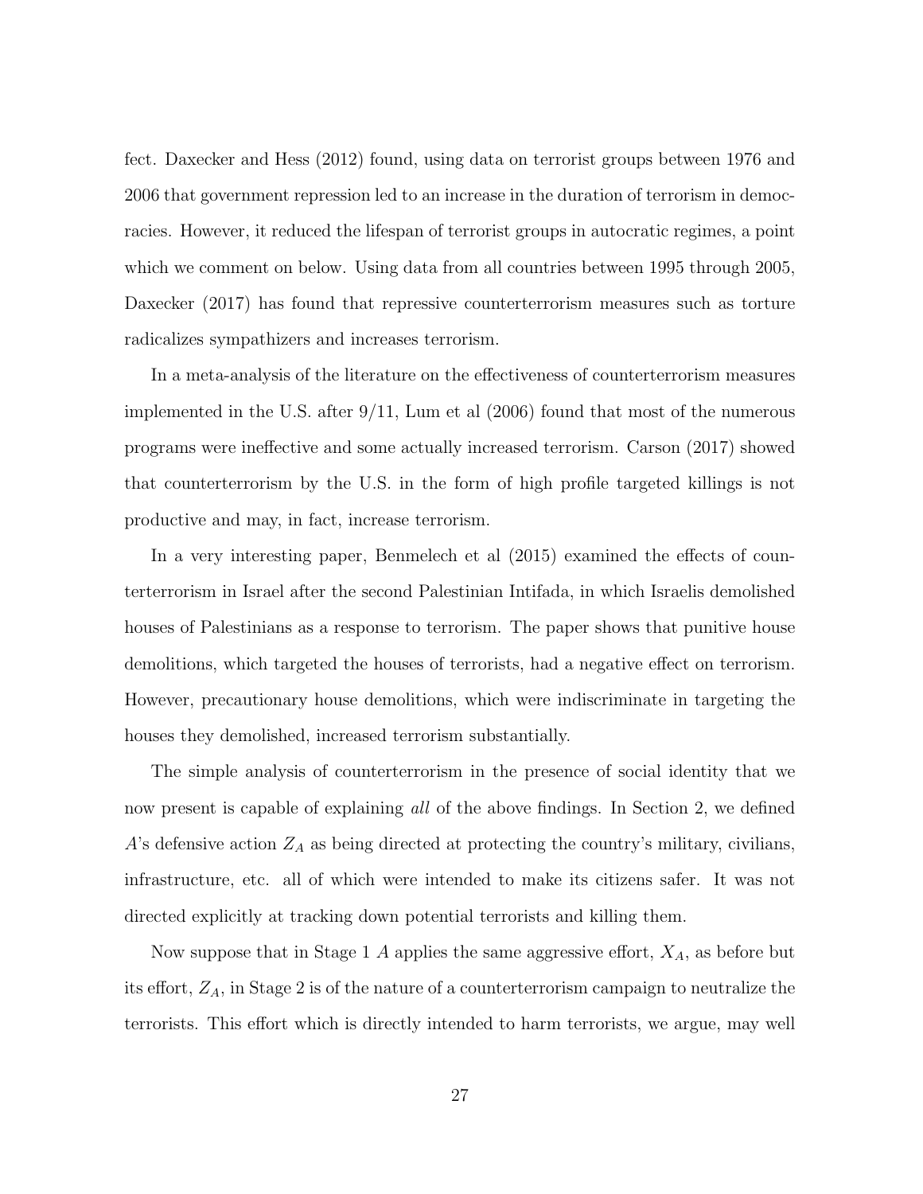fect. Daxecker and Hess (2012) found, using data on terrorist groups between 1976 and 2006 that government repression led to an increase in the duration of terrorism in democracies. However, it reduced the lifespan of terrorist groups in autocratic regimes, a point which we comment on below. Using data from all countries between 1995 through 2005, Daxecker (2017) has found that repressive counterterrorism measures such as torture radicalizes sympathizers and increases terrorism.

In a meta-analysis of the literature on the effectiveness of counterterrorism measures implemented in the U.S. after 9/11, Lum et al (2006) found that most of the numerous programs were ineffective and some actually increased terrorism. Carson (2017) showed that counterterrorism by the U.S. in the form of high profile targeted killings is not productive and may, in fact, increase terrorism.

In a very interesting paper, Benmelech et al (2015) examined the effects of counterterrorism in Israel after the second Palestinian Intifada, in which Israelis demolished houses of Palestinians as a response to terrorism. The paper shows that punitive house demolitions, which targeted the houses of terrorists, had a negative effect on terrorism. However, precautionary house demolitions, which were indiscriminate in targeting the houses they demolished, increased terrorism substantially.

The simple analysis of counterterrorism in the presence of social identity that we now present is capable of explaining *all* of the above findings. In Section 2, we defined $A$'s defensive action $Z_A$ as being directed at protecting the country's military, civilians, infrastructure, etc. all of which were intended to make its citizens safer. It was not directed explicitly at tracking down potential terrorists and killing them.

Now suppose that in Stage 1 $A$ applies the same aggressive effort, $X_A$, as before but its effort, $Z_A$, in Stage 2 is of the nature of a counterterrorism campaign to neutralize the terrorists. This effort which is directly intended to harm terrorists, we argue, may well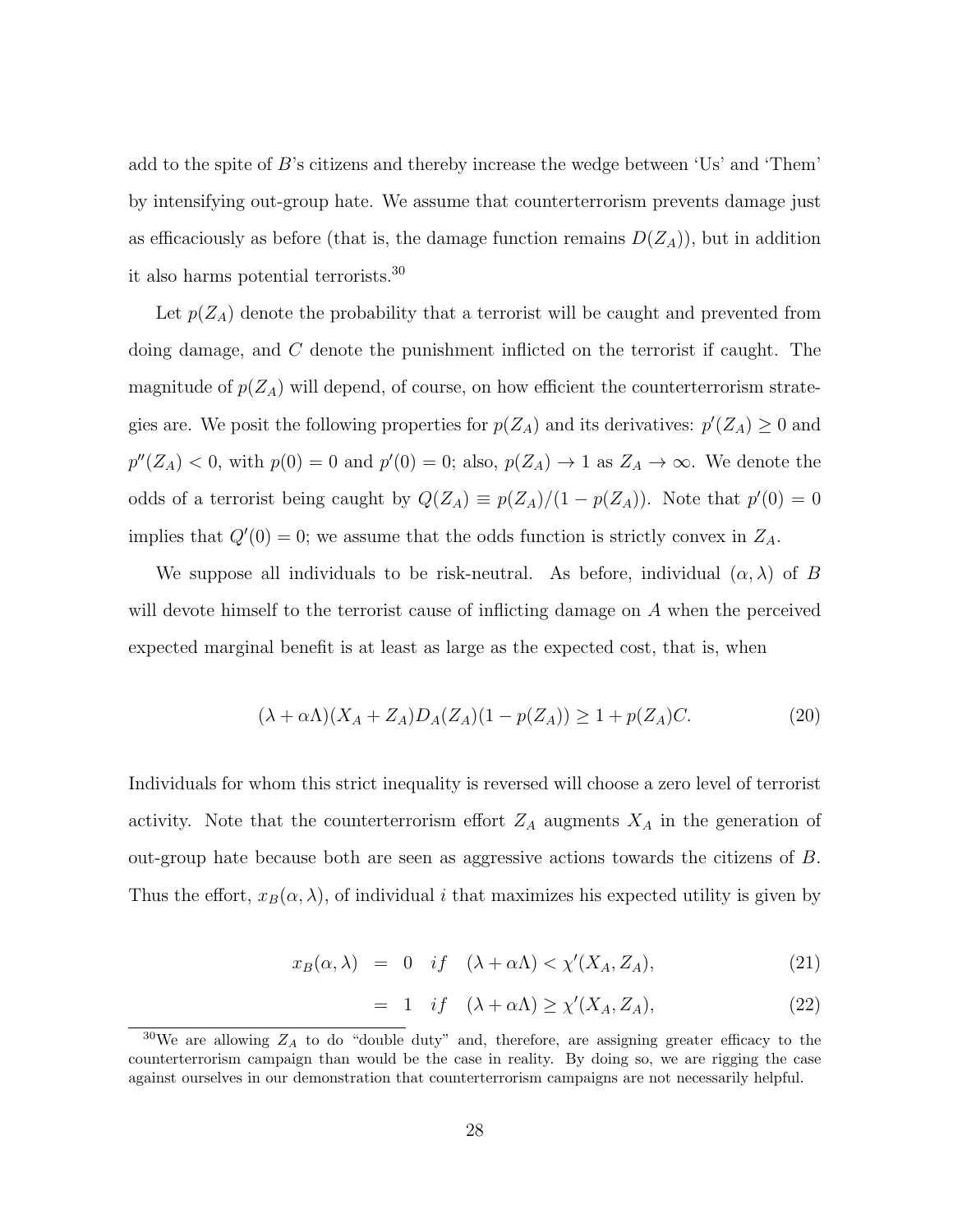add to the spite of $B$'s citizens and thereby increase the wedge between 'Us' and 'Them' by intensifying out-group hate. We assume that counterterrorism prevents damage just as efficaciously as before (that is, the damage function remains $D(Z_A)$), but in addition it also harms potential terrorists.[30]

Let $p(Z_A)$ denote the probability that a terrorist will be caught and prevented from doing damage, and $C$ denote the punishment inflicted on the terrorist if caught. The magnitude of $p(Z_A)$ will depend, of course, on how efficient the counterterrorism strategies are. We posit the following properties for $p(Z_A)$ and its derivatives: $p'(Z_A) \geq 0$ and $p''(Z_A) < 0$, with $p(0) = 0$ and $p'(0) = 0$; also, $p(Z_A) \to 1$ as $Z_A \to \infty$. We denote the odds of a terrorist being caught by $Q(Z_A) \equiv p(Z_A)/(1 - p(Z_A))$. Note that $p'(0) = 0$ implies that $Q'(0) = 0$; we assume that the odds function is strictly convex in $Z_A$.

We suppose all individuals to be risk-neutral. As before, individual $(\alpha, \lambda)$ of $B$ will devote himself to the terrorist cause of inflicting damage on $A$ when the perceived expected marginal benefit is at least as large as the expected cost, that is, when

$$(\lambda + \alpha\Lambda)(X_A + Z_A)D_A(Z_A)(1 - p(Z_A)) \geq 1 + p(Z_A)C. \tag{20}$$

Individuals for whom this strict inequality is reversed will choose a zero level of terrorist activity. Note that the counterterrorism effort $Z_A$ augments $X_A$ in the generation of out-group hate because both are seen as aggressive actions towards the citizens of $B$. Thus the effort, $x_B(\alpha, \lambda)$, of individual $i$ that maximizes his expected utility is given by

$$x_B(\alpha, \lambda) = 0 \quad if \quad (\lambda + \alpha\Lambda) < \chi'(X_A, Z_A), \tag{21}$$

$$= 1 \quad if \quad (\lambda + \alpha\Lambda) \geq \chi'(X_A, Z_A), \tag{22}$$

[30] We are allowing $Z_A$ to do "double duty" and, therefore, are assigning greater efficacy to the counterterrorism campaign than would be the case in reality. By doing so, we are rigging the case against ourselves in our demonstration that counterterrorism campaigns are not necessarily helpful.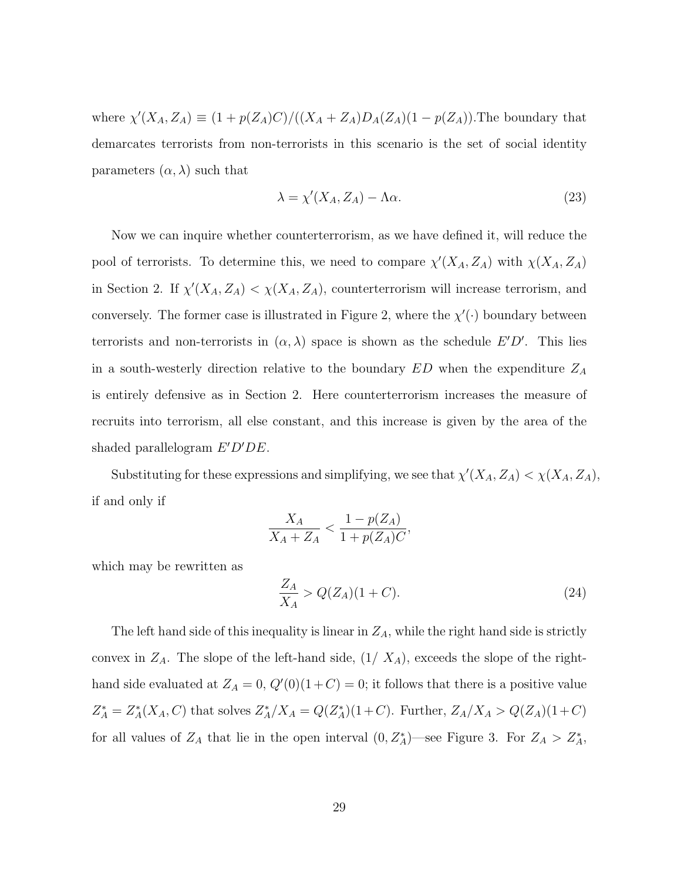where $\chi'(X_A, Z_A) \equiv (1 + p(Z_A)C)/((X_A + Z_A)D_A(Z_A)(1 - p(Z_A))$.The boundary that demarcates terrorists from non-terrorists in this scenario is the set of social identity parameters $(\alpha, \lambda)$ such that

$$\lambda = \chi'(X_A, Z_A) - \Lambda\alpha. \tag{23}$$

Now we can inquire whether counterterrorism, as we have defined it, will reduce the pool of terrorists. To determine this, we need to compare $\chi'(X_A, Z_A)$ with $\chi(X_A, Z_A)$ in Section 2. If $\chi'(X_A, Z_A) < \chi(X_A, Z_A)$, counterterrorism will increase terrorism, and conversely. The former case is illustrated in Figure 2, where the $\chi'(\cdot)$ boundary between terrorists and non-terrorists in $(\alpha, \lambda)$ space is shown as the schedule $E'D'$. This lies in a south-westerly direction relative to the boundary $ED$ when the expenditure $Z_A$ is entirely defensive as in Section 2. Here counterterrorism increases the measure of recruits into terrorism, all else constant, and this increase is given by the area of the shaded parallelogram $E'D'DE$.

Substituting for these expressions and simplifying, we see that $\chi'(X_A, Z_A) < \chi(X_A, Z_A)$, if and only if

$$\frac{X_A}{X_A + Z_A} < \frac{1 - p(Z_A)}{1 + p(Z_A)C},$$

which may be rewritten as

$$\frac{Z_A}{X_A} > Q(Z_A)(1 + C). \tag{24}$$

The left hand side of this inequality is linear in $Z_A$, while the right hand side is strictly convex in $Z_A$. The slope of the left-hand side, $(1/\ X_A)$, exceeds the slope of the right-hand side evaluated at $Z_A = 0$, $Q'(0)(1+C) = 0$; it follows that there is a positive value $Z_A^* = Z_A^*(X_A, C)$ that solves $Z_A^*/X_A = Q(Z_A^*)(1+C)$. Further, $Z_A/X_A > Q(Z_A)(1+C)$ for all values of $Z_A$ that lie in the open interval $(0, Z_A^*)$—see Figure 3. For $Z_A > Z_A^*$,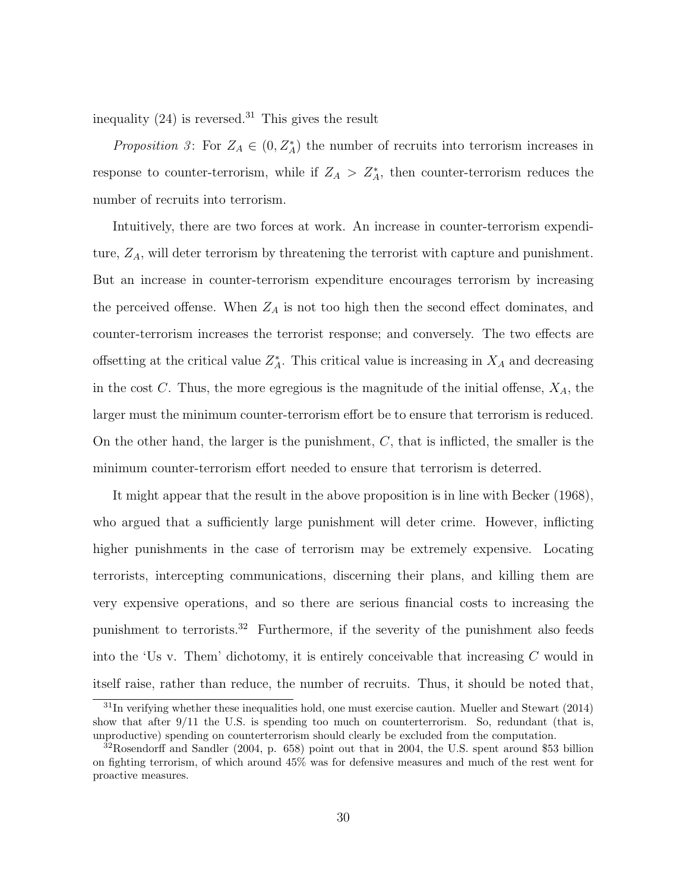inequality (24) is reversed.[31] This gives the result

*Proposition 3*: For $Z_A \in (0, Z_A^*)$ the number of recruits into terrorism increases in response to counter-terrorism, while if $Z_A > Z_A^*$, then counter-terrorism reduces the number of recruits into terrorism.

Intuitively, there are two forces at work. An increase in counter-terrorism expenditure, $Z_A$, will deter terrorism by threatening the terrorist with capture and punishment. But an increase in counter-terrorism expenditure encourages terrorism by increasing the perceived offense. When $Z_A$ is not too high then the second effect dominates, and counter-terrorism increases the terrorist response; and conversely. The two effects are offsetting at the critical value $Z_A^*$. This critical value is increasing in $X_A$ and decreasing in the cost $C$. Thus, the more egregious is the magnitude of the initial offense, $X_A$, the larger must the minimum counter-terrorism effort be to ensure that terrorism is reduced. On the other hand, the larger is the punishment, $C$, that is inflicted, the smaller is the minimum counter-terrorism effort needed to ensure that terrorism is deterred.

It might appear that the result in the above proposition is in line with Becker (1968), who argued that a sufficiently large punishment will deter crime. However, inflicting higher punishments in the case of terrorism may be extremely expensive. Locating terrorists, intercepting communications, discerning their plans, and killing them are very expensive operations, and so there are serious financial costs to increasing the punishment to terrorists.[32] Furthermore, if the severity of the punishment also feeds into the 'Us v. Them' dichotomy, it is entirely conceivable that increasing $C$ would in itself raise, rather than reduce, the number of recruits. Thus, it should be noted that,

[31] In verifying whether these inequalities hold, one must exercise caution. Mueller and Stewart (2014) show that after 9/11 the U.S. is spending too much on counterterrorism. So, redundant (that is, unproductive) spending on counterterrorism should clearly be excluded from the computation.

[32] Rosendorff and Sandler (2004, p. 658) point out that in 2004, the U.S. spent around $53 billion on fighting terrorism, of which around 45% was for defensive measures and much of the rest went for proactive measures.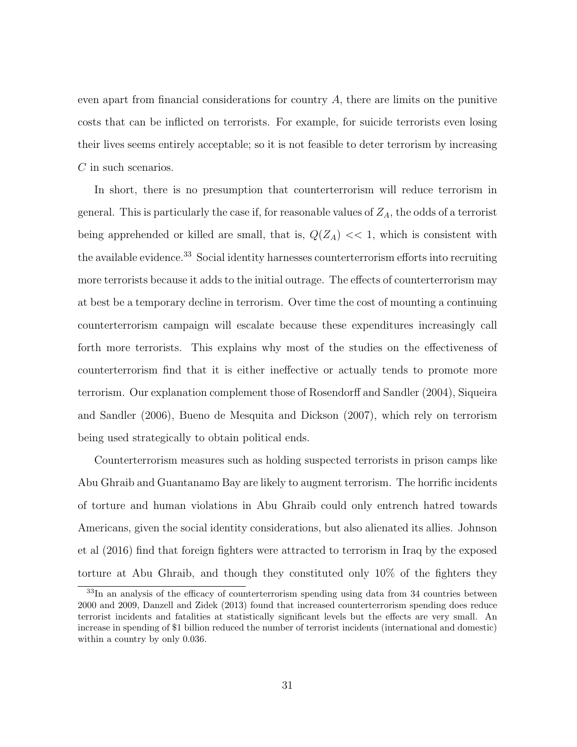even apart from financial considerations for country $A$, there are limits on the punitive costs that can be inflicted on terrorists. For example, for suicide terrorists even losing their lives seems entirely acceptable; so it is not feasible to deter terrorism by increasing $C$ in such scenarios.

In short, there is no presumption that counterterrorism will reduce terrorism in general. This is particularly the case if, for reasonable values of $Z_A$, the odds of a terrorist being apprehended or killed are small, that is, $Q(Z_A) << 1$, which is consistent with the available evidence.[33] Social identity harnesses counterterrorism efforts into recruiting more terrorists because it adds to the initial outrage. The effects of counterterrorism may at best be a temporary decline in terrorism. Over time the cost of mounting a continuing counterterrorism campaign will escalate because these expenditures increasingly call forth more terrorists. This explains why most of the studies on the effectiveness of counterterrorism find that it is either ineffective or actually tends to promote more terrorism. Our explanation complement those of Rosendorff and Sandler (2004), Siqueira and Sandler (2006), Bueno de Mesquita and Dickson (2007), which rely on terrorism being used strategically to obtain political ends.

Counterterrorism measures such as holding suspected terrorists in prison camps like Abu Ghraib and Guantanamo Bay are likely to augment terrorism. The horrific incidents of torture and human violations in Abu Ghraib could only entrench hatred towards Americans, given the social identity considerations, but also alienated its allies. Johnson et al (2016) find that foreign fighters were attracted to terrorism in Iraq by the exposed torture at Abu Ghraib, and though they constituted only 10% of the fighters they

[33]In an analysis of the efficacy of counterterrorism spending using data from 34 countries between 2000 and 2009, Danzell and Zidek (2013) found that increased counterterrorism spending does reduce terrorist incidents and fatalities at statistically significant levels but the effects are very small. An increase in spending of $1 billion reduced the number of terrorist incidents (international and domestic) within a country by only 0.036.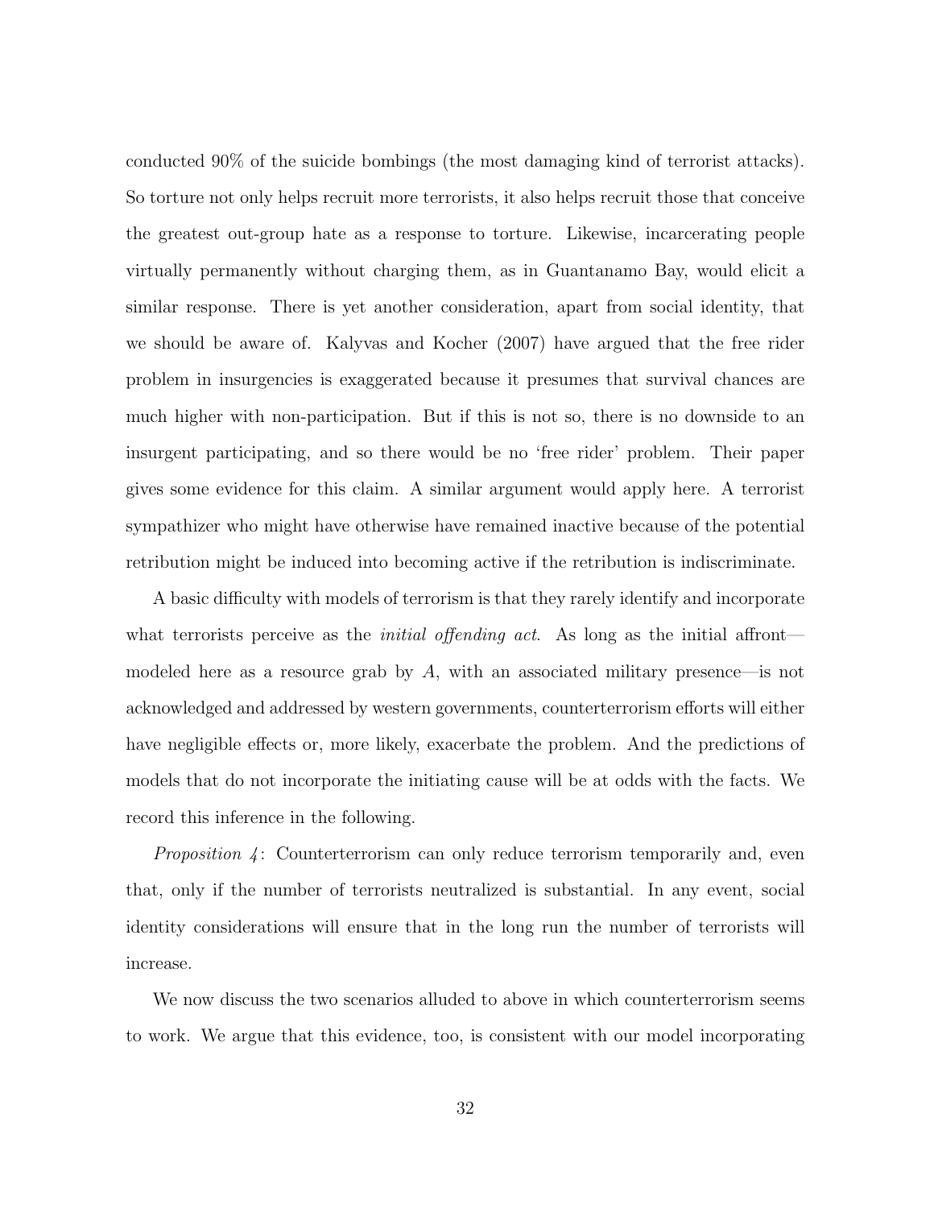conducted 90% of the suicide bombings (the most damaging kind of terrorist attacks). So torture not only helps recruit more terrorists, it also helps recruit those that conceive the greatest out-group hate as a response to torture. Likewise, incarcerating people virtually permanently without charging them, as in Guantanamo Bay, would elicit a similar response. There is yet another consideration, apart from social identity, that we should be aware of. Kalyvas and Kocher (2007) have argued that the free rider problem in insurgencies is exaggerated because it presumes that survival chances are much higher with non-participation. But if this is not so, there is no downside to an insurgent participating, and so there would be no 'free rider' problem. Their paper gives some evidence for this claim. A similar argument would apply here. A terrorist sympathizer who might have otherwise have remained inactive because of the potential retribution might be induced into becoming active if the retribution is indiscriminate.

A basic difficulty with models of terrorism is that they rarely identify and incorporate what terrorists perceive as the *initial offending act*. As long as the initial affront—modeled here as a resource grab by $A$, with an associated military presence—is not acknowledged and addressed by western governments, counterterrorism efforts will either have negligible effects or, more likely, exacerbate the problem. And the predictions of models that do not incorporate the initiating cause will be at odds with the facts. We record this inference in the following.

*Proposition 4*: Counterterrorism can only reduce terrorism temporarily and, even that, only if the number of terrorists neutralized is substantial. In any event, social identity considerations will ensure that in the long run the number of terrorists will increase.

We now discuss the two scenarios alluded to above in which counterterrorism seems to work. We argue that this evidence, too, is consistent with our model incorporating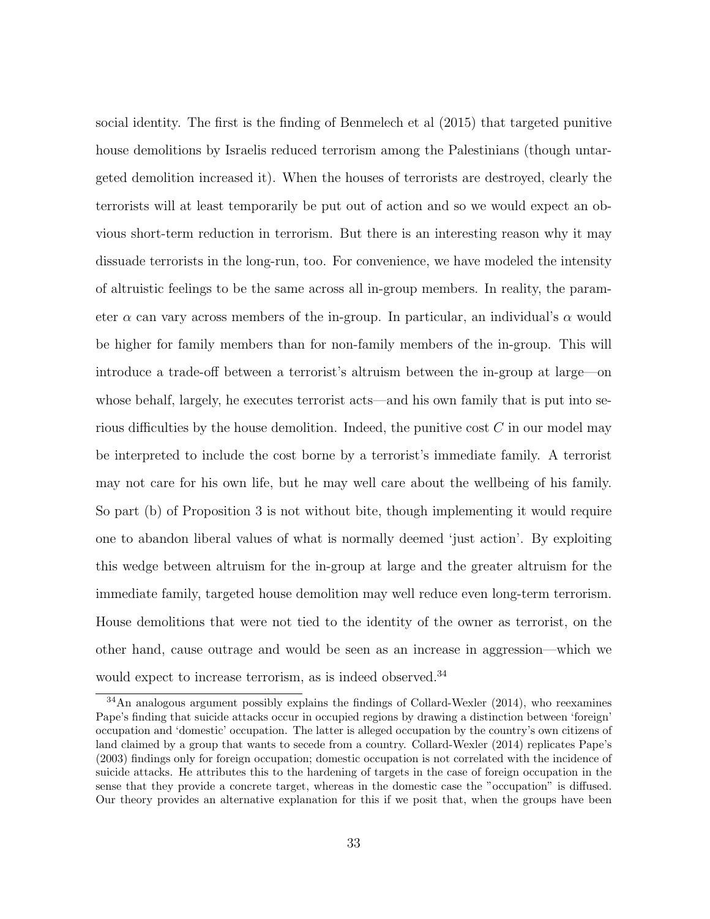social identity. The first is the finding of Benmelech et al (2015) that targeted punitive house demolitions by Israelis reduced terrorism among the Palestinians (though untargeted demolition increased it). When the houses of terrorists are destroyed, clearly the terrorists will at least temporarily be put out of action and so we would expect an obvious short-term reduction in terrorism. But there is an interesting reason why it may dissuade terrorists in the long-run, too. For convenience, we have modeled the intensity of altruistic feelings to be the same across all in-group members. In reality, the parameter $\alpha$ can vary across members of the in-group. In particular, an individual's $\alpha$ would be higher for family members than for non-family members of the in-group. This will introduce a trade-off between a terrorist's altruism between the in-group at large—on whose behalf, largely, he executes terrorist acts—and his own family that is put into serious difficulties by the house demolition. Indeed, the punitive cost $C$ in our model may be interpreted to include the cost borne by a terrorist's immediate family. A terrorist may not care for his own life, but he may well care about the wellbeing of his family. So part (b) of Proposition 3 is not without bite, though implementing it would require one to abandon liberal values of what is normally deemed 'just action'. By exploiting this wedge between altruism for the in-group at large and the greater altruism for the immediate family, targeted house demolition may well reduce even long-term terrorism. House demolitions that were not tied to the identity of the owner as terrorist, on the other hand, cause outrage and would be seen as an increase in aggression—which we would expect to increase terrorism, as is indeed observed.[34]

[34] An analogous argument possibly explains the findings of Collard-Wexler (2014), who reexamines Pape's finding that suicide attacks occur in occupied regions by drawing a distinction between 'foreign' occupation and 'domestic' occupation. The latter is alleged occupation by the country's own citizens of land claimed by a group that wants to secede from a country. Collard-Wexler (2014) replicates Pape's (2003) findings only for foreign occupation; domestic occupation is not correlated with the incidence of suicide attacks. He attributes this to the hardening of targets in the case of foreign occupation in the sense that they provide a concrete target, whereas in the domestic case the "occupation" is diffused. Our theory provides an alternative explanation for this if we posit that, when the groups have been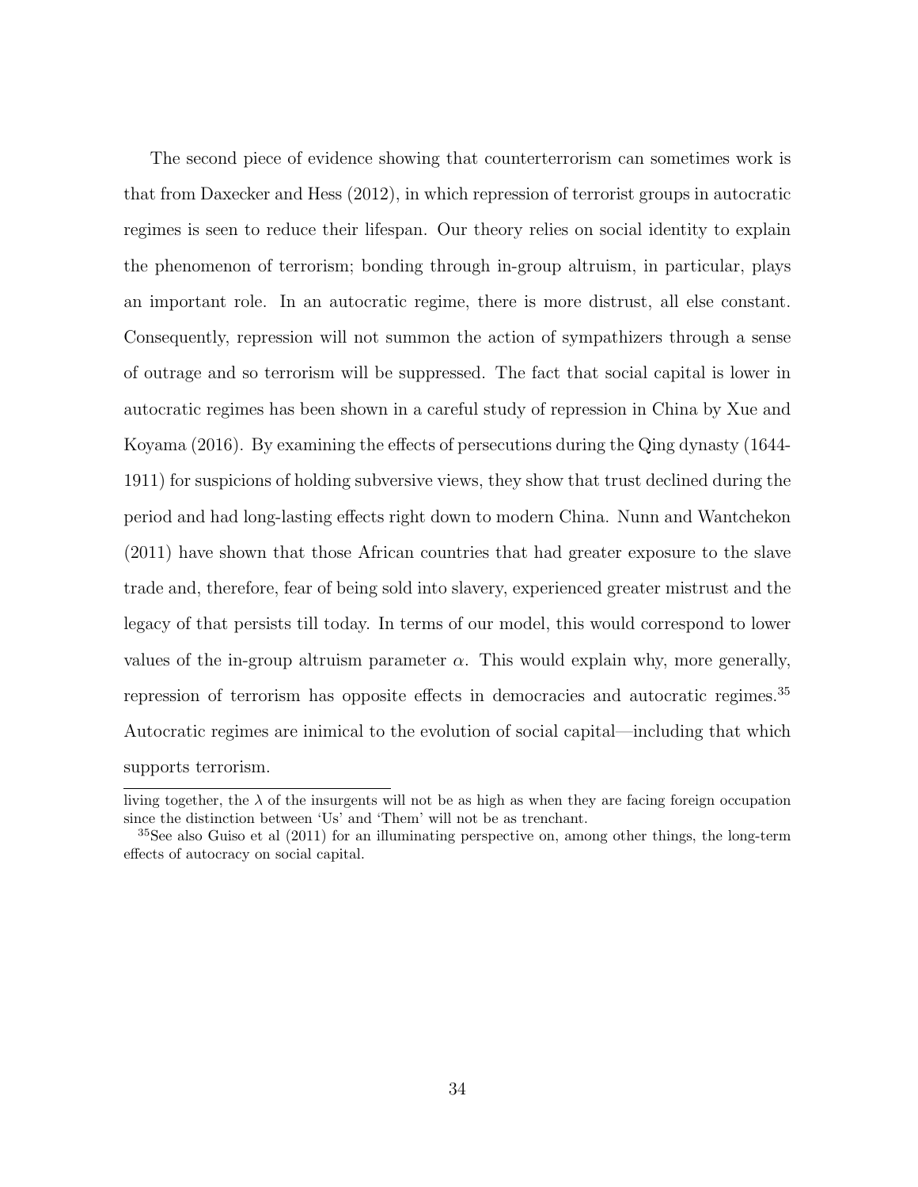The second piece of evidence showing that counterterrorism can sometimes work is that from Daxecker and Hess (2012), in which repression of terrorist groups in autocratic regimes is seen to reduce their lifespan. Our theory relies on social identity to explain the phenomenon of terrorism; bonding through in-group altruism, in particular, plays an important role. In an autocratic regime, there is more distrust, all else constant. Consequently, repression will not summon the action of sympathizers through a sense of outrage and so terrorism will be suppressed. The fact that social capital is lower in autocratic regimes has been shown in a careful study of repression in China by Xue and Koyama (2016). By examining the effects of persecutions during the Qing dynasty (1644-1911) for suspicions of holding subversive views, they show that trust declined during the period and had long-lasting effects right down to modern China. Nunn and Wantchekon (2011) have shown that those African countries that had greater exposure to the slave trade and, therefore, fear of being sold into slavery, experienced greater mistrust and the legacy of that persists till today. In terms of our model, this would correspond to lower values of the in-group altruism parameter $\alpha$. This would explain why, more generally, repression of terrorism has opposite effects in democracies and autocratic regimes.[35] Autocratic regimes are inimical to the evolution of social capital—including that which supports terrorism.

---

living together, the $\lambda$ of the insurgents will not be as high as when they are facing foreign occupation since the distinction between 'Us' and 'Them' will not be as trenchant.

[35] See also Guiso et al (2011) for an illuminating perspective on, among other things, the long-term effects of autocracy on social capital.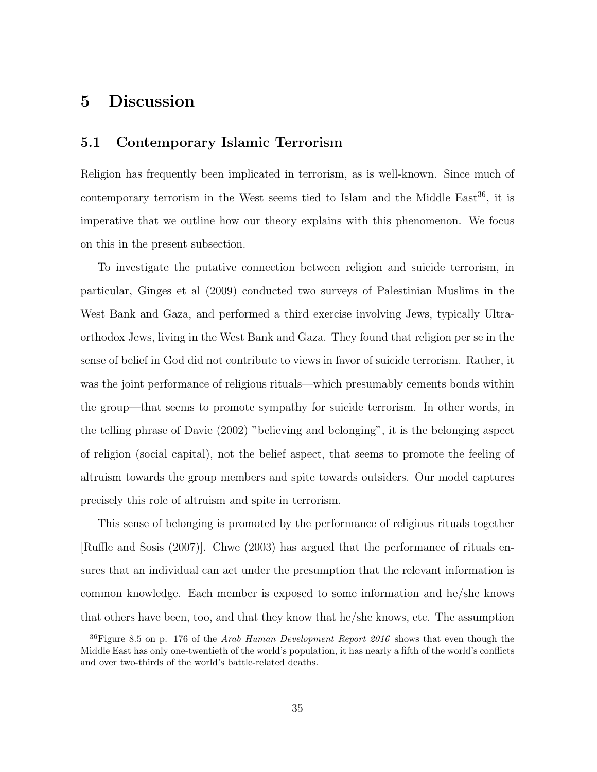# 5 Discussion

## 5.1 Contemporary Islamic Terrorism

Religion has frequently been implicated in terrorism, as is well-known. Since much of contemporary terrorism in the West seems tied to Islam and the Middle East[36], it is imperative that we outline how our theory explains with this phenomenon. We focus on this in the present subsection.

To investigate the putative connection between religion and suicide terrorism, in particular, Ginges et al (2009) conducted two surveys of Palestinian Muslims in the West Bank and Gaza, and performed a third exercise involving Jews, typically Ultra-orthodox Jews, living in the West Bank and Gaza. They found that religion per se in the sense of belief in God did not contribute to views in favor of suicide terrorism. Rather, it was the joint performance of religious rituals—which presumably cements bonds within the group—that seems to promote sympathy for suicide terrorism. In other words, in the telling phrase of Davie (2002) "believing and belonging", it is the belonging aspect of religion (social capital), not the belief aspect, that seems to promote the feeling of altruism towards the group members and spite towards outsiders. Our model captures precisely this role of altruism and spite in terrorism.

This sense of belonging is promoted by the performance of religious rituals together [Ruffle and Sosis (2007)]. Chwe (2003) has argued that the performance of rituals ensures that an individual can act under the presumption that the relevant information is common knowledge. Each member is exposed to some information and he/she knows that others have been, too, and that they know that he/she knows, etc. The assumption

[36] Figure 8.5 on p. 176 of the *Arab Human Development Report 2016* shows that even though the Middle East has only one-twentieth of the world's population, it has nearly a fifth of the world's conflicts and over two-thirds of the world's battle-related deaths.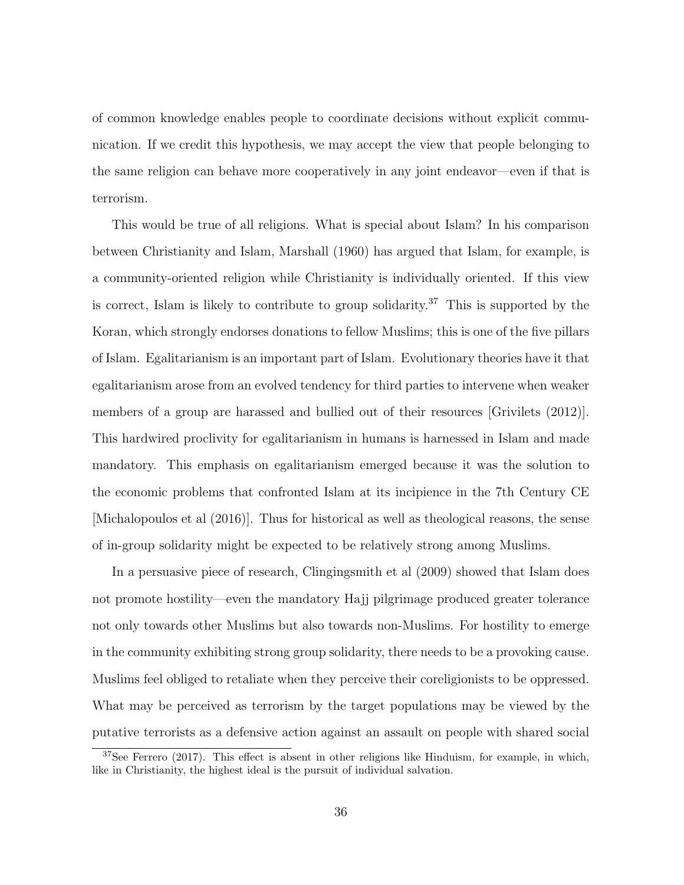of common knowledge enables people to coordinate decisions without explicit communication. If we credit this hypothesis, we may accept the view that people belonging to the same religion can behave more cooperatively in any joint endeavor—even if that is terrorism.

This would be true of all religions. What is special about Islam? In his comparison between Christianity and Islam, Marshall (1960) has argued that Islam, for example, is a community-oriented religion while Christianity is individually oriented. If this view is correct, Islam is likely to contribute to group solidarity.[37] This is supported by the Koran, which strongly endorses donations to fellow Muslims; this is one of the five pillars of Islam. Egalitarianism is an important part of Islam. Evolutionary theories have it that egalitarianism arose from an evolved tendency for third parties to intervene when weaker members of a group are harassed and bullied out of their resources [Grivilets (2012)]. This hardwired proclivity for egalitarianism in humans is harnessed in Islam and made mandatory. This emphasis on egalitarianism emerged because it was the solution to the economic problems that confronted Islam at its incipience in the 7th Century CE [Michalopoulos et al (2016)]. Thus for historical as well as theological reasons, the sense of in-group solidarity might be expected to be relatively strong among Muslims.

In a persuasive piece of research, Clingingsmith et al (2009) showed that Islam does not promote hostility—even the mandatory Hajj pilgrimage produced greater tolerance not only towards other Muslims but also towards non-Muslims. For hostility to emerge in the community exhibiting strong group solidarity, there needs to be a provoking cause. Muslims feel obliged to retaliate when they perceive their coreligionists to be oppressed. What may be perceived as terrorism by the target populations may be viewed by the putative terrorists as a defensive action against an assault on people with shared social

[37]See Ferrero (2017). This effect is absent in other religions like Hinduism, for example, in which, like in Christianity, the highest ideal is the pursuit of individual salvation.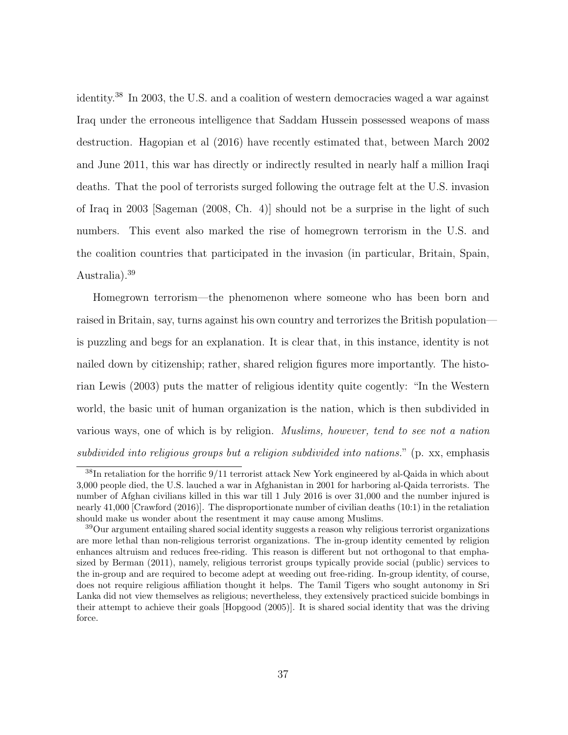identity.[38] In 2003, the U.S. and a coalition of western democracies waged a war against Iraq under the erroneous intelligence that Saddam Hussein possessed weapons of mass destruction. Hagopian et al (2016) have recently estimated that, between March 2002 and June 2011, this war has directly or indirectly resulted in nearly half a million Iraqi deaths. That the pool of terrorists surged following the outrage felt at the U.S. invasion of Iraq in 2003 [Sageman (2008, Ch. 4)] should not be a surprise in the light of such numbers. This event also marked the rise of homegrown terrorism in the U.S. and the coalition countries that participated in the invasion (in particular, Britain, Spain, Australia).[39]

Homegrown terrorism—the phenomenon where someone who has been born and raised in Britain, say, turns against his own country and terrorizes the British population—is puzzling and begs for an explanation. It is clear that, in this instance, identity is not nailed down by citizenship; rather, shared religion figures more importantly. The historian Lewis (2003) puts the matter of religious identity quite cogently: "In the Western world, the basic unit of human organization is the nation, which is then subdivided in various ways, one of which is by religion. *Muslims, however, tend to see not a nation subdivided into religious groups but a religion subdivided into nations.*" (p. xx, emphasis

[38] In retaliation for the horrific 9/11 terrorist attack New York engineered by al-Qaida in which about 3,000 people died, the U.S. lauched a war in Afghanistan in 2001 for harboring al-Qaida terrorists. The number of Afghan civilians killed in this war till 1 July 2016 is over 31,000 and the number injured is nearly 41,000 [Crawford (2016)]. The disproportionate number of civilian deaths (10:1) in the retaliation should make us wonder about the resentment it may cause among Muslims.

[39] Our argument entailing shared social identity suggests a reason why religious terrorist organizations are more lethal than non-religious terrorist organizations. The in-group identity cemented by religion enhances altruism and reduces free-riding. This reason is different but not orthogonal to that emphasized by Berman (2011), namely, religious terrorist groups typically provide social (public) services to the in-group and are required to become adept at weeding out free-riding. In-group identity, of course, does not require religious affiliation thought it helps. The Tamil Tigers who sought autonomy in Sri Lanka did not view themselves as religious; nevertheless, they extensively practiced suicide bombings in their attempt to achieve their goals [Hopgood (2005)]. It is shared social identity that was the driving force.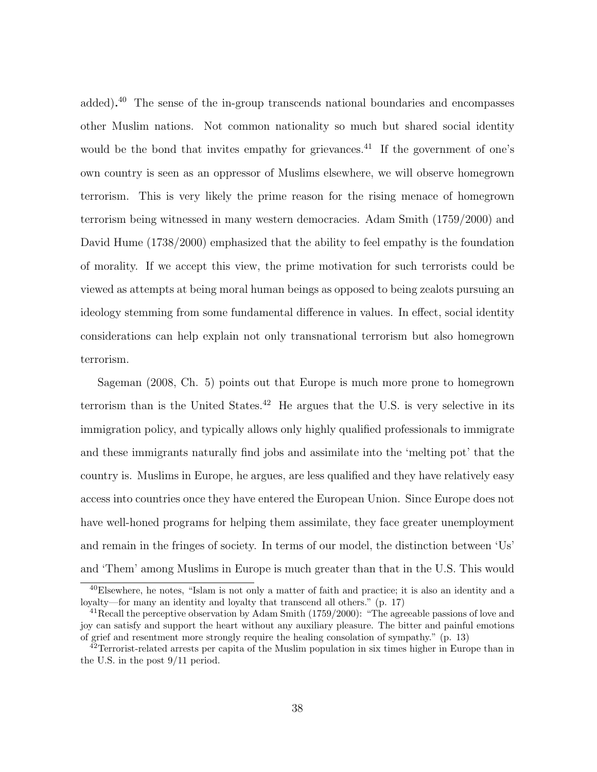added).[40] The sense of the in-group transcends national boundaries and encompasses other Muslim nations. Not common nationality so much but shared social identity would be the bond that invites empathy for grievances.[41] If the government of one's own country is seen as an oppressor of Muslims elsewhere, we will observe homegrown terrorism. This is very likely the prime reason for the rising menace of homegrown terrorism being witnessed in many western democracies. Adam Smith (1759/2000) and David Hume (1738/2000) emphasized that the ability to feel empathy is the foundation of morality. If we accept this view, the prime motivation for such terrorists could be viewed as attempts at being moral human beings as opposed to being zealots pursuing an ideology stemming from some fundamental difference in values. In effect, social identity considerations can help explain not only transnational terrorism but also homegrown terrorism.

Sageman (2008, Ch. 5) points out that Europe is much more prone to homegrown terrorism than is the United States.[42] He argues that the U.S. is very selective in its immigration policy, and typically allows only highly qualified professionals to immigrate and these immigrants naturally find jobs and assimilate into the 'melting pot' that the country is. Muslims in Europe, he argues, are less qualified and they have relatively easy access into countries once they have entered the European Union. Since Europe does not have well-honed programs for helping them assimilate, they face greater unemployment and remain in the fringes of society. In terms of our model, the distinction between 'Us' and 'Them' among Muslims in Europe is much greater than that in the U.S. This would

---

[40] Elsewhere, he notes, "Islam is not only a matter of faith and practice; it is also an identity and a loyalty—for many an identity and loyalty that transcend all others." (p. 17)

[41] Recall the perceptive observation by Adam Smith (1759/2000): "The agreeable passions of love and joy can satisfy and support the heart without any auxiliary pleasure. The bitter and painful emotions of grief and resentment more strongly require the healing consolation of sympathy." (p. 13)

[42] Terrorist-related arrests per capita of the Muslim population in six times higher in Europe than in the U.S. in the post 9/11 period.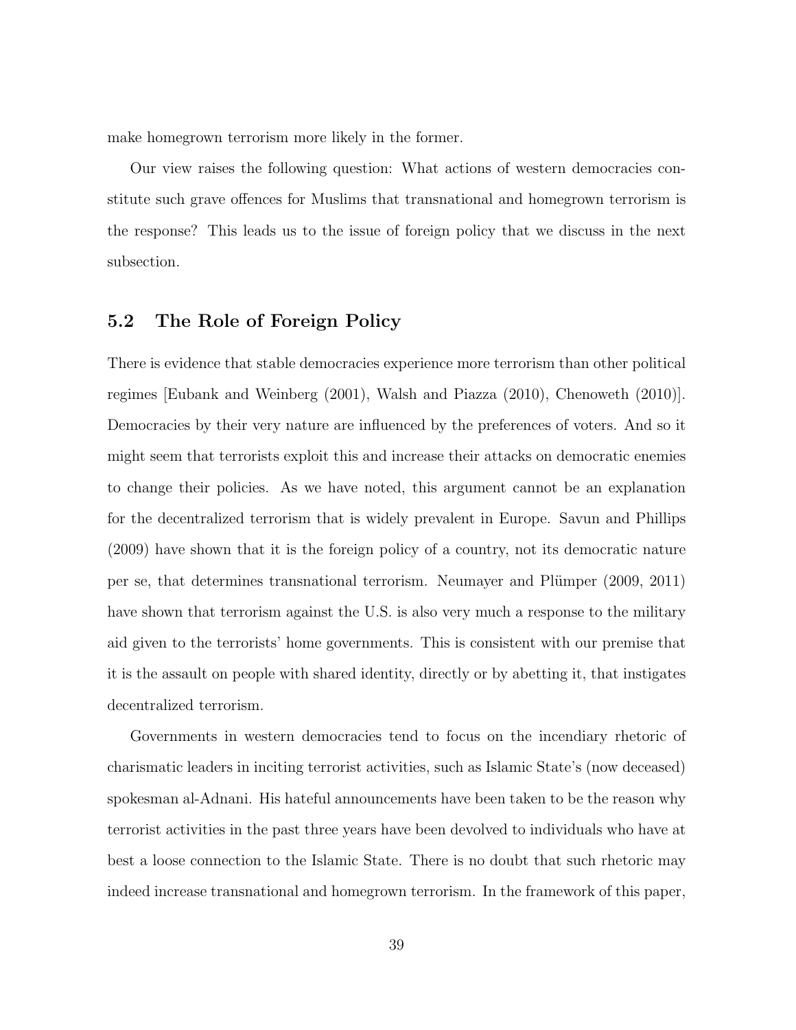make homegrown terrorism more likely in the former.

Our view raises the following question: What actions of western democracies constitute such grave offences for Muslims that transnational and homegrown terrorism is the response? This leads us to the issue of foreign policy that we discuss in the next subsection.

## 5.2 The Role of Foreign Policy

There is evidence that stable democracies experience more terrorism than other political regimes [Eubank and Weinberg (2001), Walsh and Piazza (2010), Chenoweth (2010)]. Democracies by their very nature are influenced by the preferences of voters. And so it might seem that terrorists exploit this and increase their attacks on democratic enemies to change their policies. As we have noted, this argument cannot be an explanation for the decentralized terrorism that is widely prevalent in Europe. Savun and Phillips (2009) have shown that it is the foreign policy of a country, not its democratic nature per se, that determines transnational terrorism. Neumayer and Plümper (2009, 2011) have shown that terrorism against the U.S. is also very much a response to the military aid given to the terrorists' home governments. This is consistent with our premise that it is the assault on people with shared identity, directly or by abetting it, that instigates decentralized terrorism.

Governments in western democracies tend to focus on the incendiary rhetoric of charismatic leaders in inciting terrorist activities, such as Islamic State's (now deceased) spokesman al-Adnani. His hateful announcements have been taken to be the reason why terrorist activities in the past three years have been devolved to individuals who have at best a loose connection to the Islamic State. There is no doubt that such rhetoric may indeed increase transnational and homegrown terrorism. In the framework of this paper,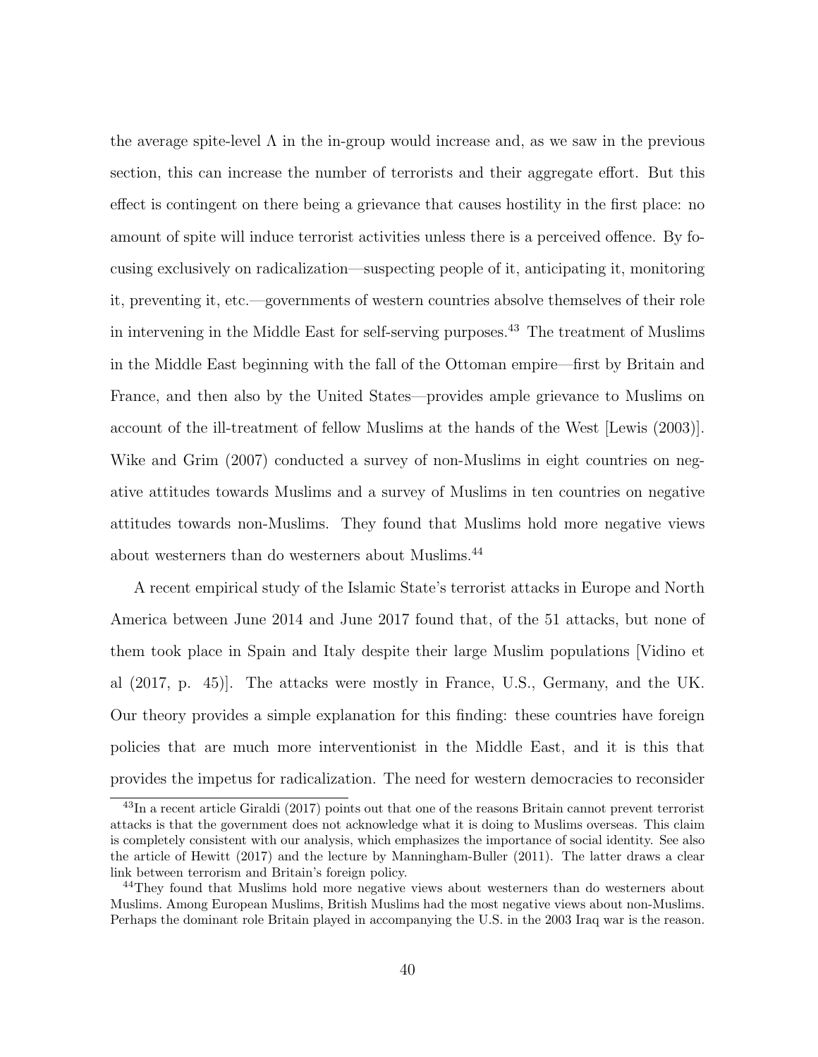the average spite-level $\Lambda$ in the in-group would increase and, as we saw in the previous section, this can increase the number of terrorists and their aggregate effort. But this effect is contingent on there being a grievance that causes hostility in the first place: no amount of spite will induce terrorist activities unless there is a perceived offence. By focusing exclusively on radicalization—suspecting people of it, anticipating it, monitoring it, preventing it, etc.—governments of western countries absolve themselves of their role in intervening in the Middle East for self-serving purposes.[43] The treatment of Muslims in the Middle East beginning with the fall of the Ottoman empire—first by Britain and France, and then also by the United States—provides ample grievance to Muslims on account of the ill-treatment of fellow Muslims at the hands of the West [Lewis (2003)]. Wike and Grim (2007) conducted a survey of non-Muslims in eight countries on negative attitudes towards Muslims and a survey of Muslims in ten countries on negative attitudes towards non-Muslims. They found that Muslims hold more negative views about westerners than do westerners about Muslims.[44]

A recent empirical study of the Islamic State's terrorist attacks in Europe and North America between June 2014 and June 2017 found that, of the 51 attacks, but none of them took place in Spain and Italy despite their large Muslim populations [Vidino et al (2017, p. 45)]. The attacks were mostly in France, U.S., Germany, and the UK. Our theory provides a simple explanation for this finding: these countries have foreign policies that are much more interventionist in the Middle East, and it is this that provides the impetus for radicalization. The need for western democracies to reconsider

[43] In a recent article Giraldi (2017) points out that one of the reasons Britain cannot prevent terrorist attacks is that the government does not acknowledge what it is doing to Muslims overseas. This claim is completely consistent with our analysis, which emphasizes the importance of social identity. See also the article of Hewitt (2017) and the lecture by Manningham-Buller (2011). The latter draws a clear link between terrorism and Britain's foreign policy.

[44] They found that Muslims hold more negative views about westerners than do westerners about Muslims. Among European Muslims, British Muslims had the most negative views about non-Muslims. Perhaps the dominant role Britain played in accompanying the U.S. in the 2003 Iraq war is the reason.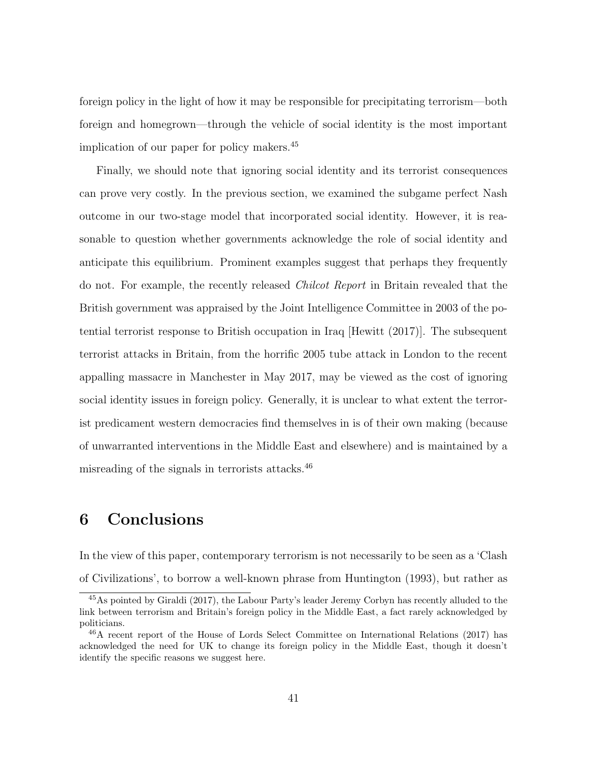foreign policy in the light of how it may be responsible for precipitating terrorism—both foreign and homegrown—through the vehicle of social identity is the most important implication of our paper for policy makers.[45]

Finally, we should note that ignoring social identity and its terrorist consequences can prove very costly. In the previous section, we examined the subgame perfect Nash outcome in our two-stage model that incorporated social identity. However, it is reasonable to question whether governments acknowledge the role of social identity and anticipate this equilibrium. Prominent examples suggest that perhaps they frequently do not. For example, the recently released *Chilcot Report* in Britain revealed that the British government was appraised by the Joint Intelligence Committee in 2003 of the potential terrorist response to British occupation in Iraq [Hewitt (2017)]. The subsequent terrorist attacks in Britain, from the horrific 2005 tube attack in London to the recent appalling massacre in Manchester in May 2017, may be viewed as the cost of ignoring social identity issues in foreign policy. Generally, it is unclear to what extent the terrorist predicament western democracies find themselves in is of their own making (because of unwarranted interventions in the Middle East and elsewhere) and is maintained by a misreading of the signals in terrorists attacks.[46]

# 6 Conclusions

In the view of this paper, contemporary terrorism is not necessarily to be seen as a 'Clash of Civilizations', to borrow a well-known phrase from Huntington (1993), but rather as

[45] As pointed by Giraldi (2017), the Labour Party's leader Jeremy Corbyn has recently alluded to the link between terrorism and Britain's foreign policy in the Middle East, a fact rarely acknowledged by politicians.

[46] A recent report of the House of Lords Select Committee on International Relations (2017) has acknowledged the need for UK to change its foreign policy in the Middle East, though it doesn't identify the specific reasons we suggest here.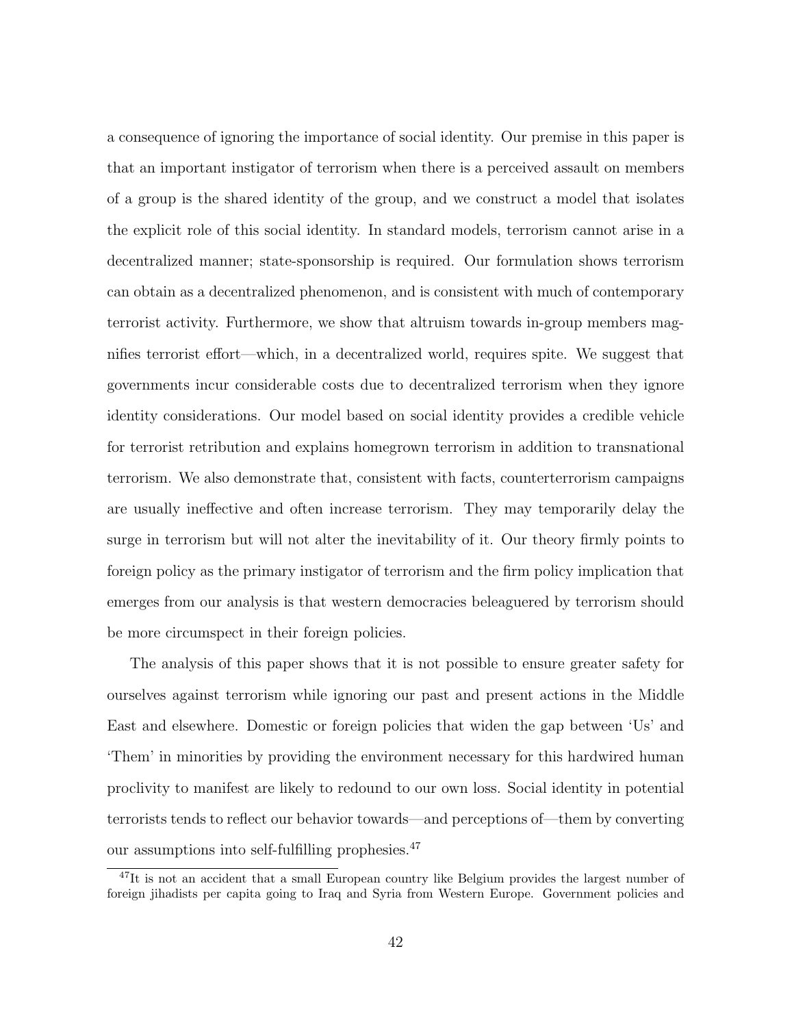a consequence of ignoring the importance of social identity. Our premise in this paper is that an important instigator of terrorism when there is a perceived assault on members of a group is the shared identity of the group, and we construct a model that isolates the explicit role of this social identity. In standard models, terrorism cannot arise in a decentralized manner; state-sponsorship is required. Our formulation shows terrorism can obtain as a decentralized phenomenon, and is consistent with much of contemporary terrorist activity. Furthermore, we show that altruism towards in-group members magnifies terrorist effort—which, in a decentralized world, requires spite. We suggest that governments incur considerable costs due to decentralized terrorism when they ignore identity considerations. Our model based on social identity provides a credible vehicle for terrorist retribution and explains homegrown terrorism in addition to transnational terrorism. We also demonstrate that, consistent with facts, counterterrorism campaigns are usually ineffective and often increase terrorism. They may temporarily delay the surge in terrorism but will not alter the inevitability of it. Our theory firmly points to foreign policy as the primary instigator of terrorism and the firm policy implication that emerges from our analysis is that western democracies beleaguered by terrorism should be more circumspect in their foreign policies.

The analysis of this paper shows that it is not possible to ensure greater safety for ourselves against terrorism while ignoring our past and present actions in the Middle East and elsewhere. Domestic or foreign policies that widen the gap between 'Us' and 'Them' in minorities by providing the environment necessary for this hardwired human proclivity to manifest are likely to redound to our own loss. Social identity in potential terrorists tends to reflect our behavior towards—and perceptions of—them by converting our assumptions into self-fulfilling prophesies.[47]

[47]It is not an accident that a small European country like Belgium provides the largest number of foreign jihadists per capita going to Iraq and Syria from Western Europe. Government policies and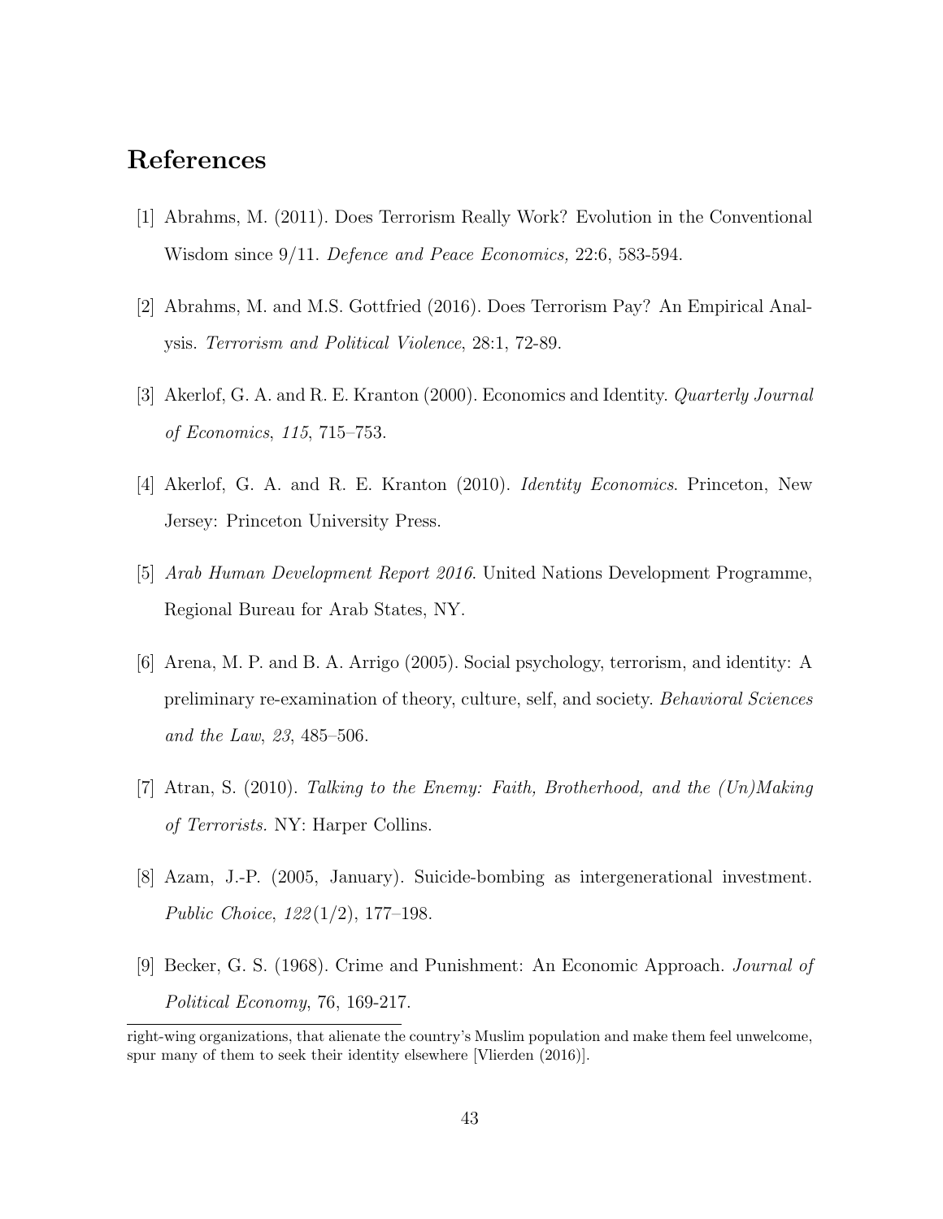## References

[1] Abrahms, M. (2011). Does Terrorism Really Work? Evolution in the Conventional Wisdom since 9/11. *Defence and Peace Economics,* 22:6, 583-594.

[2] Abrahms, M. and M.S. Gottfried (2016). Does Terrorism Pay? An Empirical Analysis. *Terrorism and Political Violence*, 28:1, 72-89.

[3] Akerlof, G. A. and R. E. Kranton (2000). Economics and Identity. *Quarterly Journal of Economics*, *115*, 715–753.

[4] Akerlof, G. A. and R. E. Kranton (2010). *Identity Economics*. Princeton, New Jersey: Princeton University Press.

[5] *Arab Human Development Report 2016*. United Nations Development Programme, Regional Bureau for Arab States, NY.

[6] Arena, M. P. and B. A. Arrigo (2005). Social psychology, terrorism, and identity: A preliminary re-examination of theory, culture, self, and society. *Behavioral Sciences and the Law*, *23*, 485–506.

[7] Atran, S. (2010). *Talking to the Enemy: Faith, Brotherhood, and the (Un)Making of Terrorists.* NY: Harper Collins.

[8] Azam, J.-P. (2005, January). Suicide-bombing as intergenerational investment. *Public Choice*, *122*(1/2), 177–198.

[9] Becker, G. S. (1968). Crime and Punishment: An Economic Approach. *Journal of Political Economy*, 76, 169-217.

---

right-wing organizations, that alienate the country's Muslim population and make them feel unwelcome, spur many of them to seek their identity elsewhere [Vlierden (2016)].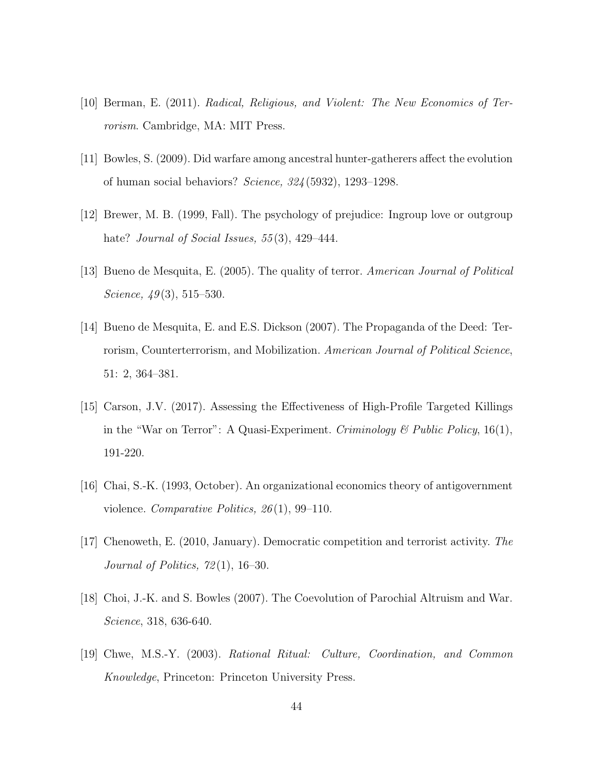[10] Berman, E. (2011). *Radical, Religious, and Violent: The New Economics of Terrorism*. Cambridge, MA: MIT Press.

[11] Bowles, S. (2009). Did warfare among ancestral hunter-gatherers affect the evolution of human social behaviors? *Science, 324*(5932), 1293–1298.

[12] Brewer, M. B. (1999, Fall). The psychology of prejudice: Ingroup love or outgroup hate? *Journal of Social Issues, 55*(3), 429–444.

[13] Bueno de Mesquita, E. (2005). The quality of terror. *American Journal of Political Science, 49*(3), 515–530.

[14] Bueno de Mesquita, E. and E.S. Dickson (2007). The Propaganda of the Deed: Terrorism, Counterterrorism, and Mobilization. *American Journal of Political Science*, 51: 2, 364–381.

[15] Carson, J.V. (2017). Assessing the Effectiveness of High-Profile Targeted Killings in the "War on Terror": A Quasi-Experiment. *Criminology & Public Policy*, 16(1), 191-220.

[16] Chai, S.-K. (1993, October). An organizational economics theory of antigovernment violence. *Comparative Politics, 26*(1), 99–110.

[17] Chenoweth, E. (2010, January). Democratic competition and terrorist activity. *The Journal of Politics, 72*(1), 16–30.

[18] Choi, J.-K. and S. Bowles (2007). The Coevolution of Parochial Altruism and War. *Science*, 318, 636-640.

[19] Chwe, M.S.-Y. (2003). *Rational Ritual: Culture, Coordination, and Common Knowledge*, Princeton: Princeton University Press.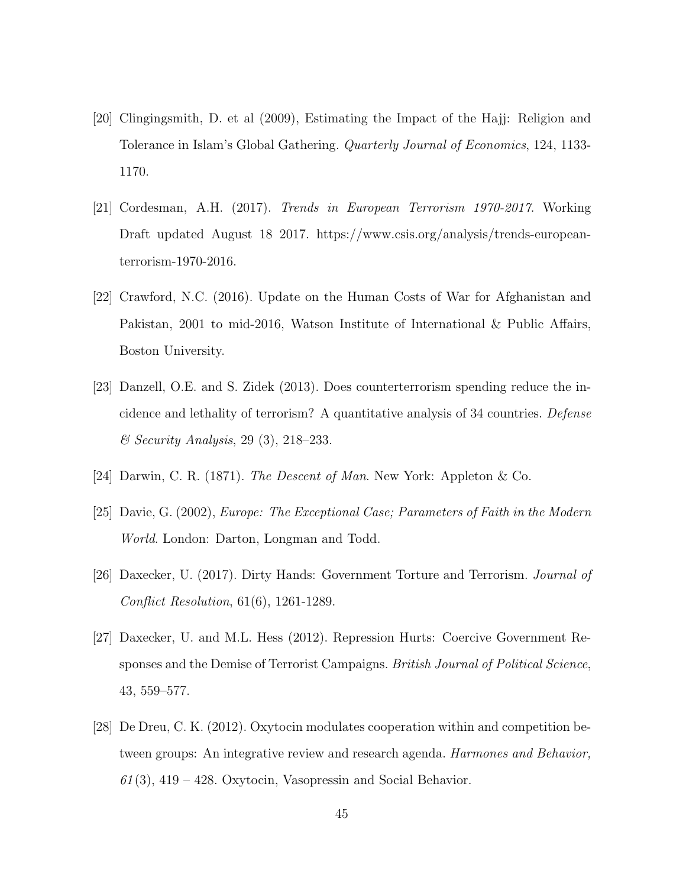[20] Clingingsmith, D. et al (2009), Estimating the Impact of the Hajj: Religion and Tolerance in Islam's Global Gathering. *Quarterly Journal of Economics*, 124, 1133-1170.

[21] Cordesman, A.H. (2017). *Trends in European Terrorism 1970-2017*. Working Draft updated August 18 2017. https://www.csis.org/analysis/trends-european-terrorism-1970-2016.

[22] Crawford, N.C. (2016). Update on the Human Costs of War for Afghanistan and Pakistan, 2001 to mid-2016, Watson Institute of International & Public Affairs, Boston University.

[23] Danzell, O.E. and S. Zidek (2013). Does counterterrorism spending reduce the incidence and lethality of terrorism? A quantitative analysis of 34 countries. *Defense & Security Analysis*, 29 (3), 218–233.

[24] Darwin, C. R. (1871). *The Descent of Man*. New York: Appleton & Co.

[25] Davie, G. (2002), *Europe: The Exceptional Case; Parameters of Faith in the Modern World*. London: Darton, Longman and Todd.

[26] Daxecker, U. (2017). Dirty Hands: Government Torture and Terrorism. *Journal of Conflict Resolution*, 61(6), 1261-1289.

[27] Daxecker, U. and M.L. Hess (2012). Repression Hurts: Coercive Government Responses and the Demise of Terrorist Campaigns. *British Journal of Political Science*, 43, 559–577.

[28] De Dreu, C. K. (2012). Oxytocin modulates cooperation within and competition between groups: An integrative review and research agenda. *Harmones and Behavior, 61*(3), 419 – 428. Oxytocin, Vasopressin and Social Behavior.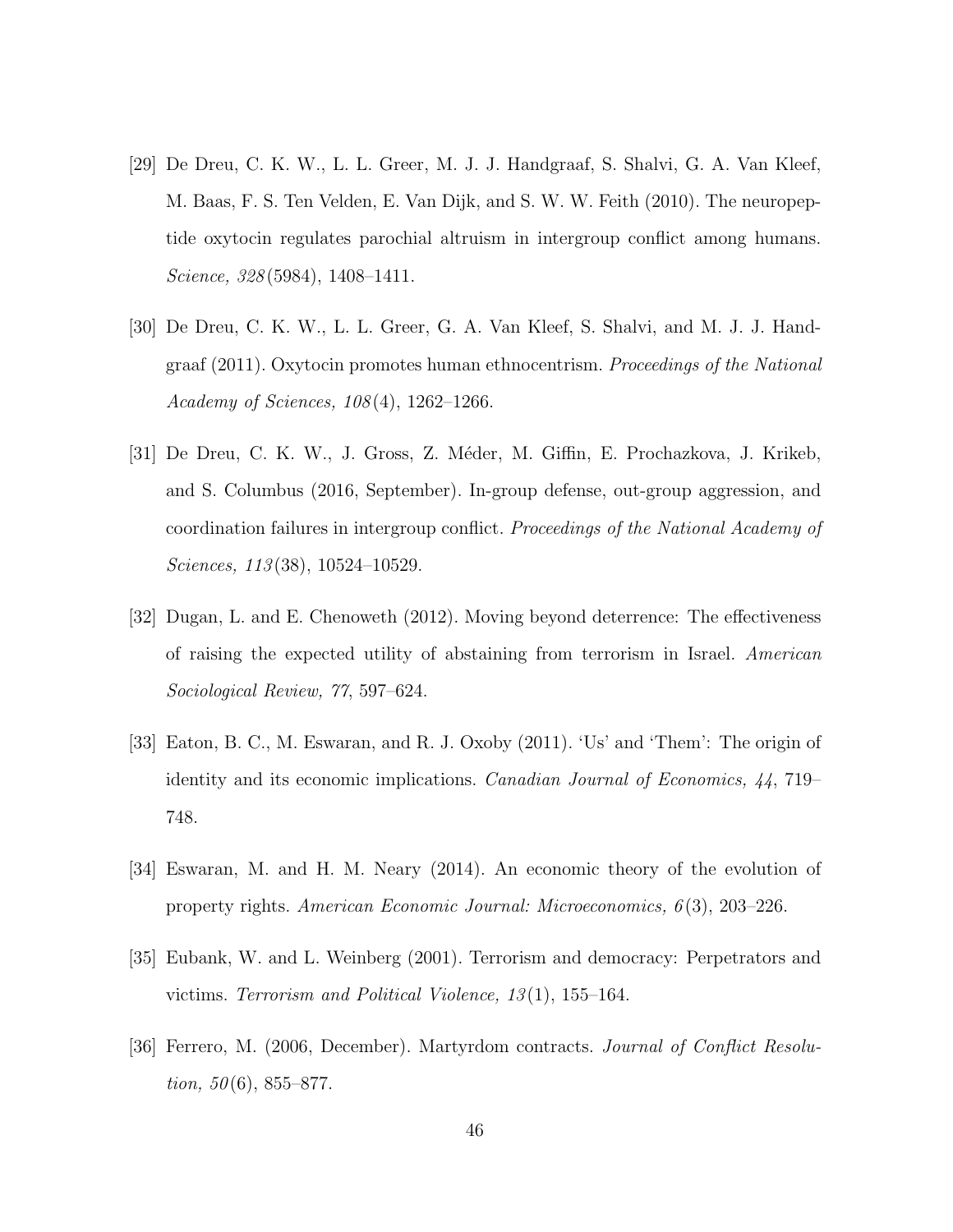[29] De Dreu, C. K. W., L. L. Greer, M. J. J. Handgraaf, S. Shalvi, G. A. Van Kleef, M. Baas, F. S. Ten Velden, E. Van Dijk, and S. W. W. Feith (2010). The neuropeptide oxytocin regulates parochial altruism in intergroup conflict among humans. *Science, 328*(5984), 1408–1411.

[30] De Dreu, C. K. W., L. L. Greer, G. A. Van Kleef, S. Shalvi, and M. J. J. Handgraaf (2011). Oxytocin promotes human ethnocentrism. *Proceedings of the National Academy of Sciences, 108*(4), 1262–1266.

[31] De Dreu, C. K. W., J. Gross, Z. Méder, M. Giffin, E. Prochazkova, J. Krikeb, and S. Columbus (2016, September). In-group defense, out-group aggression, and coordination failures in intergroup conflict. *Proceedings of the National Academy of Sciences, 113*(38), 10524–10529.

[32] Dugan, L. and E. Chenoweth (2012). Moving beyond deterrence: The effectiveness of raising the expected utility of abstaining from terrorism in Israel. *American Sociological Review, 77*, 597–624.

[33] Eaton, B. C., M. Eswaran, and R. J. Oxoby (2011). 'Us' and 'Them': The origin of identity and its economic implications. *Canadian Journal of Economics, 44*, 719–748.

[34] Eswaran, M. and H. M. Neary (2014). An economic theory of the evolution of property rights. *American Economic Journal: Microeconomics, 6*(3), 203–226.

[35] Eubank, W. and L. Weinberg (2001). Terrorism and democracy: Perpetrators and victims. *Terrorism and Political Violence, 13*(1), 155–164.

[36] Ferrero, M. (2006, December). Martyrdom contracts. *Journal of Conflict Resolution, 50*(6), 855–877.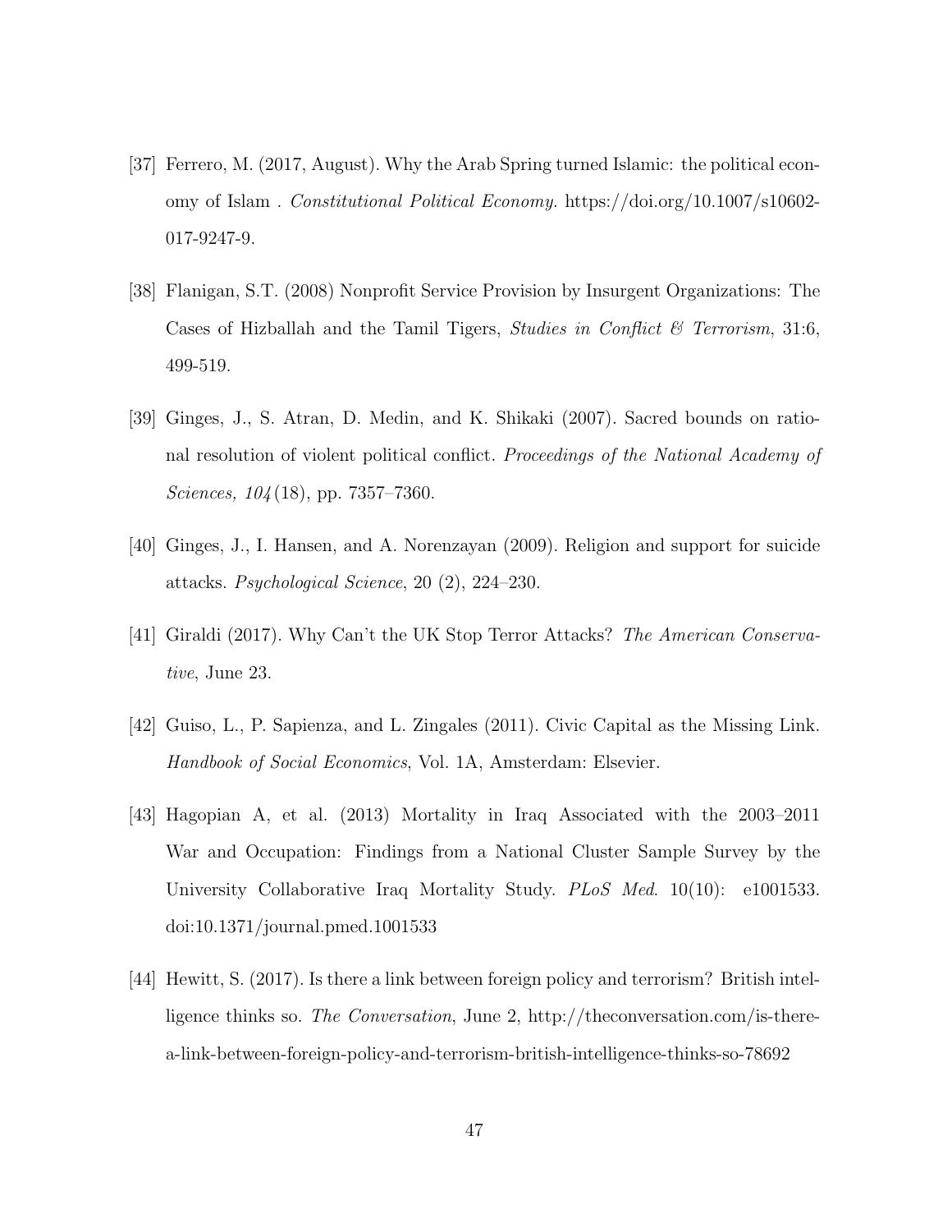[37] Ferrero, M. (2017, August). Why the Arab Spring turned Islamic: the political economy of Islam . *Constitutional Political Economy.* https://doi.org/10.1007/s10602-017-9247-9.

[38] Flanigan, S.T. (2008) Nonprofit Service Provision by Insurgent Organizations: The Cases of Hizballah and the Tamil Tigers, *Studies in Conflict & Terrorism*, 31:6, 499-519.

[39] Ginges, J., S. Atran, D. Medin, and K. Shikaki (2007). Sacred bounds on rational resolution of violent political conflict. *Proceedings of the National Academy of Sciences, 104*(18), pp. 7357–7360.

[40] Ginges, J., I. Hansen, and A. Norenzayan (2009). Religion and support for suicide attacks. *Psychological Science*, 20 (2), 224–230.

[41] Giraldi (2017). Why Can't the UK Stop Terror Attacks? *The American Conservative*, June 23.

[42] Guiso, L., P. Sapienza, and L. Zingales (2011). Civic Capital as the Missing Link. *Handbook of Social Economics*, Vol. 1A, Amsterdam: Elsevier.

[43] Hagopian A, et al. (2013) Mortality in Iraq Associated with the 2003–2011 War and Occupation: Findings from a National Cluster Sample Survey by the University Collaborative Iraq Mortality Study. *PLoS Med*. 10(10): e1001533. doi:10.1371/journal.pmed.1001533

[44] Hewitt, S. (2017). Is there a link between foreign policy and terrorism? British intelligence thinks so. *The Conversation*, June 2, http://theconversation.com/is-there-a-link-between-foreign-policy-and-terrorism-british-intelligence-thinks-so-78692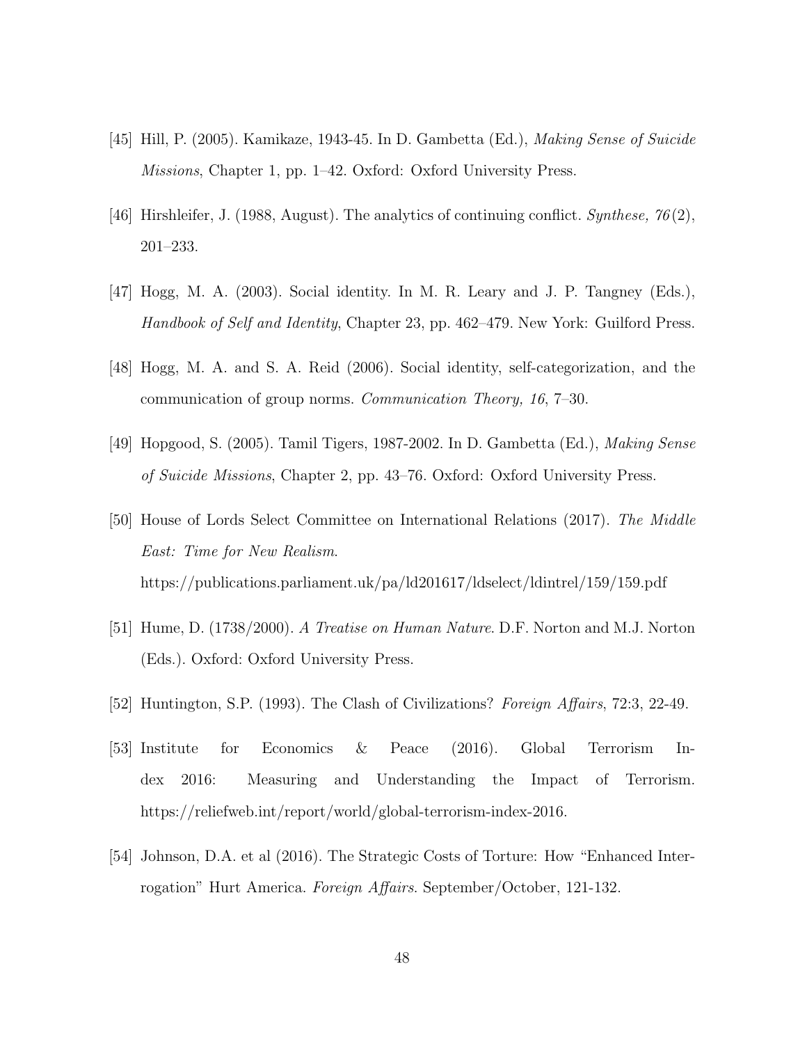[45] Hill, P. (2005). Kamikaze, 1943-45. In D. Gambetta (Ed.), *Making Sense of Suicide Missions*, Chapter 1, pp. 1–42. Oxford: Oxford University Press.

[46] Hirshleifer, J. (1988, August). The analytics of continuing conflict. *Synthese, 76*(2), 201–233.

[47] Hogg, M. A. (2003). Social identity. In M. R. Leary and J. P. Tangney (Eds.), *Handbook of Self and Identity*, Chapter 23, pp. 462–479. New York: Guilford Press.

[48] Hogg, M. A. and S. A. Reid (2006). Social identity, self-categorization, and the communication of group norms. *Communication Theory, 16*, 7–30.

[49] Hopgood, S. (2005). Tamil Tigers, 1987-2002. In D. Gambetta (Ed.), *Making Sense of Suicide Missions*, Chapter 2, pp. 43–76. Oxford: Oxford University Press.

[50] House of Lords Select Committee on International Relations (2017). *The Middle East: Time for New Realism*. https://publications.parliament.uk/pa/ld201617/ldselect/ldintrel/159/159.pdf

[51] Hume, D. (1738/2000). *A Treatise on Human Nature*. D.F. Norton and M.J. Norton (Eds.). Oxford: Oxford University Press.

[52] Huntington, S.P. (1993). The Clash of Civilizations? *Foreign Affairs*, 72:3, 22-49.

[53] Institute for Economics & Peace (2016). Global Terrorism Index 2016: Measuring and Understanding the Impact of Terrorism. https://reliefweb.int/report/world/global-terrorism-index-2016.

[54] Johnson, D.A. et al (2016). The Strategic Costs of Torture: How "Enhanced Interrogation" Hurt America. *Foreign Affairs*. September/October, 121-132.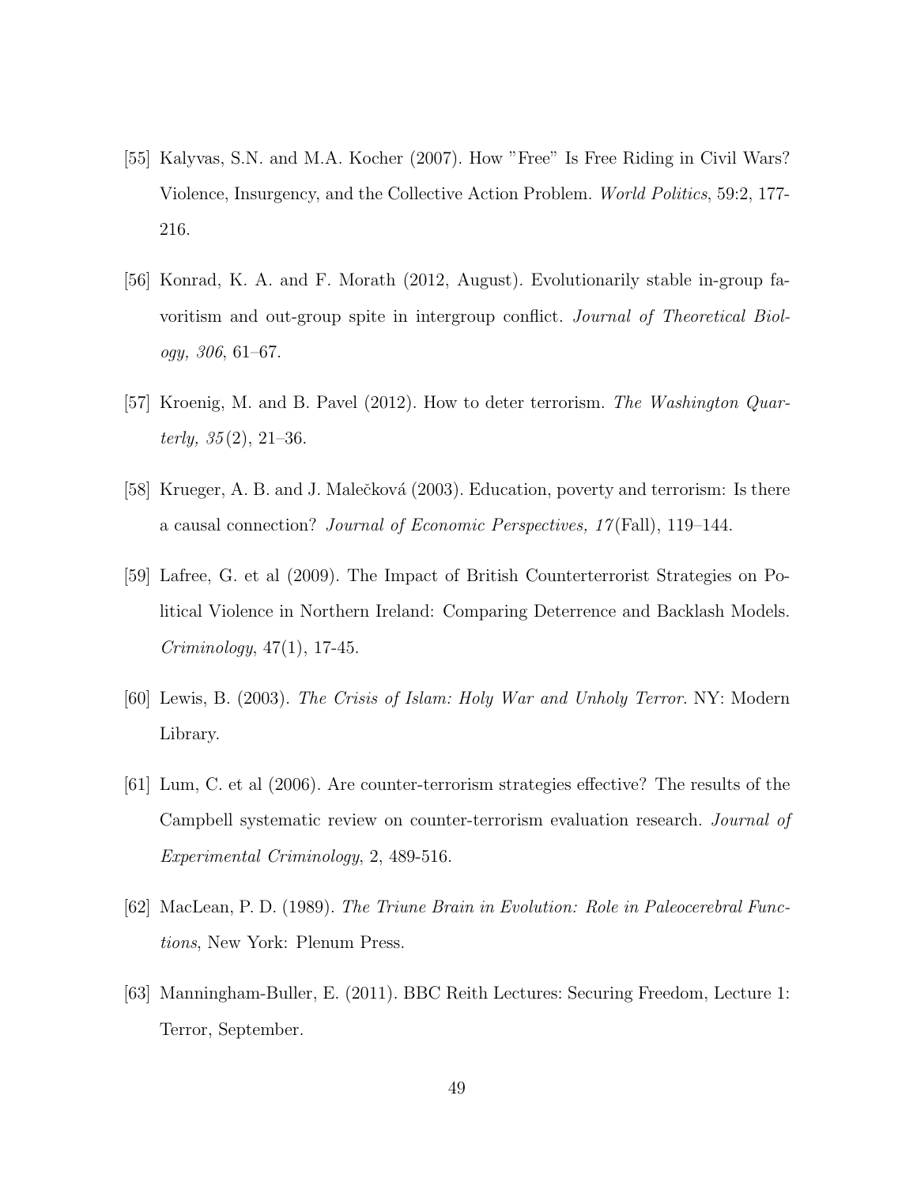[55] Kalyvas, S.N. and M.A. Kocher (2007). How "Free" Is Free Riding in Civil Wars? Violence, Insurgency, and the Collective Action Problem. *World Politics*, 59:2, 177-216.

[56] Konrad, K. A. and F. Morath (2012, August). Evolutionarily stable in-group favoritism and out-group spite in intergroup conflict. *Journal of Theoretical Biology, 306*, 61–67.

[57] Kroenig, M. and B. Pavel (2012). How to deter terrorism. *The Washington Quarterly, 35*(2), 21–36.

[58] Krueger, A. B. and J. Malečková (2003). Education, poverty and terrorism: Is there a causal connection? *Journal of Economic Perspectives, 17*(Fall), 119–144.

[59] Lafree, G. et al (2009). The Impact of British Counterterrorist Strategies on Political Violence in Northern Ireland: Comparing Deterrence and Backlash Models. *Criminology*, 47(1), 17-45.

[60] Lewis, B. (2003). *The Crisis of Islam: Holy War and Unholy Terror*. NY: Modern Library.

[61] Lum, C. et al (2006). Are counter-terrorism strategies effective? The results of the Campbell systematic review on counter-terrorism evaluation research. *Journal of Experimental Criminology*, 2, 489-516.

[62] MacLean, P. D. (1989). *The Triune Brain in Evolution: Role in Paleocerebral Functions*, New York: Plenum Press.

[63] Manningham-Buller, E. (2011). BBC Reith Lectures: Securing Freedom, Lecture 1: Terror, September.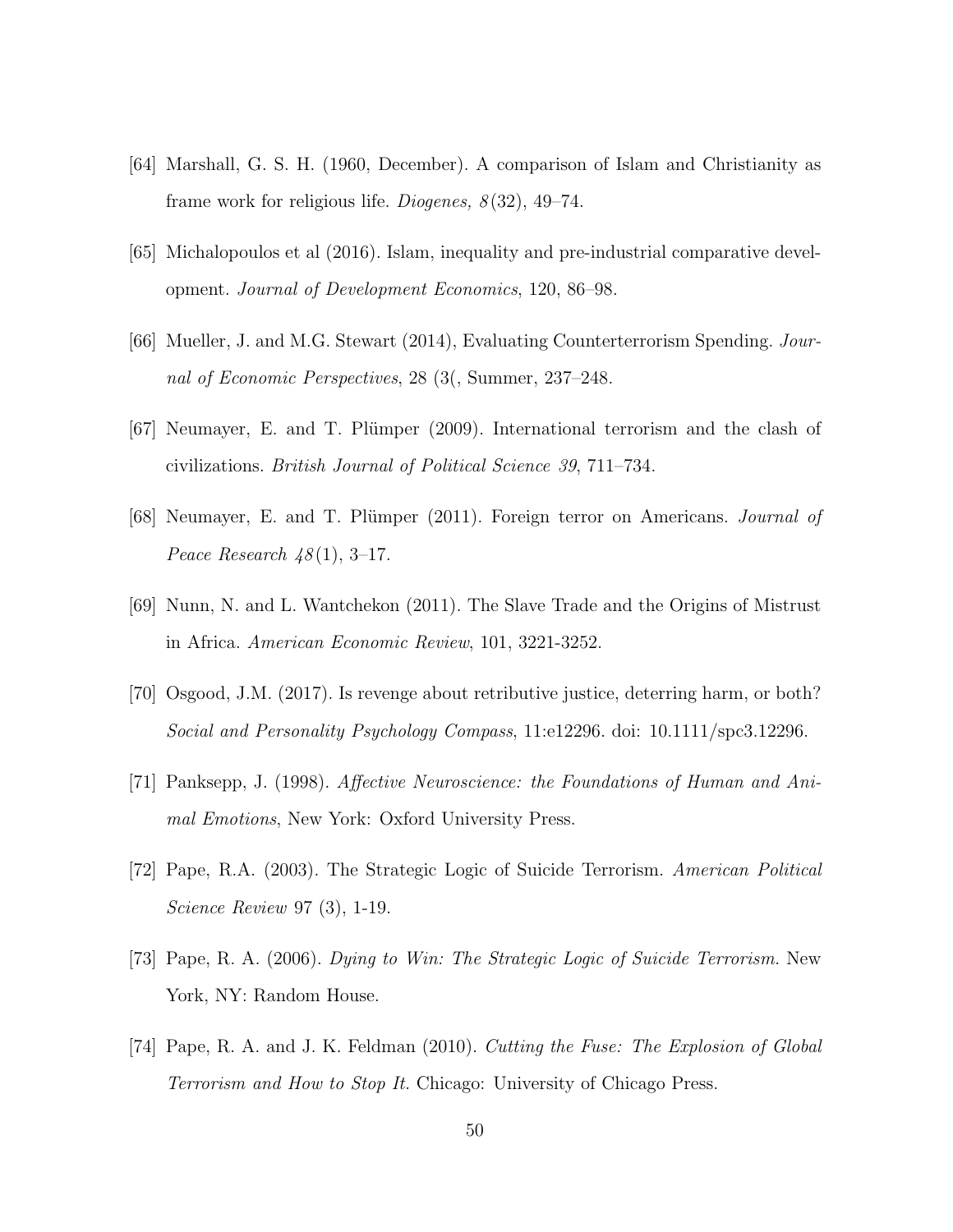[64] Marshall, G. S. H. (1960, December). A comparison of Islam and Christianity as frame work for religious life. *Diogenes, 8*(32), 49–74.

[65] Michalopoulos et al (2016). Islam, inequality and pre-industrial comparative development. *Journal of Development Economics*, 120, 86–98.

[66] Mueller, J. and M.G. Stewart (2014), Evaluating Counterterrorism Spending. *Journal of Economic Perspectives*, 28 (3(, Summer, 237–248.

[67] Neumayer, E. and T. Plümper (2009). International terrorism and the clash of civilizations. *British Journal of Political Science 39*, 711–734.

[68] Neumayer, E. and T. Plümper (2011). Foreign terror on Americans. *Journal of Peace Research 48*(1), 3–17.

[69] Nunn, N. and L. Wantchekon (2011). The Slave Trade and the Origins of Mistrust in Africa. *American Economic Review*, 101, 3221-3252.

[70] Osgood, J.M. (2017). Is revenge about retributive justice, deterring harm, or both? *Social and Personality Psychology Compass*, 11:e12296. doi: 10.1111/spc3.12296.

[71] Panksepp, J. (1998). *Affective Neuroscience: the Foundations of Human and Animal Emotions*, New York: Oxford University Press.

[72] Pape, R.A. (2003). The Strategic Logic of Suicide Terrorism. *American Political Science Review* 97 (3), 1-19.

[73] Pape, R. A. (2006). *Dying to Win: The Strategic Logic of Suicide Terrorism.* New York, NY: Random House.

[74] Pape, R. A. and J. K. Feldman (2010). *Cutting the Fuse: The Explosion of Global Terrorism and How to Stop It.* Chicago: University of Chicago Press.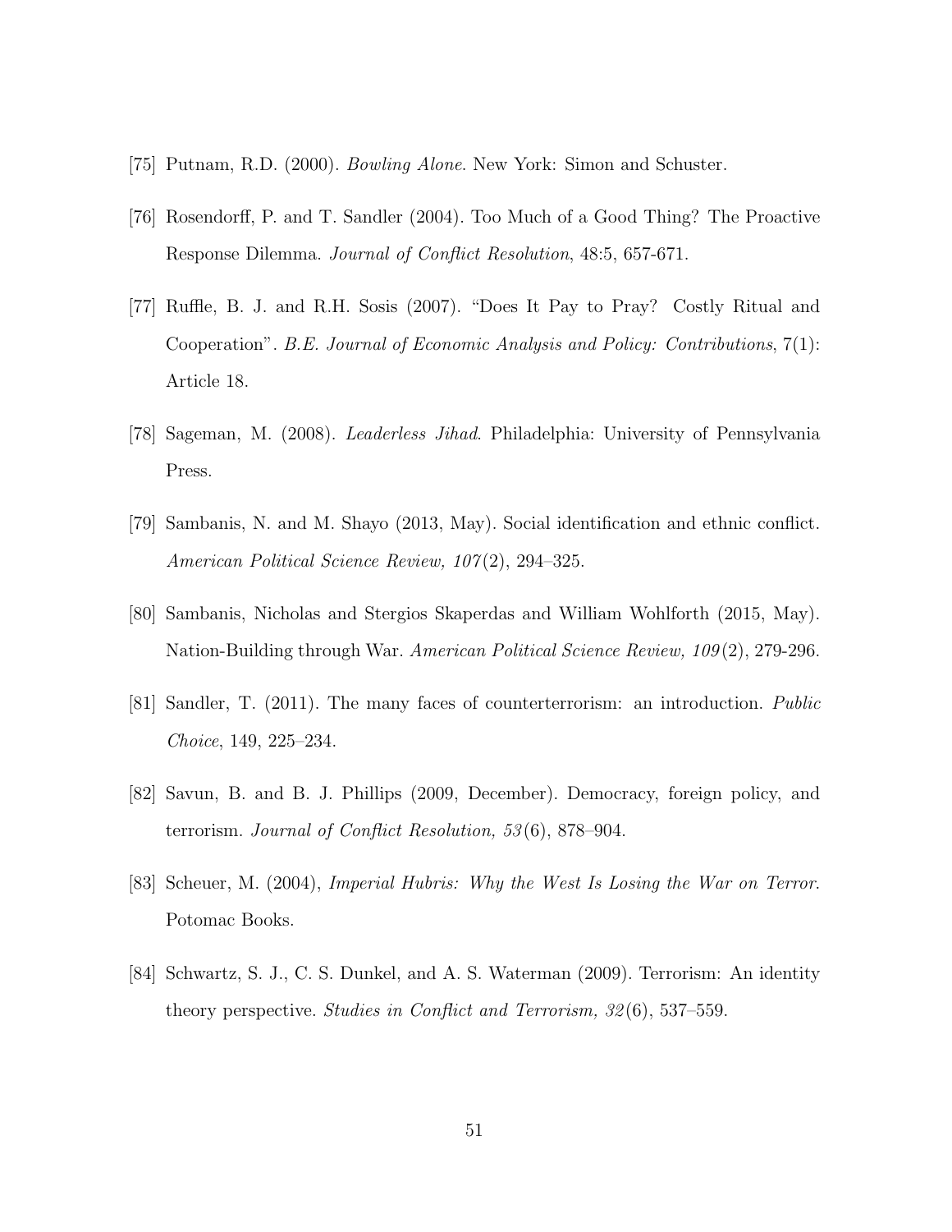[75] Putnam, R.D. (2000). *Bowling Alone*. New York: Simon and Schuster.

[76] Rosendorff, P. and T. Sandler (2004). Too Much of a Good Thing? The Proactive Response Dilemma. *Journal of Conflict Resolution*, 48:5, 657-671.

[77] Ruffle, B. J. and R.H. Sosis (2007). "Does It Pay to Pray? Costly Ritual and Cooperation". *B.E. Journal of Economic Analysis and Policy: Contributions*, 7(1): Article 18.

[78] Sageman, M. (2008). *Leaderless Jihad*. Philadelphia: University of Pennsylvania Press.

[79] Sambanis, N. and M. Shayo (2013, May). Social identification and ethnic conflict. *American Political Science Review, 107*(2), 294–325.

[80] Sambanis, Nicholas and Stergios Skaperdas and William Wohlforth (2015, May). Nation-Building through War. *American Political Science Review, 109*(2), 279-296.

[81] Sandler, T. (2011). The many faces of counterterrorism: an introduction. *Public Choice*, 149, 225–234.

[82] Savun, B. and B. J. Phillips (2009, December). Democracy, foreign policy, and terrorism. *Journal of Conflict Resolution, 53*(6), 878–904.

[83] Scheuer, M. (2004), *Imperial Hubris: Why the West Is Losing the War on Terror*. Potomac Books.

[84] Schwartz, S. J., C. S. Dunkel, and A. S. Waterman (2009). Terrorism: An identity theory perspective. *Studies in Conflict and Terrorism, 32*(6), 537–559.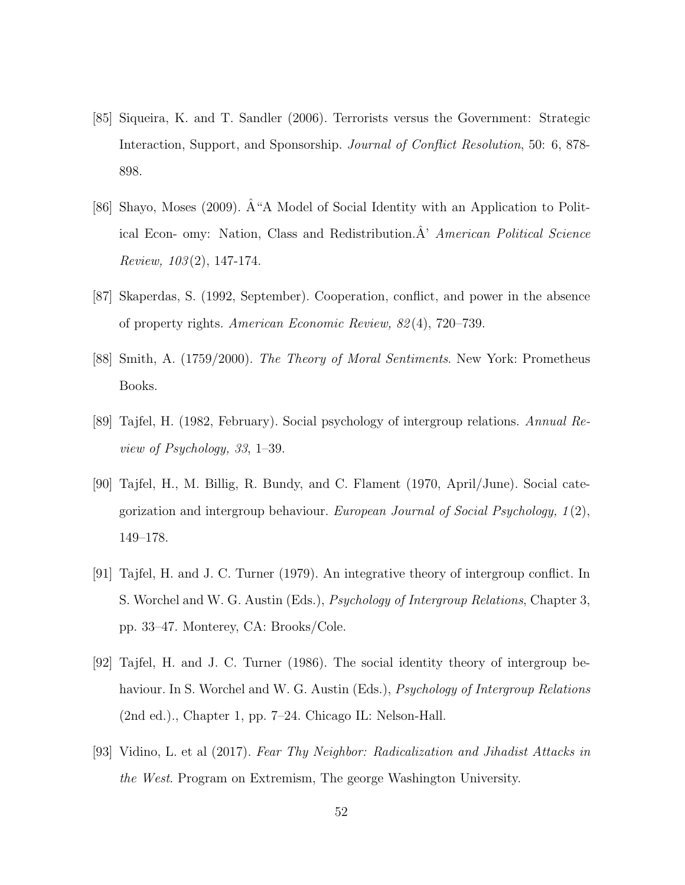[85] Siqueira, K. and T. Sandler (2006). Terrorists versus the Government: Strategic Interaction, Support, and Sponsorship. *Journal of Conflict Resolution*, 50: 6, 878-898.

[86] Shayo, Moses (2009). Â"A Model of Social Identity with an Application to Political Econ- omy: Nation, Class and Redistribution.Â' *American Political Science Review, 103*(2), 147-174.

[87] Skaperdas, S. (1992, September). Cooperation, conflict, and power in the absence of property rights. *American Economic Review, 82*(4), 720–739.

[88] Smith, A. (1759/2000). *The Theory of Moral Sentiments*. New York: Prometheus Books.

[89] Tajfel, H. (1982, February). Social psychology of intergroup relations. *Annual Review of Psychology, 33*, 1–39.

[90] Tajfel, H., M. Billig, R. Bundy, and C. Flament (1970, April/June). Social categorization and intergroup behaviour. *European Journal of Social Psychology, 1*(2), 149–178.

[91] Tajfel, H. and J. C. Turner (1979). An integrative theory of intergroup conflict. In S. Worchel and W. G. Austin (Eds.), *Psychology of Intergroup Relations*, Chapter 3, pp. 33–47. Monterey, CA: Brooks/Cole.

[92] Tajfel, H. and J. C. Turner (1986). The social identity theory of intergroup behaviour. In S. Worchel and W. G. Austin (Eds.), *Psychology of Intergroup Relations* (2nd ed.)., Chapter 1, pp. 7–24. Chicago IL: Nelson-Hall.

[93] Vidino, L. et al (2017). *Fear Thy Neighbor: Radicalization and Jihadist Attacks in the West*. Program on Extremism, The george Washington University.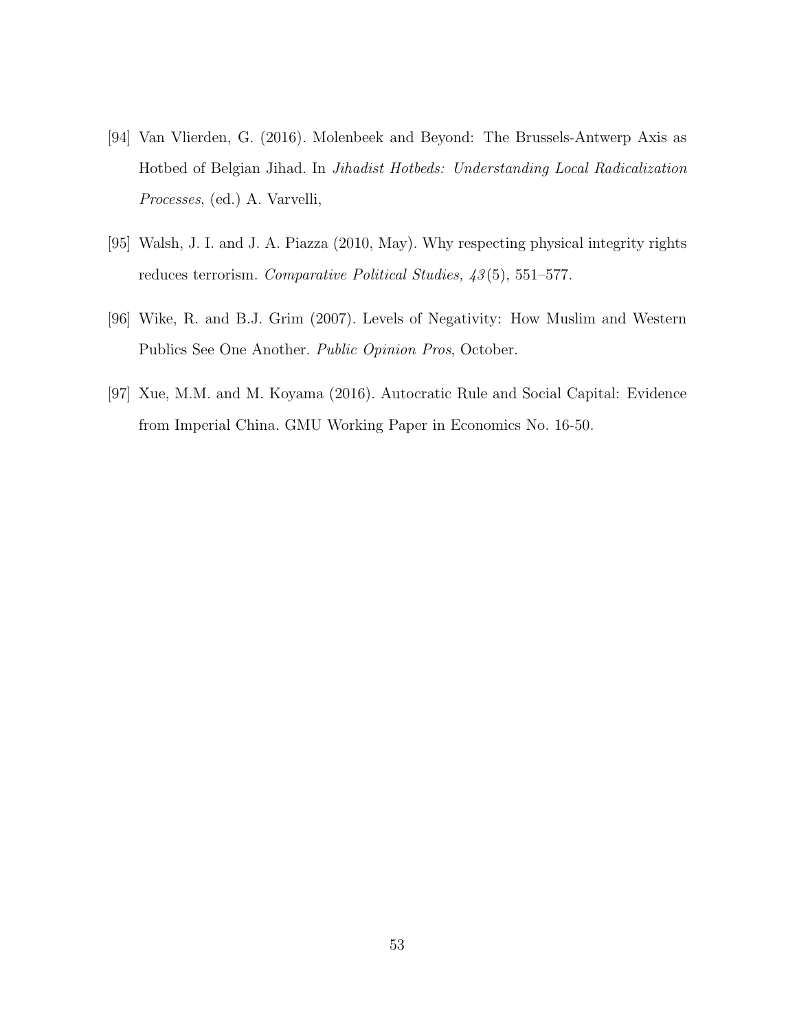[94] Van Vlierden, G. (2016). Molenbeek and Beyond: The Brussels-Antwerp Axis as Hotbed of Belgian Jihad. In *Jihadist Hotbeds: Understanding Local Radicalization Processes*, (ed.) A. Varvelli,

[95] Walsh, J. I. and J. A. Piazza (2010, May). Why respecting physical integrity rights reduces terrorism. *Comparative Political Studies, 43*(5), 551–577.

[96] Wike, R. and B.J. Grim (2007). Levels of Negativity: How Muslim and Western Publics See One Another. *Public Opinion Pros*, October.

[97] Xue, M.M. and M. Koyama (2016). Autocratic Rule and Social Capital: Evidence from Imperial China. GMU Working Paper in Economics No. 16-50.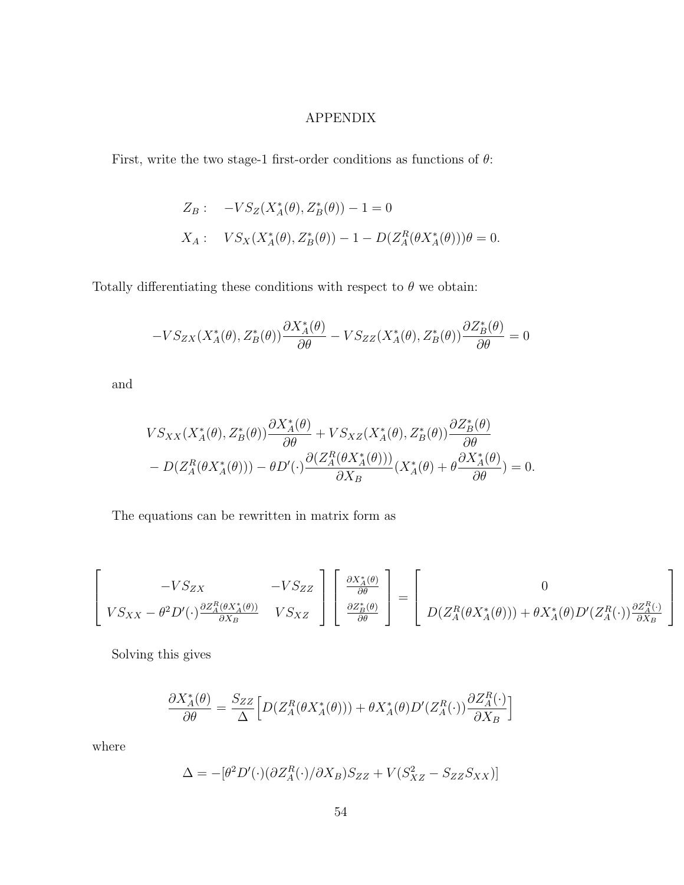# APPENDIX

First, write the two stage-1 first-order conditions as functions of $\theta$:

$$
\begin{aligned}
Z_B: &\quad -VS_Z(X_A^*(\theta), Z_B^*(\theta)) - 1 = 0 \\
X_A: &\quad VS_X(X_A^*(\theta), Z_B^*(\theta)) - 1 - D(Z_A^R(\theta X_A^*(\theta)))\theta = 0.
\end{aligned}
$$

Totally differentiating these conditions with respect to $\theta$ we obtain:

$$
-VS_{ZX}(X_A^*(\theta), Z_B^*(\theta))\frac{\partial X_A^*(\theta)}{\partial \theta} - VS_{ZZ}(X_A^*(\theta), Z_B^*(\theta))\frac{\partial Z_B^*(\theta)}{\partial \theta} = 0
$$

and

$$
\begin{aligned}
&VS_{XX}(X_A^*(\theta), Z_B^*(\theta))\frac{\partial X_A^*(\theta)}{\partial \theta} + VS_{XZ}(X_A^*(\theta), Z_B^*(\theta))\frac{\partial Z_B^*(\theta)}{\partial \theta} \\
&- D(Z_A^R(\theta X_A^*(\theta))) - \theta D'(\cdot)\frac{\partial (Z_A^R(\theta X_A^*(\theta)))}{\partial X_B}(X_A^*(\theta) + \theta \frac{\partial X_A^*(\theta)}{\partial \theta}) = 0.
\end{aligned}
$$

The equations can be rewritten in matrix form as

$$
\begin{bmatrix} -VS_{ZX} & -VS_{ZZ} \\ VS_{XX} - \theta^2 D'(\cdot)\frac{\partial Z_A^R(\theta X_A^*(\theta))}{\partial X_B} & VS_{XZ} \end{bmatrix}
\begin{bmatrix} \frac{\partial X_A^*(\theta)}{\partial \theta} \\ \frac{\partial Z_B^*(\theta)}{\partial \theta} \end{bmatrix}
=
\begin{bmatrix} 0 \\ D(Z_A^R(\theta X_A^*(\theta))) + \theta X_A^*(\theta) D'(Z_A^R(\cdot))\frac{\partial Z_A^R(\cdot)}{\partial X_B} \end{bmatrix}
$$

Solving this gives

$$
\frac{\partial X_A^*(\theta)}{\partial \theta} = \frac{S_{ZZ}}{\Delta}\Big[D(Z_A^R(\theta X_A^*(\theta))) + \theta X_A^*(\theta) D'(Z_A^R(\cdot))\frac{\partial Z_A^R(\cdot)}{\partial X_B}\Big]
$$

where

$$
\Delta = -[\theta^2 D'(\cdot)(\partial Z_A^R(\cdot)/\partial X_B)S_{ZZ} + V(S_{XZ}^2 - S_{ZZ}S_{XX})]
$$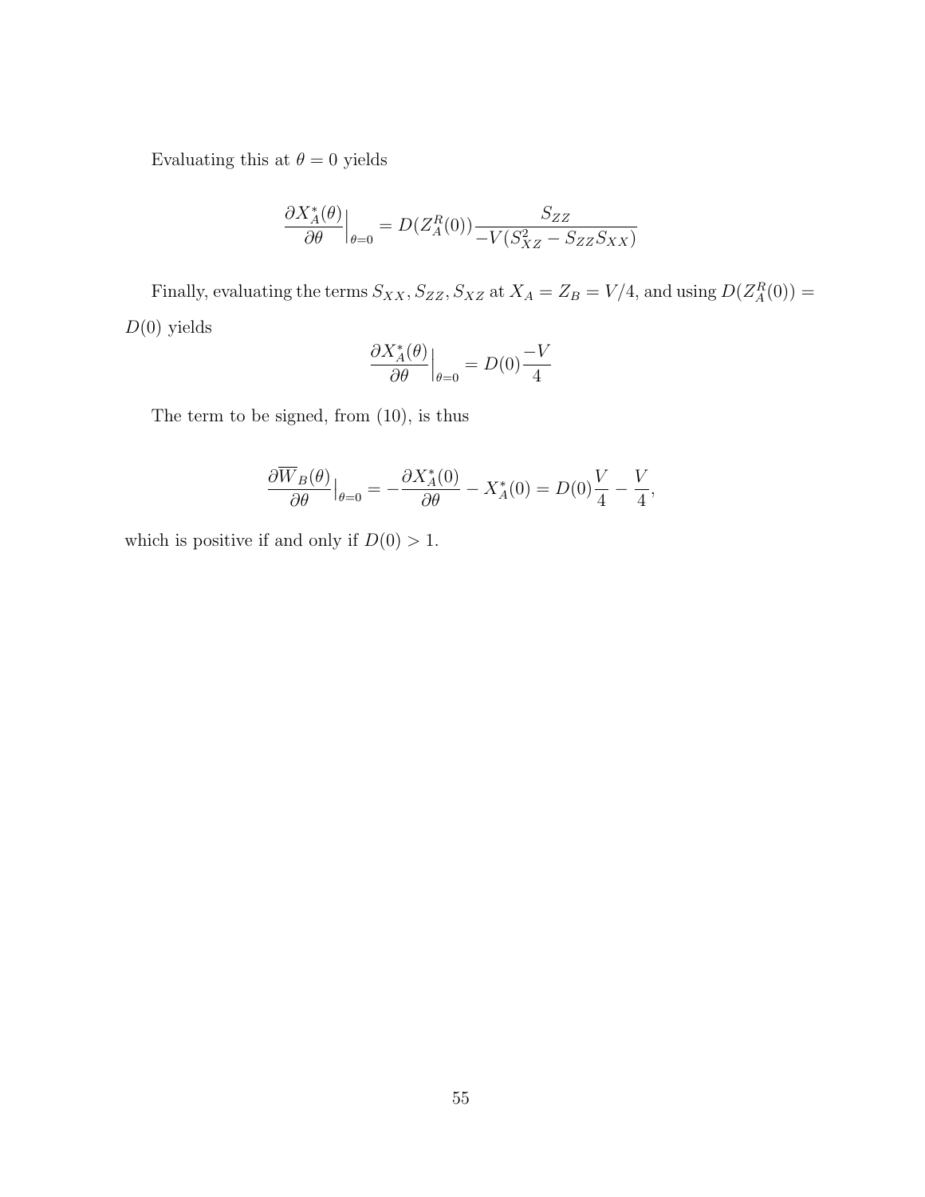Evaluating this at $\theta = 0$ yields

$$\frac{\partial X_A^*(\theta)}{\partial \theta}\Big|_{\theta=0} = D(Z_A^R(0)) \frac{S_{ZZ}}{-V(S_{XZ}^2 - S_{ZZ}S_{XX})}$$

Finally, evaluating the terms $S_{XX}, S_{ZZ}, S_{XZ}$ at $X_A = Z_B = V/4$, and using $D(Z_A^R(0)) = D(0)$ yields

$$\frac{\partial X_A^*(\theta)}{\partial \theta}\Big|_{\theta=0} = D(0)\frac{-V}{4}$$

The term to be signed, from (10), is thus

$$\frac{\partial \overline{W}_B(\theta)}{\partial \theta}\Big|_{\theta=0} = -\frac{\partial X_A^*(0)}{\partial \theta} - X_A^*(0) = D(0)\frac{V}{4} - \frac{V}{4},$$

which is positive if and only if $D(0) > 1$.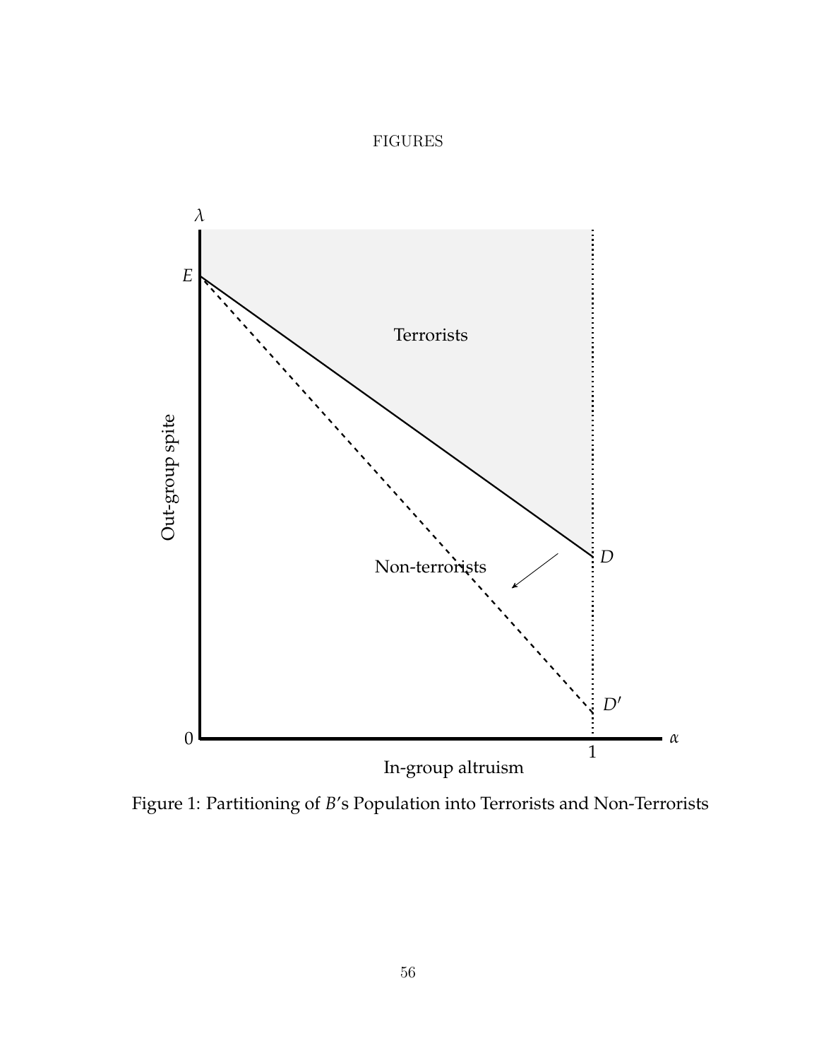FIGURES

Figure 1: Partitioning of $B$'s Population into Terrorists and Non-Terrorists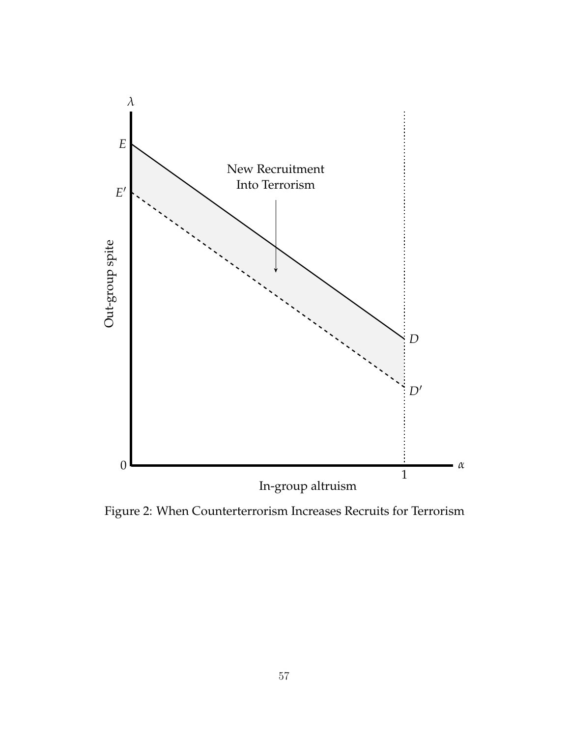Figure 2: When Counterterrorism Increases Recruits for Terrorism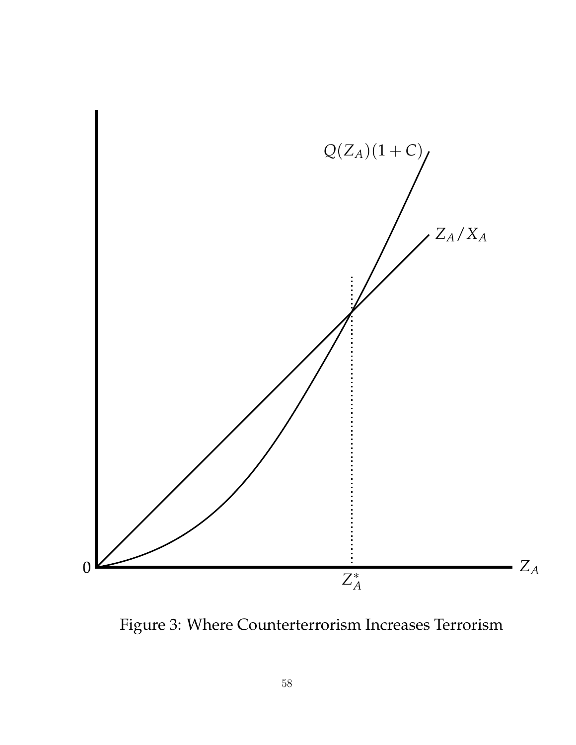$Q(Z_A)(1+C)$

$Z_A/X_A$

0

$Z_A^*$

$Z_A$

Figure 3: Where Counterterrorism Increases Terrorism